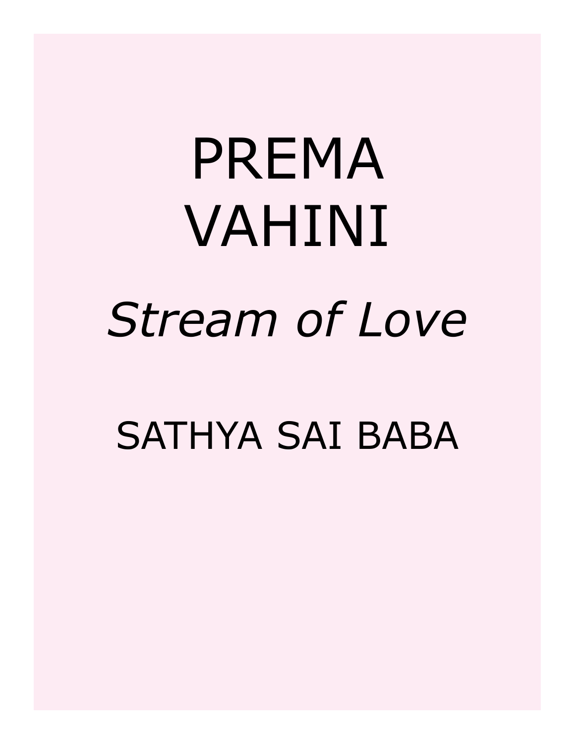# PREMA VAHINI

*Stream of Love*

SATHYA SAI BABA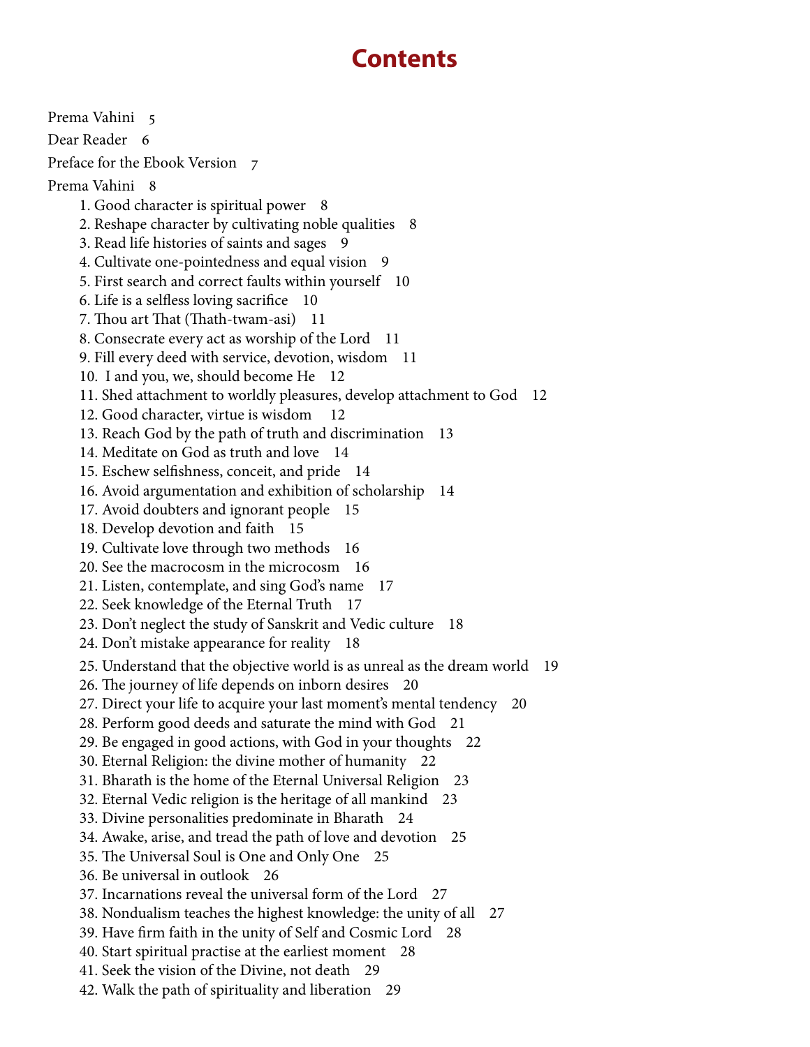# Contents

Prema Vahini 5

Dear Reader 6

Preface for the Ebook Version 7

Prema Vahini 8

- 1. Good character is spiritual power 8
- 2. Reshape character by cultivating noble qualities 8
- 3. Read life histories of saints and sages 9
- 4. Cultivate one-pointedness and equal vision 9
- 5. First search and correct faults within yourself 10
- 6. Life is a selfless loving sacrifice 10
- 7. Thou art That (Thath-twam-asi) 11
- 8. Consecrate every act as worship of the Lord 11
- 9. Fill every deed with service, devotion, wisdom 11
- 10. I and you, we, should become He 12
- 11. Shed attachment to worldly pleasures, develop attachment to God 12
- 12. Good character, virtue is wisdom 12
- 13. Reach God by the path of truth and discrimination 13
- 14. Meditate on God as truth and love 14
- 15. Eschew selfishness, conceit, and pride 14
- 16. Avoid argumentation and exhibition of scholarship 14
- 17. Avoid doubters and ignorant people 15
- 18. Develop devotion and faith 15
- 19. Cultivate love through two methods 16
- 20. See the macrocosm in the microcosm 16
- 21. Listen, contemplate, and sing God's name 17
- 22. Seek knowledge of the Eternal Truth 17
- 23. Don't neglect the study of Sanskrit and Vedic culture 18
- 24. Don't mistake appearance for reality 18
- 25. Understand that the objective world is as unreal as the dream world 19
- 26. The journey of life depends on inborn desires 20
- 27. Direct your life to acquire your last moment's mental tendency 20
- 28. Perform good deeds and saturate the mind with God 21
- 29. Be engaged in good actions, with God in your thoughts 22
- 30. Eternal Religion: the divine mother of humanity 22
- 31. Bharath is the home of the Eternal Universal Religion 23
- 32. Eternal Vedic religion is the heritage of all mankind 23
- 33. Divine personalities predominate in Bharath 24
- 34. Awake, arise, and tread the path of love and devotion 25
- 35. The Universal Soul is One and Only One 25
- 36. Be universal in outlook 26
- 37. Incarnations reveal the universal form of the Lord 27
- 38. Nondualism teaches the highest knowledge: the unity of all 27
- 39. Have firm faith in the unity of Self and Cosmic Lord 28
- 40. Start spiritual practise at the earliest moment 28
- 41. Seek the vision of the Divine, not death 29
- 42. Walk the path of spirituality and liberation 29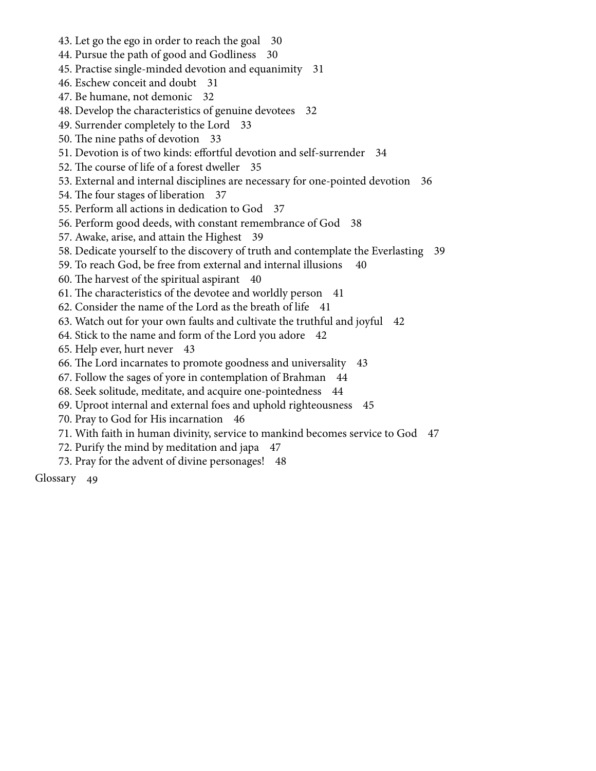43. Let go the ego in order to reach the goal 30
44. Pursue the path of good and Godliness 30
45. Practise single-minded devotion and equanimity 31
46. Eschew conceit and doubt 31
47. Be humane, not demonic 32
48. Develop the characteristics of genuine devotees 32
49. Surrender completely to the Lord 33
50. The nine paths of devotion 33
51. Devotion is of two kinds: effortful devotion and self-surrender 34
52. The course of life of a forest dweller 35
53. External and internal disciplines are necessary for one-pointed devotion 36
54. The four stages of liberation 37
55. Perform all actions in dedication to God 37
56. Perform good deeds, with constant remembrance of God 38
57. Awake, arise, and attain the Highest 39
58. Dedicate yourself to the discovery of truth and contemplate the Everlasting 39
59. To reach God, be free from external and internal illusions 40
60. The harvest of the spiritual aspirant 40
61. The characteristics of the devotee and worldly person 41
62. Consider the name of the Lord as the breath of life 41
63. Watch out for your own faults and cultivate the truthful and joyful 42
64. Stick to the name and form of the Lord you adore 42
65. Help ever, hurt never 43
66. The Lord incarnates to promote goodness and universality 43
67. Follow the sages of yore in contemplation of Brahman 44
68. Seek solitude, meditate, and acquire one-pointedness 44
69. Uproot internal and external foes and uphold righteousness 45
70. Pray to God for His incarnation 46
71. With faith in human divinity, service to mankind becomes service to God 47
72. Purify the mind by meditation and japa 47
73. Pray for the advent of divine personages! 48

Glossary 49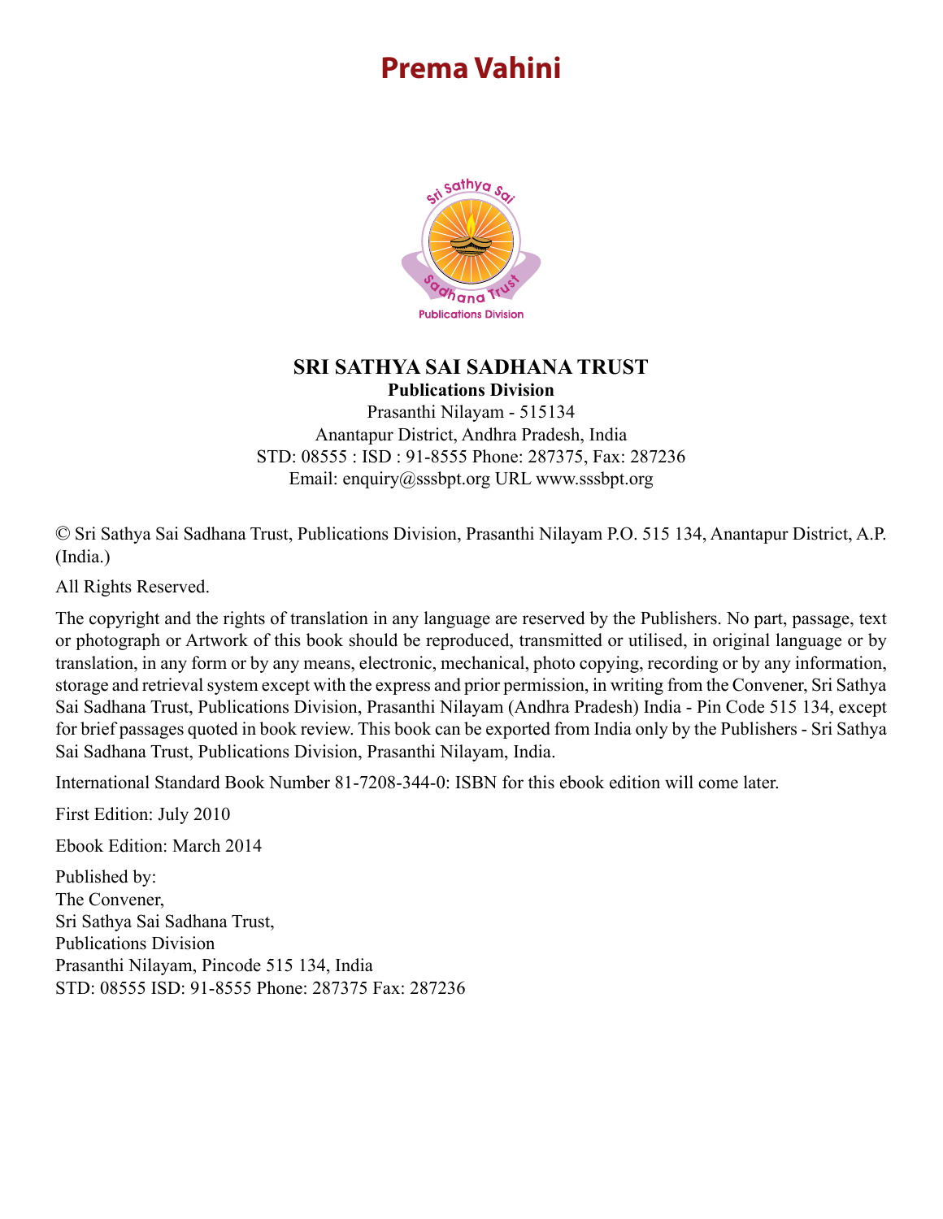# Prema Vahini

**SRI SATHYA SAI SADHANA TRUST**
**Publications Division**
Prasanthi Nilayam - 515134
Anantapur District, Andhra Pradesh, India
STD: 08555 : ISD : 91-8555 Phone: 287375, Fax: 287236
Email: enquiry@sssbpt.org URL www.sssbpt.org

© Sri Sathya Sai Sadhana Trust, Publications Division, Prasanthi Nilayam P.O. 515 134, Anantapur District, A.P. (India.)

All Rights Reserved.

The copyright and the rights of translation in any language are reserved by the Publishers. No part, passage, text or photograph or Artwork of this book should be reproduced, transmitted or utilised, in original language or by translation, in any form or by any means, electronic, mechanical, photo copying, recording or by any information, storage and retrieval system except with the express and prior permission, in writing from the Convener, Sri Sathya Sai Sadhana Trust, Publications Division, Prasanthi Nilayam (Andhra Pradesh) India - Pin Code 515 134, except for brief passages quoted in book review. This book can be exported from India only by the Publishers - Sri Sathya Sai Sadhana Trust, Publications Division, Prasanthi Nilayam, India.

International Standard Book Number 81-7208-344-0: ISBN for this ebook edition will come later.

First Edition: July 2010

Ebook Edition: March 2014

Published by:
The Convener,
Sri Sathya Sai Sadhana Trust,
Publications Division
Prasanthi Nilayam, Pincode 515 134, India
STD: 08555 ISD: 91-8555 Phone: 287375 Fax: 287236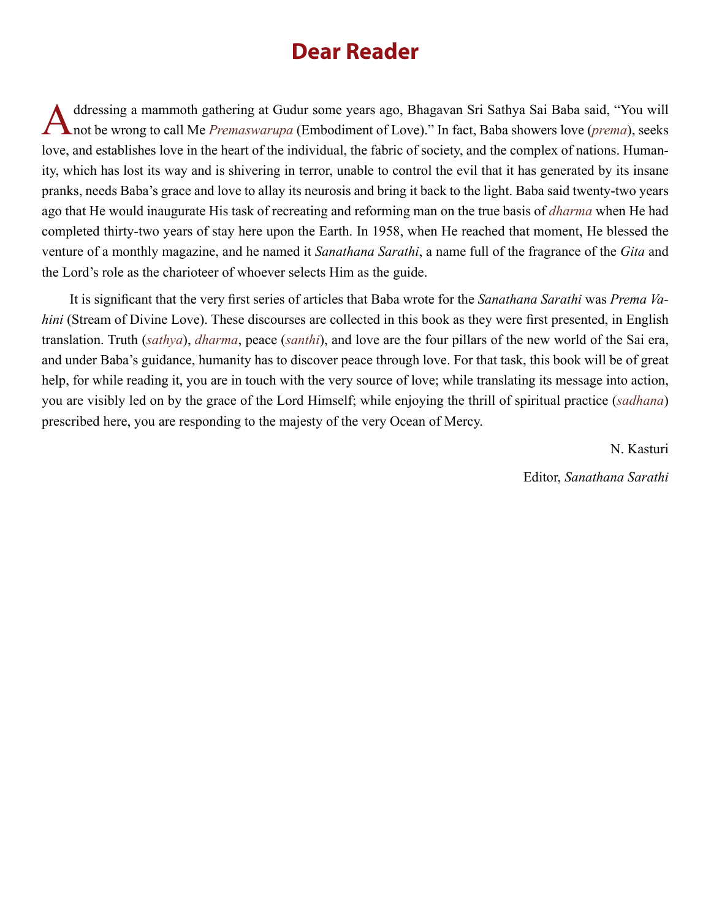# Dear Reader

Addressing a mammoth gathering at Gudur some years ago, Bhagavan Sri Sathya Sai Baba said, "You will not be wrong to call Me *Premaswarupa* (Embodiment of Love)." In fact, Baba showers love (*prema*), seeks love, and establishes love in the heart of the individual, the fabric of society, and the complex of nations. Humanity, which has lost its way and is shivering in terror, unable to control the evil that it has generated by its insane pranks, needs Baba's grace and love to allay its neurosis and bring it back to the light. Baba said twenty-two years ago that He would inaugurate His task of recreating and reforming man on the true basis of *dharma* when He had completed thirty-two years of stay here upon the Earth. In 1958, when He reached that moment, He blessed the venture of a monthly magazine, and he named it *Sanathana Sarathi*, a name full of the fragrance of the *Gita* and the Lord's role as the charioteer of whoever selects Him as the guide.

It is significant that the very first series of articles that Baba wrote for the *Sanathana Sarathi* was *Prema Vahini* (Stream of Divine Love). These discourses are collected in this book as they were first presented, in English translation. Truth (*sathya*), *dharma*, peace (*santhi*), and love are the four pillars of the new world of the Sai era, and under Baba's guidance, humanity has to discover peace through love. For that task, this book will be of great help, for while reading it, you are in touch with the very source of love; while translating its message into action, you are visibly led on by the grace of the Lord Himself; while enjoying the thrill of spiritual practice (*sadhana*) prescribed here, you are responding to the majesty of the very Ocean of Mercy.

N. Kasturi

Editor, *Sanathana Sarathi*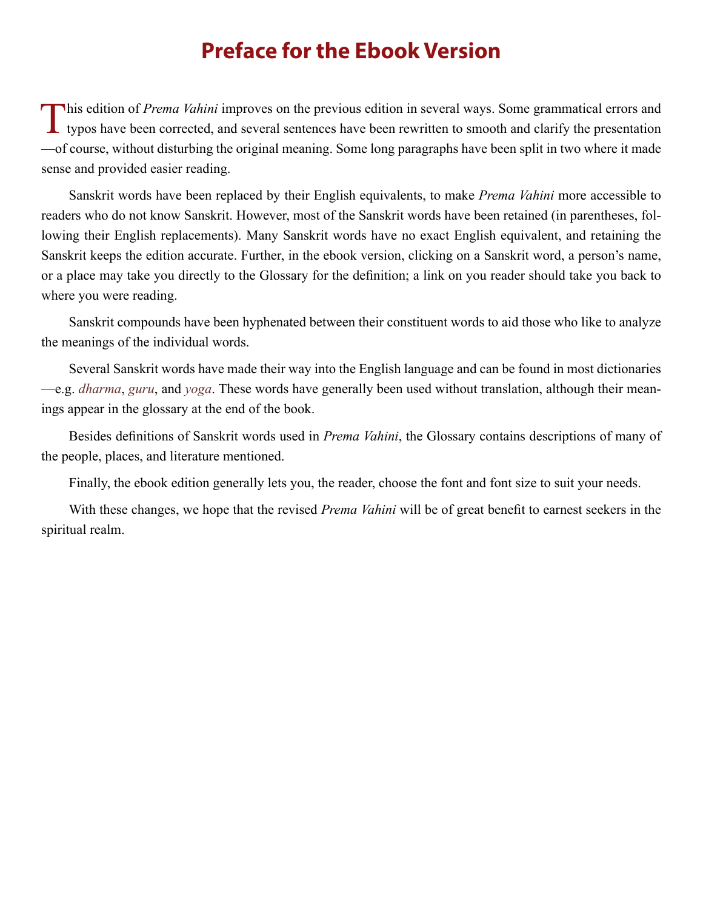# Preface for the Ebook Version

This edition of *Prema Vahini* improves on the previous edition in several ways. Some grammatical errors and typos have been corrected, and several sentences have been rewritten to smooth and clarify the presentation—of course, without disturbing the original meaning. Some long paragraphs have been split in two where it made sense and provided easier reading.

Sanskrit words have been replaced by their English equivalents, to make *Prema Vahini* more accessible to readers who do not know Sanskrit. However, most of the Sanskrit words have been retained (in parentheses, following their English replacements). Many Sanskrit words have no exact English equivalent, and retaining the Sanskrit keeps the edition accurate. Further, in the ebook version, clicking on a Sanskrit word, a person's name, or a place may take you directly to the Glossary for the definition; a link on you reader should take you back to where you were reading.

Sanskrit compounds have been hyphenated between their constituent words to aid those who like to analyze the meanings of the individual words.

Several Sanskrit words have made their way into the English language and can be found in most dictionaries—e.g. *dharma*, *guru*, and *yoga*. These words have generally been used without translation, although their meanings appear in the glossary at the end of the book.

Besides definitions of Sanskrit words used in *Prema Vahini*, the Glossary contains descriptions of many of the people, places, and literature mentioned.

Finally, the ebook edition generally lets you, the reader, choose the font and font size to suit your needs.

With these changes, we hope that the revised *Prema Vahini* will be of great benefit to earnest seekers in the spiritual realm.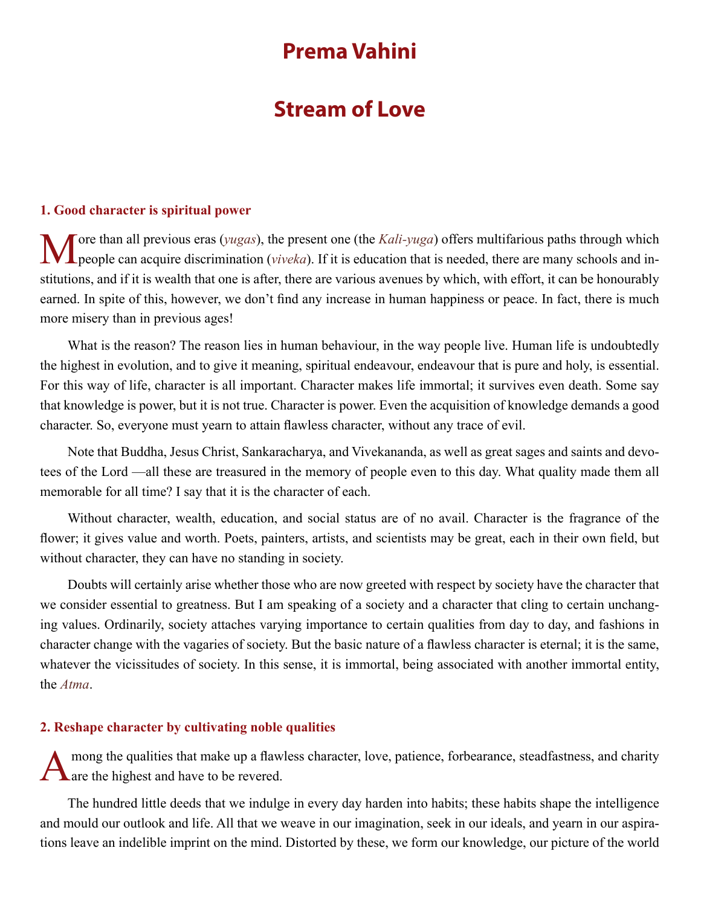# Prema Vahini

# Stream of Love

### 1. Good character is spiritual power

More than all previous eras (*yugas*), the present one (the *Kali-yuga*) offers multifarious paths through which people can acquire discrimination (*viveka*). If it is education that is needed, there are many schools and institutions, and if it is wealth that one is after, there are various avenues by which, with effort, it can be honourably earned. In spite of this, however, we don't find any increase in human happiness or peace. In fact, there is much more misery than in previous ages!

What is the reason? The reason lies in human behaviour, in the way people live. Human life is undoubtedly the highest in evolution, and to give it meaning, spiritual endeavour, endeavour that is pure and holy, is essential. For this way of life, character is all important. Character makes life immortal; it survives even death. Some say that knowledge is power, but it is not true. Character is power. Even the acquisition of knowledge demands a good character. So, everyone must yearn to attain flawless character, without any trace of evil.

Note that Buddha, Jesus Christ, Sankaracharya, and Vivekananda, as well as great sages and saints and devotees of the Lord —all these are treasured in the memory of people even to this day. What quality made them all memorable for all time? I say that it is the character of each.

Without character, wealth, education, and social status are of no avail. Character is the fragrance of the flower; it gives value and worth. Poets, painters, artists, and scientists may be great, each in their own field, but without character, they can have no standing in society.

Doubts will certainly arise whether those who are now greeted with respect by society have the character that we consider essential to greatness. But I am speaking of a society and a character that cling to certain unchanging values. Ordinarily, society attaches varying importance to certain qualities from day to day, and fashions in character change with the vagaries of society. But the basic nature of a flawless character is eternal; it is the same, whatever the vicissitudes of society. In this sense, it is immortal, being associated with another immortal entity, the *Atma*.

### 2. Reshape character by cultivating noble qualities

Among the qualities that make up a flawless character, love, patience, forbearance, steadfastness, and charity are the highest and have to be revered.

The hundred little deeds that we indulge in every day harden into habits; these habits shape the intelligence and mould our outlook and life. All that we weave in our imagination, seek in our ideals, and yearn in our aspirations leave an indelible imprint on the mind. Distorted by these, we form our knowledge, our picture of the world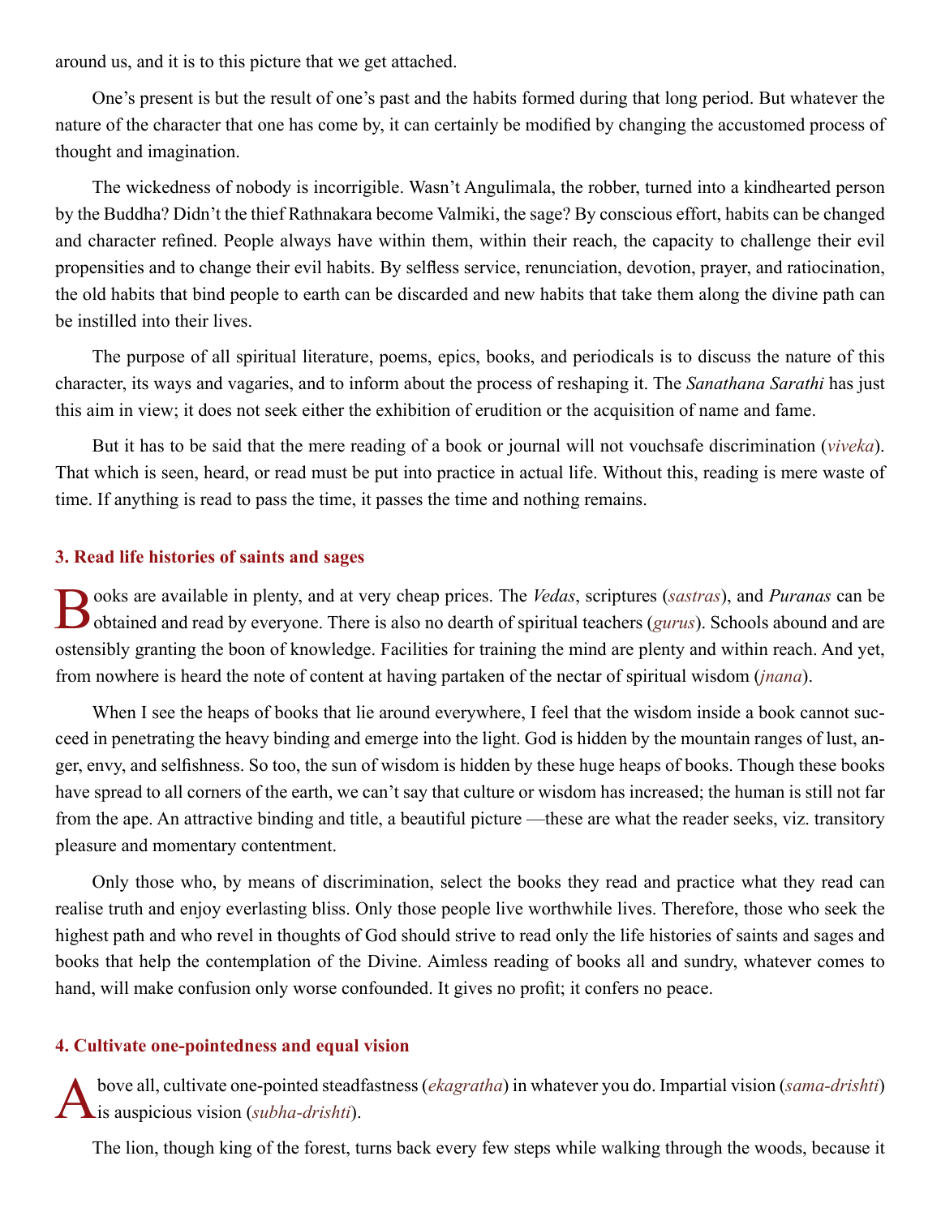around us, and it is to this picture that we get attached.

One's present is but the result of one's past and the habits formed during that long period. But whatever the nature of the character that one has come by, it can certainly be modified by changing the accustomed process of thought and imagination.

The wickedness of nobody is incorrigible. Wasn't Angulimala, the robber, turned into a kindhearted person by the Buddha? Didn't the thief Rathnakara become Valmiki, the sage? By conscious effort, habits can be changed and character refined. People always have within them, within their reach, the capacity to challenge their evil propensities and to change their evil habits. By selfless service, renunciation, devotion, prayer, and ratiocination, the old habits that bind people to earth can be discarded and new habits that take them along the divine path can be instilled into their lives.

The purpose of all spiritual literature, poems, epics, books, and periodicals is to discuss the nature of this character, its ways and vagaries, and to inform about the process of reshaping it. The *Sanathana Sarathi* has just this aim in view; it does not seek either the exhibition of erudition or the acquisition of name and fame.

But it has to be said that the mere reading of a book or journal will not vouchsafe discrimination (*viveka*). That which is seen, heard, or read must be put into practice in actual life. Without this, reading is mere waste of time. If anything is read to pass the time, it passes the time and nothing remains.

### 3. Read life histories of saints and sages

Books are available in plenty, and at very cheap prices. The *Vedas*, scriptures (*sastras*), and *Puranas* can be obtained and read by everyone. There is also no dearth of spiritual teachers (*gurus*). Schools abound and are ostensibly granting the boon of knowledge. Facilities for training the mind are plenty and within reach. And yet, from nowhere is heard the note of content at having partaken of the nectar of spiritual wisdom (*jnana*).

When I see the heaps of books that lie around everywhere, I feel that the wisdom inside a book cannot succeed in penetrating the heavy binding and emerge into the light. God is hidden by the mountain ranges of lust, anger, envy, and selfishness. So too, the sun of wisdom is hidden by these huge heaps of books. Though these books have spread to all corners of the earth, we can't say that culture or wisdom has increased; the human is still not far from the ape. An attractive binding and title, a beautiful picture —these are what the reader seeks, viz. transitory pleasure and momentary contentment.

Only those who, by means of discrimination, select the books they read and practice what they read can realise truth and enjoy everlasting bliss. Only those people live worthwhile lives. Therefore, those who seek the highest path and who revel in thoughts of God should strive to read only the life histories of saints and sages and books that help the contemplation of the Divine. Aimless reading of books all and sundry, whatever comes to hand, will make confusion only worse confounded. It gives no profit; it confers no peace.

### 4. Cultivate one-pointedness and equal vision

Above all, cultivate one-pointed steadfastness (*ekagratha*) in whatever you do. Impartial vision (*sama-drishti*) is auspicious vision (*subha-drishti*).

The lion, though king of the forest, turns back every few steps while walking through the woods, because it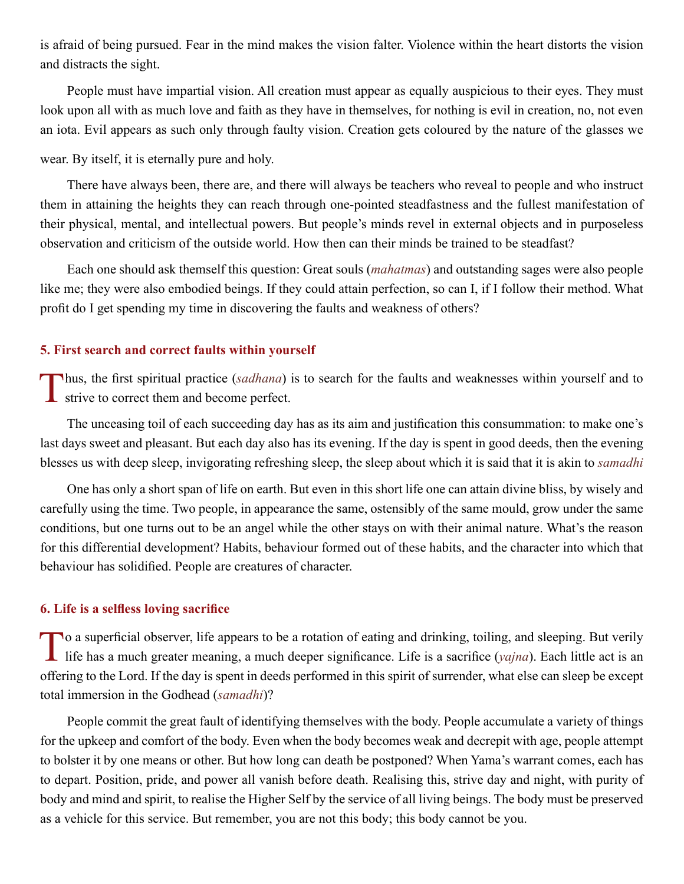is afraid of being pursued. Fear in the mind makes the vision falter. Violence within the heart distorts the vision and distracts the sight.

People must have impartial vision. All creation must appear as equally auspicious to their eyes. They must look upon all with as much love and faith as they have in themselves, for nothing is evil in creation, no, not even an iota. Evil appears as such only through faulty vision. Creation gets coloured by the nature of the glasses we wear. By itself, it is eternally pure and holy.

There have always been, there are, and there will always be teachers who reveal to people and who instruct them in attaining the heights they can reach through one-pointed steadfastness and the fullest manifestation of their physical, mental, and intellectual powers. But people's minds revel in external objects and in purposeless observation and criticism of the outside world. How then can their minds be trained to be steadfast?

Each one should ask themself this question: Great souls (*mahatmas*) and outstanding sages were also people like me; they were also embodied beings. If they could attain perfection, so can I, if I follow their method. What profit do I get spending my time in discovering the faults and weakness of others?

### 5. First search and correct faults within yourself

Thus, the first spiritual practice (*sadhana*) is to search for the faults and weaknesses within yourself and to strive to correct them and become perfect.

The unceasing toil of each succeeding day has as its aim and justification this consummation: to make one's last days sweet and pleasant. But each day also has its evening. If the day is spent in good deeds, then the evening blesses us with deep sleep, invigorating refreshing sleep, the sleep about which it is said that it is akin to *samadhi*

One has only a short span of life on earth. But even in this short life one can attain divine bliss, by wisely and carefully using the time. Two people, in appearance the same, ostensibly of the same mould, grow under the same conditions, but one turns out to be an angel while the other stays on with their animal nature. What's the reason for this differential development? Habits, behaviour formed out of these habits, and the character into which that behaviour has solidified. People are creatures of character.

### 6. Life is a selfless loving sacrifice

To a superficial observer, life appears to be a rotation of eating and drinking, toiling, and sleeping. But verily life has a much greater meaning, a much deeper significance. Life is a sacrifice (*yajna*). Each little act is an offering to the Lord. If the day is spent in deeds performed in this spirit of surrender, what else can sleep be except total immersion in the Godhead (*samadhi*)?

People commit the great fault of identifying themselves with the body. People accumulate a variety of things for the upkeep and comfort of the body. Even when the body becomes weak and decrepit with age, people attempt to bolster it by one means or other. But how long can death be postponed? When Yama's warrant comes, each has to depart. Position, pride, and power all vanish before death. Realising this, strive day and night, with purity of body and mind and spirit, to realise the Higher Self by the service of all living beings. The body must be preserved as a vehicle for this service. But remember, you are not this body; this body cannot be you.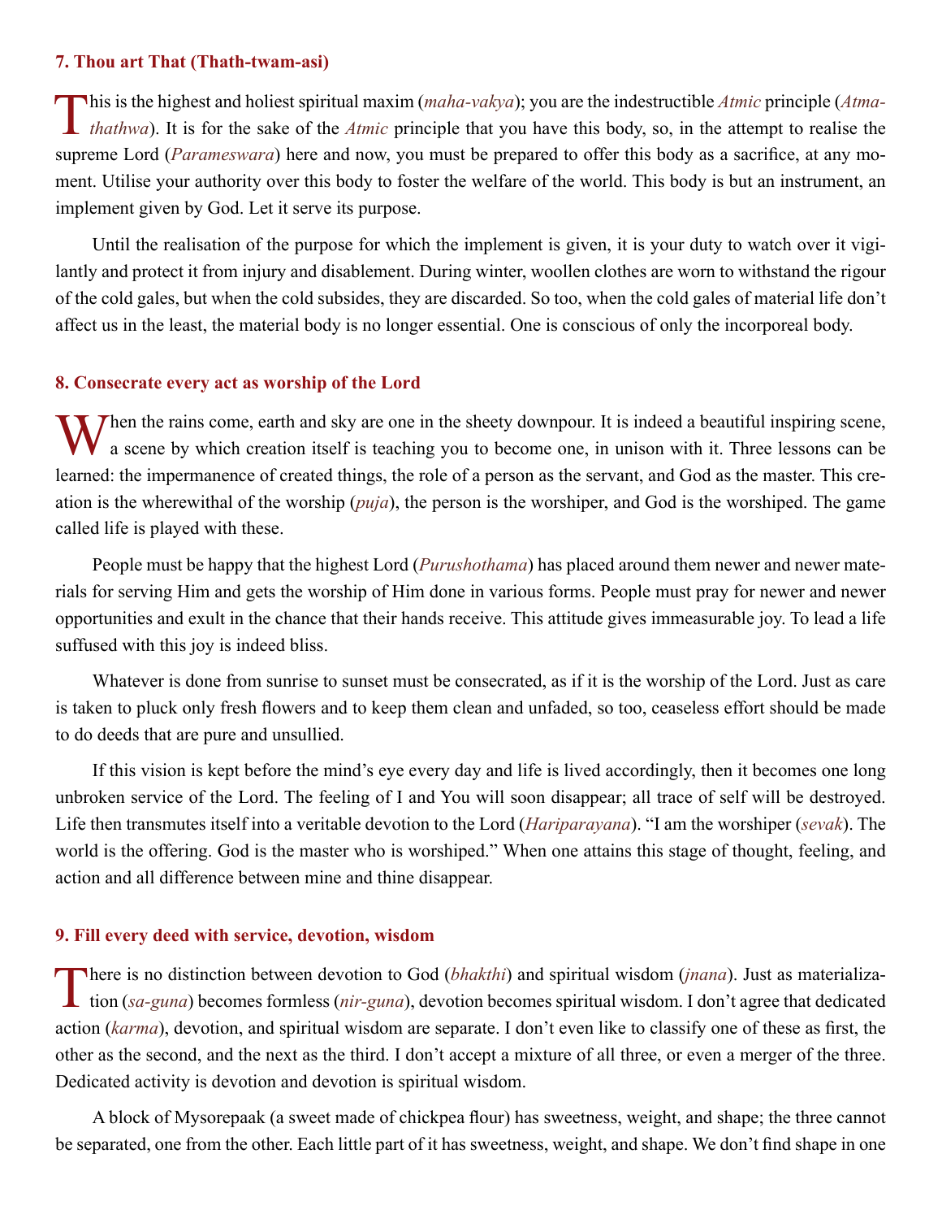### 7. Thou art That (Thath-twam-asi)

This is the highest and holiest spiritual maxim (*maha-vakya*); you are the indestructible *Atmic* principle (*Atma-thathwa*). It is for the sake of the *Atmic* principle that you have this body, so, in the attempt to realise the supreme Lord (*Parameswara*) here and now, you must be prepared to offer this body as a sacrifice, at any moment. Utilise your authority over this body to foster the welfare of the world. This body is but an instrument, an implement given by God. Let it serve its purpose.

Until the realisation of the purpose for which the implement is given, it is your duty to watch over it vigilantly and protect it from injury and disablement. During winter, woollen clothes are worn to withstand the rigour of the cold gales, but when the cold subsides, they are discarded. So too, when the cold gales of material life don't affect us in the least, the material body is no longer essential. One is conscious of only the incorporeal body.

### 8. Consecrate every act as worship of the Lord

When the rains come, earth and sky are one in the sheety downpour. It is indeed a beautiful inspiring scene, a scene by which creation itself is teaching you to become one, in unison with it. Three lessons can be learned: the impermanence of created things, the role of a person as the servant, and God as the master. This creation is the wherewithal of the worship (*puja*), the person is the worshiper, and God is the worshiped. The game called life is played with these.

People must be happy that the highest Lord (*Purushothama*) has placed around them newer and newer materials for serving Him and gets the worship of Him done in various forms. People must pray for newer and newer opportunities and exult in the chance that their hands receive. This attitude gives immeasurable joy. To lead a life suffused with this joy is indeed bliss.

Whatever is done from sunrise to sunset must be consecrated, as if it is the worship of the Lord. Just as care is taken to pluck only fresh flowers and to keep them clean and unfaded, so too, ceaseless effort should be made to do deeds that are pure and unsullied.

If this vision is kept before the mind's eye every day and life is lived accordingly, then it becomes one long unbroken service of the Lord. The feeling of I and You will soon disappear; all trace of self will be destroyed. Life then transmutes itself into a veritable devotion to the Lord (*Hariparayana*). "I am the worshiper (*sevak*). The world is the offering. God is the master who is worshiped." When one attains this stage of thought, feeling, and action and all difference between mine and thine disappear.

### 9. Fill every deed with service, devotion, wisdom

There is no distinction between devotion to God (*bhakthi*) and spiritual wisdom (*jnana*). Just as materialization (*sa-guna*) becomes formless (*nir-guna*), devotion becomes spiritual wisdom. I don't agree that dedicated action (*karma*), devotion, and spiritual wisdom are separate. I don't even like to classify one of these as first, the other as the second, and the next as the third. I don't accept a mixture of all three, or even a merger of the three. Dedicated activity is devotion and devotion is spiritual wisdom.

A block of Mysorepaak (a sweet made of chickpea flour) has sweetness, weight, and shape; the three cannot be separated, one from the other. Each little part of it has sweetness, weight, and shape. We don't find shape in one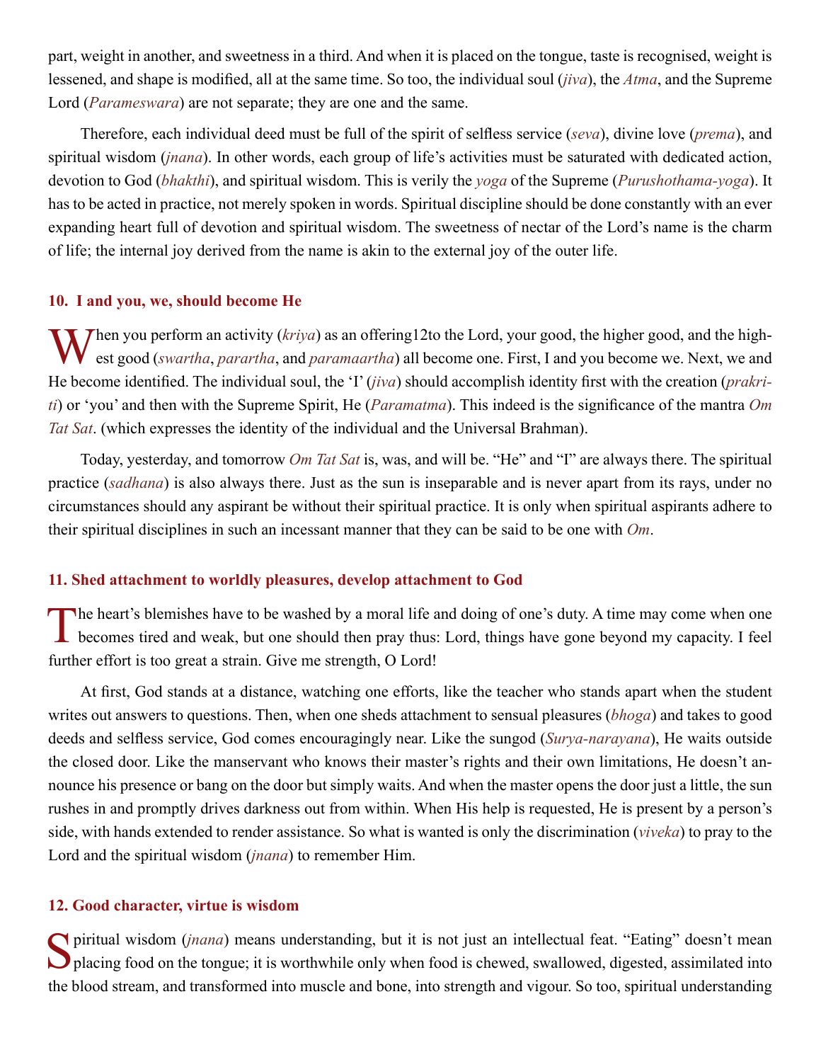part, weight in another, and sweetness in a third. And when it is placed on the tongue, taste is recognised, weight is lessened, and shape is modified, all at the same time. So too, the individual soul (*jiva*), the *Atma*, and the Supreme Lord (*Parameswara*) are not separate; they are one and the same.

Therefore, each individual deed must be full of the spirit of selfless service (*seva*), divine love (*prema*), and spiritual wisdom (*jnana*). In other words, each group of life's activities must be saturated with dedicated action, devotion to God (*bhakthi*), and spiritual wisdom. This is verily the *yoga* of the Supreme (*Purushothama-yoga*). It has to be acted in practice, not merely spoken in words. Spiritual discipline should be done constantly with an ever expanding heart full of devotion and spiritual wisdom. The sweetness of nectar of the Lord's name is the charm of life; the internal joy derived from the name is akin to the external joy of the outer life.

### 10. I and you, we, should become He

When you perform an activity (*kriya*) as an offering[12] to the Lord, your good, the higher good, and the highest good (*swartha*, *parartha*, and *paramaartha*) all become one. First, I and you become we. Next, we and He become identified. The individual soul, the 'I' (*jiva*) should accomplish identity first with the creation (*prakriti*) or 'you' and then with the Supreme Spirit, He (*Paramatma*). This indeed is the significance of the mantra *Om Tat Sat*. (which expresses the identity of the individual and the Universal Brahman).

Today, yesterday, and tomorrow *Om Tat Sat* is, was, and will be. "He" and "I" are always there. The spiritual practice (*sadhana*) is also always there. Just as the sun is inseparable and is never apart from its rays, under no circumstances should any aspirant be without their spiritual practice. It is only when spiritual aspirants adhere to their spiritual disciplines in such an incessant manner that they can be said to be one with *Om*.

### 11. Shed attachment to worldly pleasures, develop attachment to God

The heart's blemishes have to be washed by a moral life and doing of one's duty. A time may come when one becomes tired and weak, but one should then pray thus: Lord, things have gone beyond my capacity. I feel further effort is too great a strain. Give me strength, O Lord!

At first, God stands at a distance, watching one efforts, like the teacher who stands apart when the student writes out answers to questions. Then, when one sheds attachment to sensual pleasures (*bhoga*) and takes to good deeds and selfless service, God comes encouragingly near. Like the sungod (*Surya-narayana*), He waits outside the closed door. Like the manservant who knows their master's rights and their own limitations, He doesn't announce his presence or bang on the door but simply waits. And when the master opens the door just a little, the sun rushes in and promptly drives darkness out from within. When His help is requested, He is present by a person's side, with hands extended to render assistance. So what is wanted is only the discrimination (*viveka*) to pray to the Lord and the spiritual wisdom (*jnana*) to remember Him.

### 12. Good character, virtue is wisdom

Spiritual wisdom (*jnana*) means understanding, but it is not just an intellectual feat. "Eating" doesn't mean placing food on the tongue; it is worthwhile only when food is chewed, swallowed, digested, assimilated into the blood stream, and transformed into muscle and bone, into strength and vigour. So too, spiritual understanding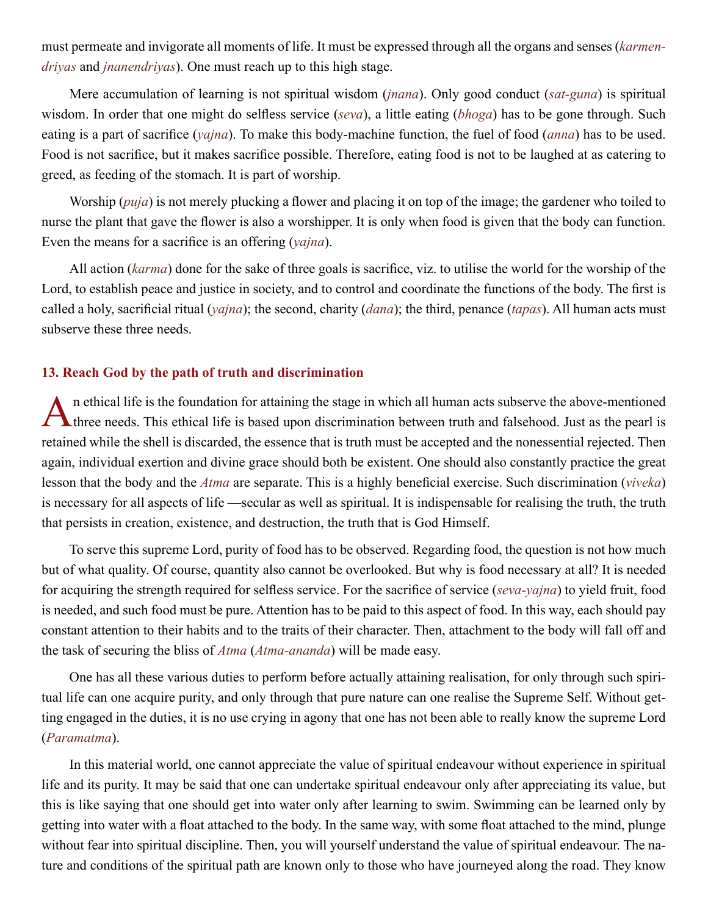must permeate and invigorate all moments of life. It must be expressed through all the organs and senses (*karmendriyas* and *jnanendriyas*). One must reach up to this high stage.

Mere accumulation of learning is not spiritual wisdom (*jnana*). Only good conduct (*sat-guna*) is spiritual wisdom. In order that one might do selfless service (*seva*), a little eating (*bhoga*) has to be gone through. Such eating is a part of sacrifice (*yajna*). To make this body-machine function, the fuel of food (*anna*) has to be used. Food is not sacrifice, but it makes sacrifice possible. Therefore, eating food is not to be laughed at as catering to greed, as feeding of the stomach. It is part of worship.

Worship (*puja*) is not merely plucking a flower and placing it on top of the image; the gardener who toiled to nurse the plant that gave the flower is also a worshipper. It is only when food is given that the body can function. Even the means for a sacrifice is an offering (*yajna*).

All action (*karma*) done for the sake of three goals is sacrifice, viz. to utilise the world for the worship of the Lord, to establish peace and justice in society, and to control and coordinate the functions of the body. The first is called a holy, sacrificial ritual (*yajna*); the second, charity (*dana*); the third, penance (*tapas*). All human acts must subserve these three needs.

### 13. Reach God by the path of truth and discrimination

An ethical life is the foundation for attaining the stage in which all human acts subserve the above-mentioned three needs. This ethical life is based upon discrimination between truth and falsehood. Just as the pearl is retained while the shell is discarded, the essence that is truth must be accepted and the nonessential rejected. Then again, individual exertion and divine grace should both be existent. One should also constantly practice the great lesson that the body and the *Atma* are separate. This is a highly beneficial exercise. Such discrimination (*viveka*) is necessary for all aspects of life —secular as well as spiritual. It is indispensable for realising the truth, the truth that persists in creation, existence, and destruction, the truth that is God Himself.

To serve this supreme Lord, purity of food has to be observed. Regarding food, the question is not how much but of what quality. Of course, quantity also cannot be overlooked. But why is food necessary at all? It is needed for acquiring the strength required for selfless service. For the sacrifice of service (*seva-yajna*) to yield fruit, food is needed, and such food must be pure. Attention has to be paid to this aspect of food. In this way, each should pay constant attention to their habits and to the traits of their character. Then, attachment to the body will fall off and the task of securing the bliss of *Atma* (*Atma-ananda*) will be made easy.

One has all these various duties to perform before actually attaining realisation, for only through such spiritual life can one acquire purity, and only through that pure nature can one realise the Supreme Self. Without getting engaged in the duties, it is no use crying in agony that one has not been able to really know the supreme Lord (*Paramatma*).

In this material world, one cannot appreciate the value of spiritual endeavour without experience in spiritual life and its purity. It may be said that one can undertake spiritual endeavour only after appreciating its value, but this is like saying that one should get into water only after learning to swim. Swimming can be learned only by getting into water with a float attached to the body. In the same way, with some float attached to the mind, plunge without fear into spiritual discipline. Then, you will yourself understand the value of spiritual endeavour. The nature and conditions of the spiritual path are known only to those who have journeyed along the road. They know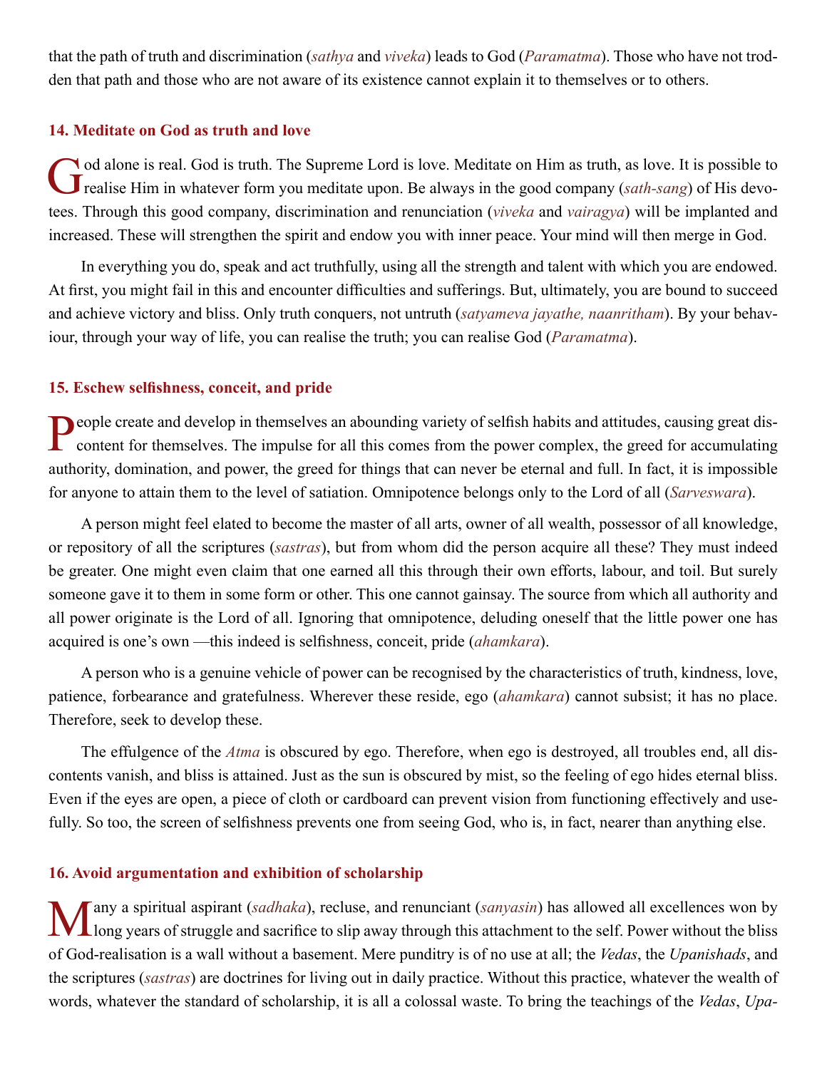that the path of truth and discrimination (*sathya* and *viveka*) leads to God (*Paramatma*). Those who have not trodden that path and those who are not aware of its existence cannot explain it to themselves or to others.

### 14. Meditate on God as truth and love

God alone is real. God is truth. The Supreme Lord is love. Meditate on Him as truth, as love. It is possible to realise Him in whatever form you meditate upon. Be always in the good company (*sath-sang*) of His devotees. Through this good company, discrimination and renunciation (*viveka* and *vairagya*) will be implanted and increased. These will strengthen the spirit and endow you with inner peace. Your mind will then merge in God.

In everything you do, speak and act truthfully, using all the strength and talent with which you are endowed. At first, you might fail in this and encounter difficulties and sufferings. But, ultimately, you are bound to succeed and achieve victory and bliss. Only truth conquers, not untruth (*satyameva jayathe, naanritham*). By your behaviour, through your way of life, you can realise the truth; you can realise God (*Paramatma*).

### 15. Eschew selfishness, conceit, and pride

People create and develop in themselves an abounding variety of selfish habits and attitudes, causing great discontent for themselves. The impulse for all this comes from the power complex, the greed for accumulating authority, domination, and power, the greed for things that can never be eternal and full. In fact, it is impossible for anyone to attain them to the level of satiation. Omnipotence belongs only to the Lord of all (*Sarveswara*).

A person might feel elated to become the master of all arts, owner of all wealth, possessor of all knowledge, or repository of all the scriptures (*sastras*), but from whom did the person acquire all these? They must indeed be greater. One might even claim that one earned all this through their own efforts, labour, and toil. But surely someone gave it to them in some form or other. This one cannot gainsay. The source from which all authority and all power originate is the Lord of all. Ignoring that omnipotence, deluding oneself that the little power one has acquired is one's own —this indeed is selfishness, conceit, pride (*ahamkara*).

A person who is a genuine vehicle of power can be recognised by the characteristics of truth, kindness, love, patience, forbearance and gratefulness. Wherever these reside, ego (*ahamkara*) cannot subsist; it has no place. Therefore, seek to develop these.

The effulgence of the *Atma* is obscured by ego. Therefore, when ego is destroyed, all troubles end, all discontents vanish, and bliss is attained. Just as the sun is obscured by mist, so the feeling of ego hides eternal bliss. Even if the eyes are open, a piece of cloth or cardboard can prevent vision from functioning effectively and usefully. So too, the screen of selfishness prevents one from seeing God, who is, in fact, nearer than anything else.

### 16. Avoid argumentation and exhibition of scholarship

Many a spiritual aspirant (*sadhaka*), recluse, and renunciant (*sanyasin*) has allowed all excellences won by long years of struggle and sacrifice to slip away through this attachment to the self. Power without the bliss of God-realisation is a wall without a basement. Mere punditry is of no use at all; the *Vedas*, the *Upanishads*, and the scriptures (*sastras*) are doctrines for living out in daily practice. Without this practice, whatever the wealth of words, whatever the standard of scholarship, it is all a colossal waste. To bring the teachings of the *Vedas*, *Upa-*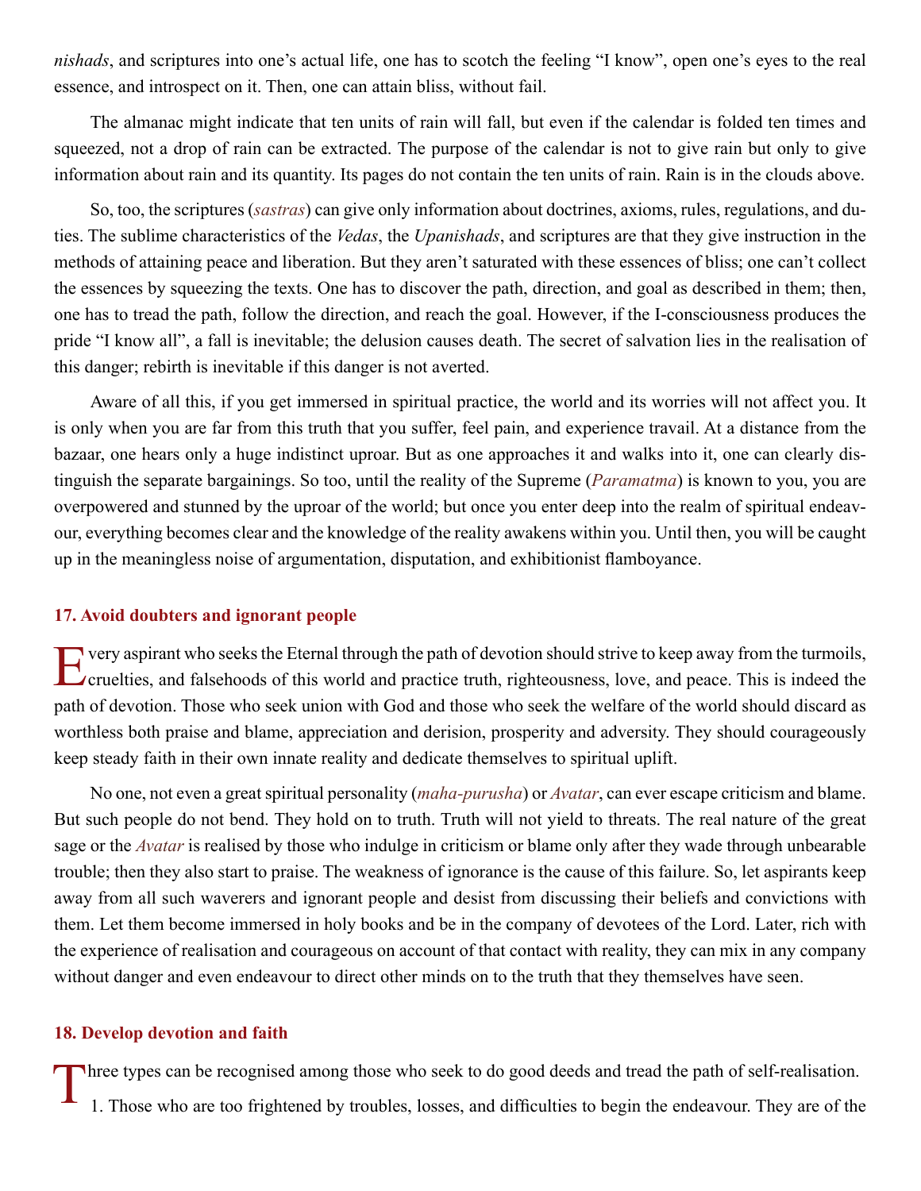*nishads*, and scriptures into one's actual life, one has to scotch the feeling "I know", open one's eyes to the real essence, and introspect on it. Then, one can attain bliss, without fail.

The almanac might indicate that ten units of rain will fall, but even if the calendar is folded ten times and squeezed, not a drop of rain can be extracted. The purpose of the calendar is not to give rain but only to give information about rain and its quantity. Its pages do not contain the ten units of rain. Rain is in the clouds above.

So, too, the scriptures (*sastras*) can give only information about doctrines, axioms, rules, regulations, and duties. The sublime characteristics of the *Vedas*, the *Upanishads*, and scriptures are that they give instruction in the methods of attaining peace and liberation. But they aren't saturated with these essences of bliss; one can't collect the essences by squeezing the texts. One has to discover the path, direction, and goal as described in them; then, one has to tread the path, follow the direction, and reach the goal. However, if the I-consciousness produces the pride "I know all", a fall is inevitable; the delusion causes death. The secret of salvation lies in the realisation of this danger; rebirth is inevitable if this danger is not averted.

Aware of all this, if you get immersed in spiritual practice, the world and its worries will not affect you. It is only when you are far from this truth that you suffer, feel pain, and experience travail. At a distance from the bazaar, one hears only a huge indistinct uproar. But as one approaches it and walks into it, one can clearly distinguish the separate bargainings. So too, until the reality of the Supreme (*Paramatma*) is known to you, you are overpowered and stunned by the uproar of the world; but once you enter deep into the realm of spiritual endeavour, everything becomes clear and the knowledge of the reality awakens within you. Until then, you will be caught up in the meaningless noise of argumentation, disputation, and exhibitionist flamboyance.

### 17. Avoid doubters and ignorant people

Every aspirant who seeks the Eternal through the path of devotion should strive to keep away from the turmoils, cruelties, and falsehoods of this world and practice truth, righteousness, love, and peace. This is indeed the path of devotion. Those who seek union with God and those who seek the welfare of the world should discard as worthless both praise and blame, appreciation and derision, prosperity and adversity. They should courageously keep steady faith in their own innate reality and dedicate themselves to spiritual uplift.

No one, not even a great spiritual personality (*maha-purusha*) or *Avatar*, can ever escape criticism and blame. But such people do not bend. They hold on to truth. Truth will not yield to threats. The real nature of the great sage or the *Avatar* is realised by those who indulge in criticism or blame only after they wade through unbearable trouble; then they also start to praise. The weakness of ignorance is the cause of this failure. So, let aspirants keep away from all such waverers and ignorant people and desist from discussing their beliefs and convictions with them. Let them become immersed in holy books and be in the company of devotees of the Lord. Later, rich with the experience of realisation and courageous on account of that contact with reality, they can mix in any company without danger and even endeavour to direct other minds on to the truth that they themselves have seen.

### 18. Develop devotion and faith

Three types can be recognised among those who seek to do good deeds and tread the path of self-realisation.

1. Those who are too frightened by troubles, losses, and difficulties to begin the endeavour. They are of the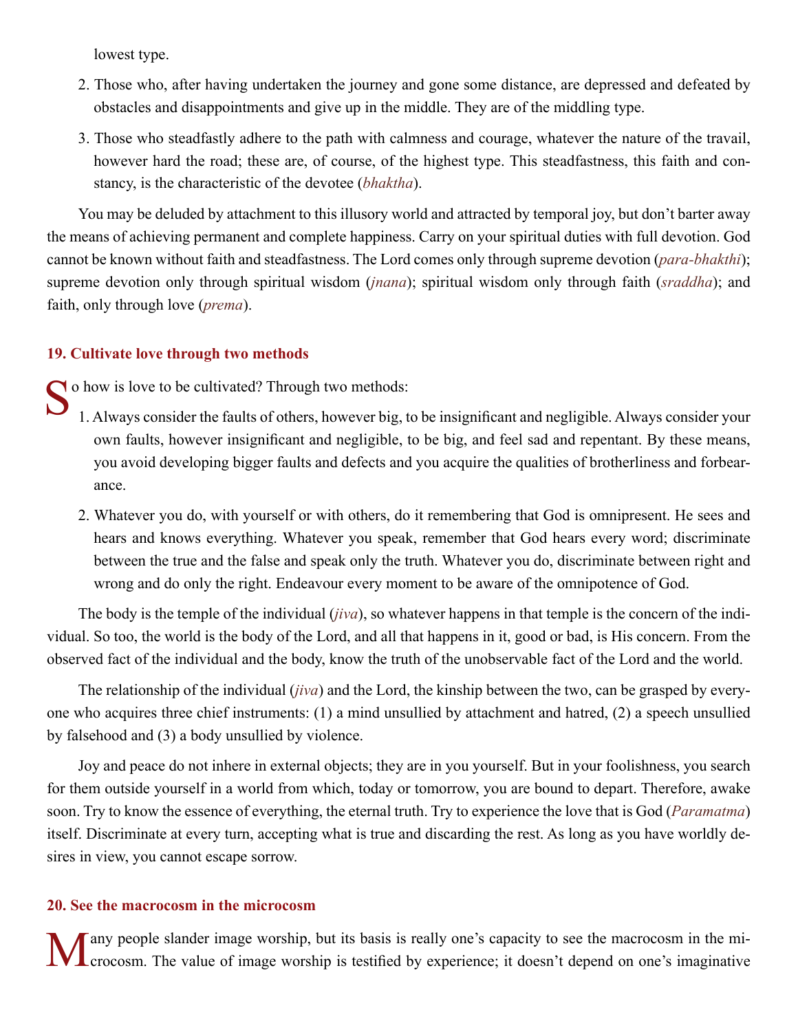lowest type.

2. Those who, after having undertaken the journey and gone some distance, are depressed and defeated by obstacles and disappointments and give up in the middle. They are of the middling type.
3. Those who steadfastly adhere to the path with calmness and courage, whatever the nature of the travail, however hard the road; these are, of course, of the highest type. This steadfastness, this faith and constancy, is the characteristic of the devotee (*bhaktha*).

You may be deluded by attachment to this illusory world and attracted by temporal joy, but don't barter away the means of achieving permanent and complete happiness. Carry on your spiritual duties with full devotion. God cannot be known without faith and steadfastness. The Lord comes only through supreme devotion (*para-bhakthi*); supreme devotion only through spiritual wisdom (*jnana*); spiritual wisdom only through faith (*sraddha*); and faith, only through love (*prema*).

### 19. Cultivate love through two methods

So how is love to be cultivated? Through two methods:

1. Always consider the faults of others, however big, to be insignificant and negligible. Always consider your own faults, however insignificant and negligible, to be big, and feel sad and repentant. By these means, you avoid developing bigger faults and defects and you acquire the qualities of brotherliness and forbearance.
2. Whatever you do, with yourself or with others, do it remembering that God is omnipresent. He sees and hears and knows everything. Whatever you speak, remember that God hears every word; discriminate between the true and the false and speak only the truth. Whatever you do, discriminate between right and wrong and do only the right. Endeavour every moment to be aware of the omnipotence of God.

The body is the temple of the individual (*jiva*), so whatever happens in that temple is the concern of the individual. So too, the world is the body of the Lord, and all that happens in it, good or bad, is His concern. From the observed fact of the individual and the body, know the truth of the unobservable fact of the Lord and the world.

The relationship of the individual (*jiva*) and the Lord, the kinship between the two, can be grasped by everyone who acquires three chief instruments: (1) a mind unsullied by attachment and hatred, (2) a speech unsullied by falsehood and (3) a body unsullied by violence.

Joy and peace do not inhere in external objects; they are in you yourself. But in your foolishness, you search for them outside yourself in a world from which, today or tomorrow, you are bound to depart. Therefore, awake soon. Try to know the essence of everything, the eternal truth. Try to experience the love that is God (*Paramatma*) itself. Discriminate at every turn, accepting what is true and discarding the rest. As long as you have worldly desires in view, you cannot escape sorrow.

### 20. See the macrocosm in the microcosm

Many people slander image worship, but its basis is really one's capacity to see the macrocosm in the microcosm. The value of image worship is testified by experience; it doesn't depend on one's imaginative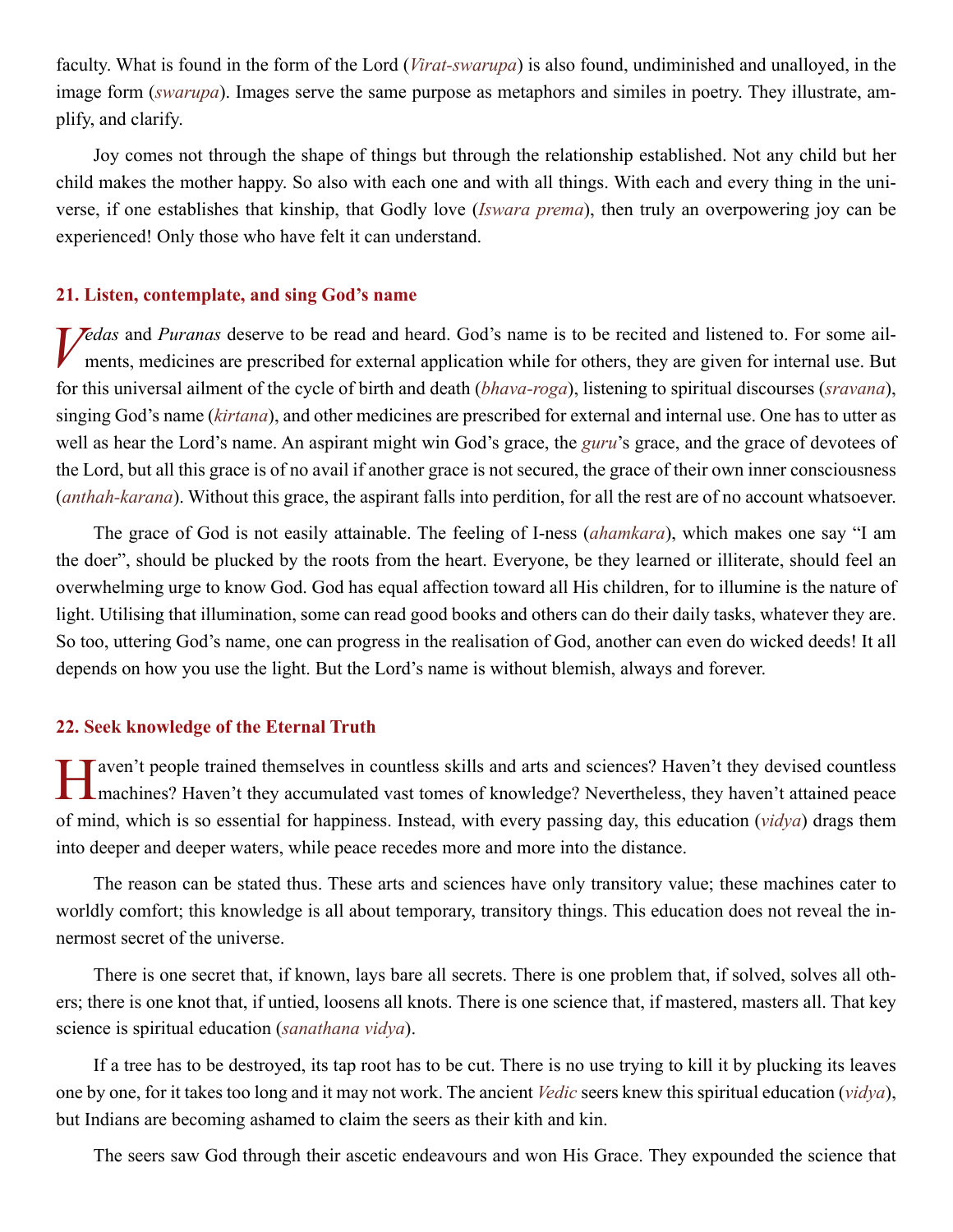faculty. What is found in the form of the Lord (*Virat-swarupa*) is also found, undiminished and unalloyed, in the image form (*swarupa*). Images serve the same purpose as metaphors and similes in poetry. They illustrate, amplify, and clarify.

Joy comes not through the shape of things but through the relationship established. Not any child but her child makes the mother happy. So also with each one and with all things. With each and every thing in the universe, if one establishes that kinship, that Godly love (*Iswara prema*), then truly an overpowering joy can be experienced! Only those who have felt it can understand.

### 21. Listen, contemplate, and sing God's name

*Vedas* and *Puranas* deserve to be read and heard. God's name is to be recited and listened to. For some ailments, medicines are prescribed for external application while for others, they are given for internal use. But for this universal ailment of the cycle of birth and death (*bhava-roga*), listening to spiritual discourses (*sravana*), singing God's name (*kirtana*), and other medicines are prescribed for external and internal use. One has to utter as well as hear the Lord's name. An aspirant might win God's grace, the *guru*'s grace, and the grace of devotees of the Lord, but all this grace is of no avail if another grace is not secured, the grace of their own inner consciousness (*anthah-karana*). Without this grace, the aspirant falls into perdition, for all the rest are of no account whatsoever.

The grace of God is not easily attainable. The feeling of I-ness (*ahamkara*), which makes one say "I am the doer", should be plucked by the roots from the heart. Everyone, be they learned or illiterate, should feel an overwhelming urge to know God. God has equal affection toward all His children, for to illumine is the nature of light. Utilising that illumination, some can read good books and others can do their daily tasks, whatever they are. So too, uttering God's name, one can progress in the realisation of God, another can even do wicked deeds! It all depends on how you use the light. But the Lord's name is without blemish, always and forever.

### 22. Seek knowledge of the Eternal Truth

Haven't people trained themselves in countless skills and arts and sciences? Haven't they devised countless machines? Haven't they accumulated vast tomes of knowledge? Nevertheless, they haven't attained peace of mind, which is so essential for happiness. Instead, with every passing day, this education (*vidya*) drags them into deeper and deeper waters, while peace recedes more and more into the distance.

The reason can be stated thus. These arts and sciences have only transitory value; these machines cater to worldly comfort; this knowledge is all about temporary, transitory things. This education does not reveal the innermost secret of the universe.

There is one secret that, if known, lays bare all secrets. There is one problem that, if solved, solves all others; there is one knot that, if untied, loosens all knots. There is one science that, if mastered, masters all. That key science is spiritual education (*sanathana vidya*).

If a tree has to be destroyed, its tap root has to be cut. There is no use trying to kill it by plucking its leaves one by one, for it takes too long and it may not work. The ancient *Vedic* seers knew this spiritual education (*vidya*), but Indians are becoming ashamed to claim the seers as their kith and kin.

The seers saw God through their ascetic endeavours and won His Grace. They expounded the science that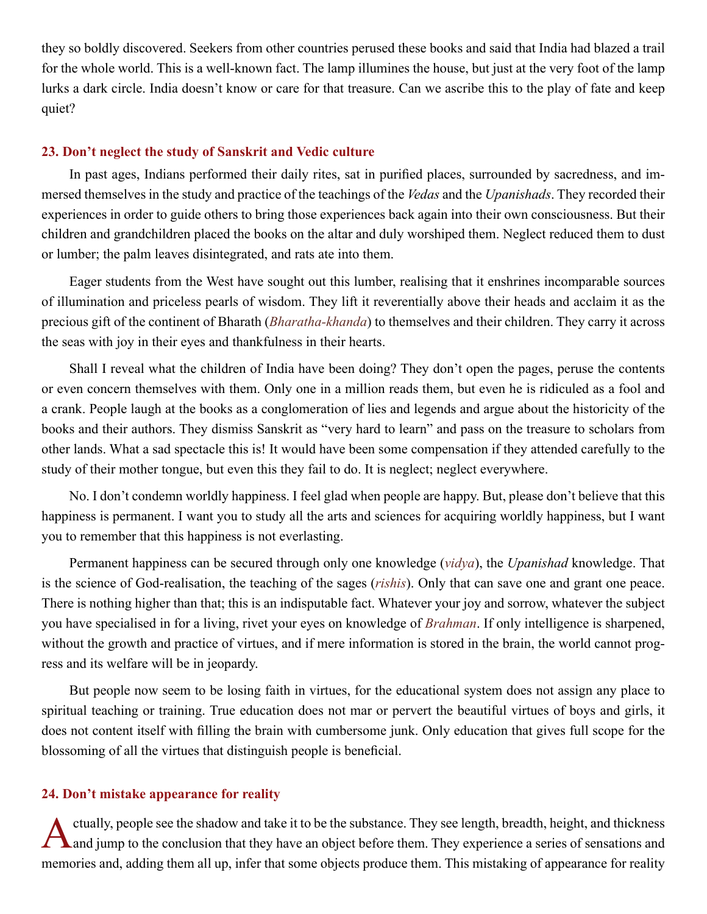they so boldly discovered. Seekers from other countries perused these books and said that India had blazed a trail for the whole world. This is a well-known fact. The lamp illumines the house, but just at the very foot of the lamp lurks a dark circle. India doesn't know or care for that treasure. Can we ascribe this to the play of fate and keep quiet?

### 23. Don't neglect the study of Sanskrit and Vedic culture

In past ages, Indians performed their daily rites, sat in purified places, surrounded by sacredness, and immersed themselves in the study and practice of the teachings of the *Vedas* and the *Upanishads*. They recorded their experiences in order to guide others to bring those experiences back again into their own consciousness. But their children and grandchildren placed the books on the altar and duly worshiped them. Neglect reduced them to dust or lumber; the palm leaves disintegrated, and rats ate into them.

Eager students from the West have sought out this lumber, realising that it enshrines incomparable sources of illumination and priceless pearls of wisdom. They lift it reverentially above their heads and acclaim it as the precious gift of the continent of Bharath (*Bharatha-khanda*) to themselves and their children. They carry it across the seas with joy in their eyes and thankfulness in their hearts.

Shall I reveal what the children of India have been doing? They don't open the pages, peruse the contents or even concern themselves with them. Only one in a million reads them, but even he is ridiculed as a fool and a crank. People laugh at the books as a conglomeration of lies and legends and argue about the historicity of the books and their authors. They dismiss Sanskrit as "very hard to learn" and pass on the treasure to scholars from other lands. What a sad spectacle this is! It would have been some compensation if they attended carefully to the study of their mother tongue, but even this they fail to do. It is neglect; neglect everywhere.

No. I don't condemn worldly happiness. I feel glad when people are happy. But, please don't believe that this happiness is permanent. I want you to study all the arts and sciences for acquiring worldly happiness, but I want you to remember that this happiness is not everlasting.

Permanent happiness can be secured through only one knowledge (*vidya*), the *Upanishad* knowledge. That is the science of God-realisation, the teaching of the sages (*rishis*). Only that can save one and grant one peace. There is nothing higher than that; this is an indisputable fact. Whatever your joy and sorrow, whatever the subject you have specialised in for a living, rivet your eyes on knowledge of *Brahman*. If only intelligence is sharpened, without the growth and practice of virtues, and if mere information is stored in the brain, the world cannot progress and its welfare will be in jeopardy.

But people now seem to be losing faith in virtues, for the educational system does not assign any place to spiritual teaching or training. True education does not mar or pervert the beautiful virtues of boys and girls, it does not content itself with filling the brain with cumbersome junk. Only education that gives full scope for the blossoming of all the virtues that distinguish people is beneficial.

### 24. Don't mistake appearance for reality

Actually, people see the shadow and take it to be the substance. They see length, breadth, height, and thickness and jump to the conclusion that they have an object before them. They experience a series of sensations and memories and, adding them all up, infer that some objects produce them. This mistaking of appearance for reality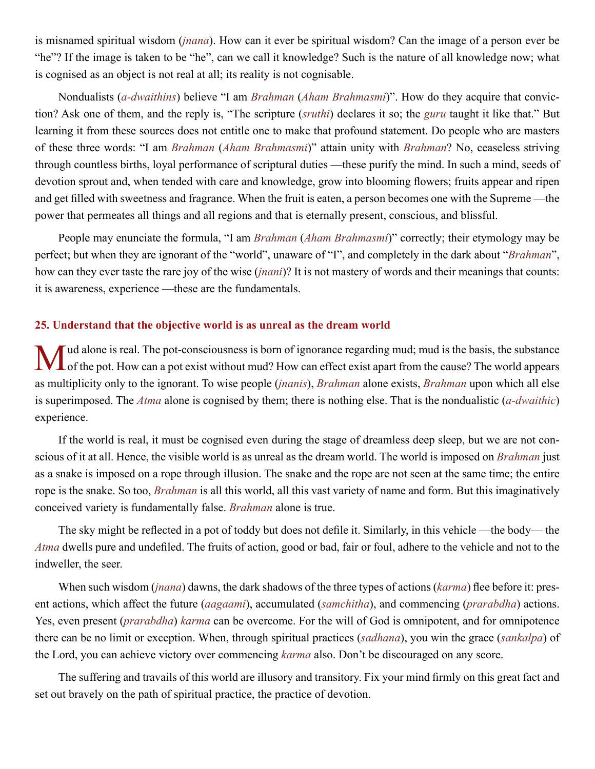is misnamed spiritual wisdom (*jnana*). How can it ever be spiritual wisdom? Can the image of a person ever be "he"? If the image is taken to be "he", can we call it knowledge? Such is the nature of all knowledge now; what is cognised as an object is not real at all; its reality is not cognisable.

Nondualists (*a-dwaithins*) believe "I am *Brahman* (*Aham Brahmasmi*)". How do they acquire that conviction? Ask one of them, and the reply is, "The scripture (*sruthi*) declares it so; the *guru* taught it like that." But learning it from these sources does not entitle one to make that profound statement. Do people who are masters of these three words: "I am *Brahman* (*Aham Brahmasmi*)" attain unity with *Brahman*? No, ceaseless striving through countless births, loyal performance of scriptural duties —these purify the mind. In such a mind, seeds of devotion sprout and, when tended with care and knowledge, grow into blooming flowers; fruits appear and ripen and get filled with sweetness and fragrance. When the fruit is eaten, a person becomes one with the Supreme —the power that permeates all things and all regions and that is eternally present, conscious, and blissful.

People may enunciate the formula, "I am *Brahman* (*Aham Brahmasmi*)" correctly; their etymology may be perfect; but when they are ignorant of the "world", unaware of "I", and completely in the dark about "*Brahman*", how can they ever taste the rare joy of the wise (*jnani*)? It is not mastery of words and their meanings that counts: it is awareness, experience —these are the fundamentals.

## 25. Understand that the objective world is as unreal as the dream world

Mud alone is real. The pot-consciousness is born of ignorance regarding mud; mud is the basis, the substance of the pot. How can a pot exist without mud? How can effect exist apart from the cause? The world appears as multiplicity only to the ignorant. To wise people (*jnanis*), *Brahman* alone exists, *Brahman* upon which all else is superimposed. The *Atma* alone is cognised by them; there is nothing else. That is the nondualistic (*a-dwaithic*) experience.

If the world is real, it must be cognised even during the stage of dreamless deep sleep, but we are not conscious of it at all. Hence, the visible world is as unreal as the dream world. The world is imposed on *Brahman* just as a snake is imposed on a rope through illusion. The snake and the rope are not seen at the same time; the entire rope is the snake. So too, *Brahman* is all this world, all this vast variety of name and form. But this imaginatively conceived variety is fundamentally false. *Brahman* alone is true.

The sky might be reflected in a pot of toddy but does not defile it. Similarly, in this vehicle —the body— the *Atma* dwells pure and undefiled. The fruits of action, good or bad, fair or foul, adhere to the vehicle and not to the indweller, the seer.

When such wisdom (*jnana*) dawns, the dark shadows of the three types of actions (*karma*) flee before it: present actions, which affect the future (*aagaami*), accumulated (*samchitha*), and commencing (*prarabdha*) actions. Yes, even present (*prarabdha*) *karma* can be overcome. For the will of God is omnipotent, and for omnipotence there can be no limit or exception. When, through spiritual practices (*sadhana*), you win the grace (*sankalpa*) of the Lord, you can achieve victory over commencing *karma* also. Don't be discouraged on any score.

The suffering and travails of this world are illusory and transitory. Fix your mind firmly on this great fact and set out bravely on the path of spiritual practice, the practice of devotion.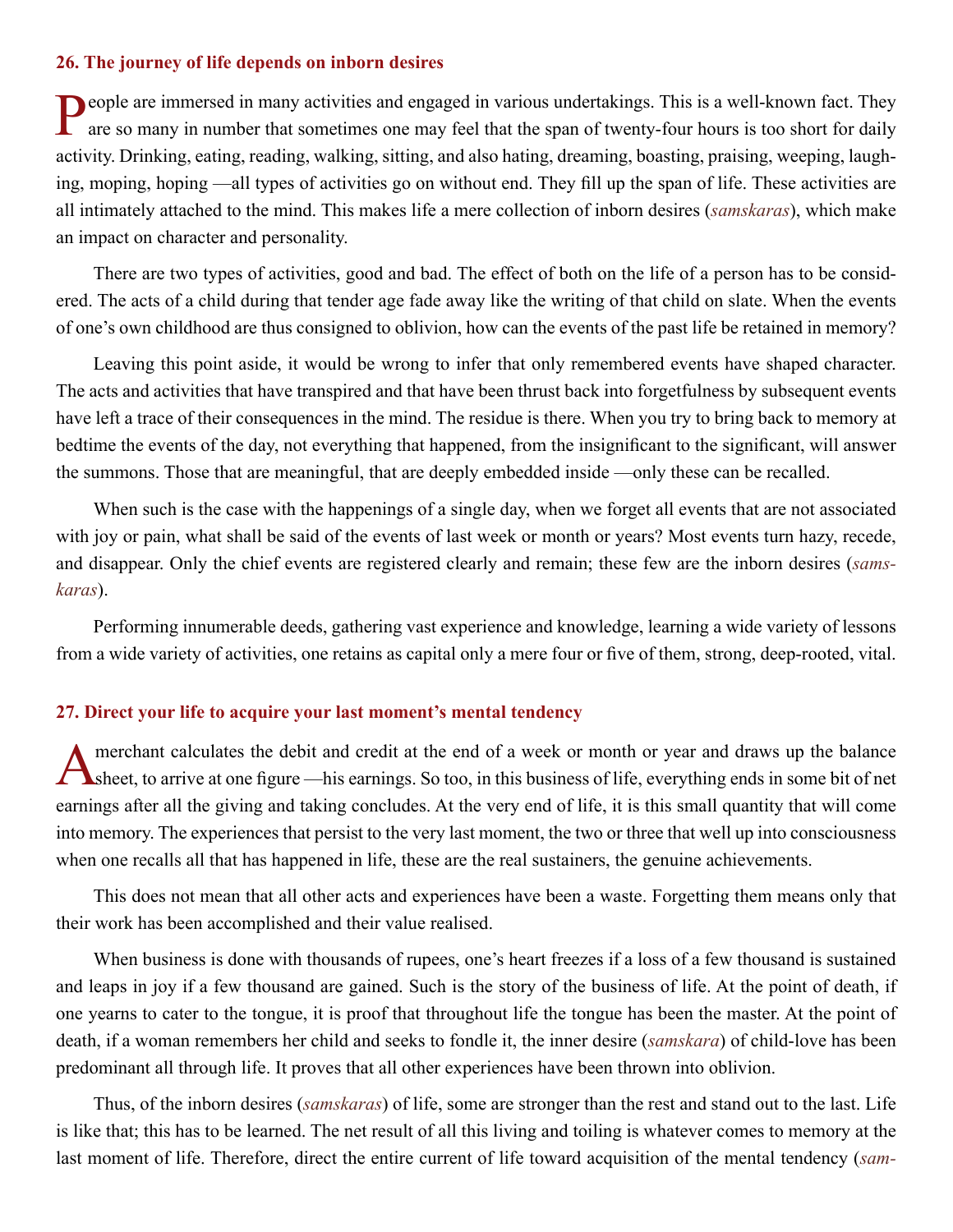### 26. The journey of life depends on inborn desires

People are immersed in many activities and engaged in various undertakings. This is a well-known fact. They are so many in number that sometimes one may feel that the span of twenty-four hours is too short for daily activity. Drinking, eating, reading, walking, sitting, and also hating, dreaming, boasting, praising, weeping, laughing, moping, hoping —all types of activities go on without end. They fill up the span of life. These activities are all intimately attached to the mind. This makes life a mere collection of inborn desires (*samskaras*), which make an impact on character and personality.

There are two types of activities, good and bad. The effect of both on the life of a person has to be considered. The acts of a child during that tender age fade away like the writing of that child on slate. When the events of one's own childhood are thus consigned to oblivion, how can the events of the past life be retained in memory?

Leaving this point aside, it would be wrong to infer that only remembered events have shaped character. The acts and activities that have transpired and that have been thrust back into forgetfulness by subsequent events have left a trace of their consequences in the mind. The residue is there. When you try to bring back to memory at bedtime the events of the day, not everything that happened, from the insignificant to the significant, will answer the summons. Those that are meaningful, that are deeply embedded inside —only these can be recalled.

When such is the case with the happenings of a single day, when we forget all events that are not associated with joy or pain, what shall be said of the events of last week or month or years? Most events turn hazy, recede, and disappear. Only the chief events are registered clearly and remain; these few are the inborn desires (*samskaras*).

Performing innumerable deeds, gathering vast experience and knowledge, learning a wide variety of lessons from a wide variety of activities, one retains as capital only a mere four or five of them, strong, deep-rooted, vital.

### 27. Direct your life to acquire your last moment's mental tendency

A merchant calculates the debit and credit at the end of a week or month or year and draws up the balance sheet, to arrive at one figure —his earnings. So too, in this business of life, everything ends in some bit of net earnings after all the giving and taking concludes. At the very end of life, it is this small quantity that will come into memory. The experiences that persist to the very last moment, the two or three that well up into consciousness when one recalls all that has happened in life, these are the real sustainers, the genuine achievements.

This does not mean that all other acts and experiences have been a waste. Forgetting them means only that their work has been accomplished and their value realised.

When business is done with thousands of rupees, one's heart freezes if a loss of a few thousand is sustained and leaps in joy if a few thousand are gained. Such is the story of the business of life. At the point of death, if one yearns to cater to the tongue, it is proof that throughout life the tongue has been the master. At the point of death, if a woman remembers her child and seeks to fondle it, the inner desire (*samskara*) of child-love has been predominant all through life. It proves that all other experiences have been thrown into oblivion.

Thus, of the inborn desires (*samskaras*) of life, some are stronger than the rest and stand out to the last. Life is like that; this has to be learned. The net result of all this living and toiling is whatever comes to memory at the last moment of life. Therefore, direct the entire current of life toward acquisition of the mental tendency (*sam-*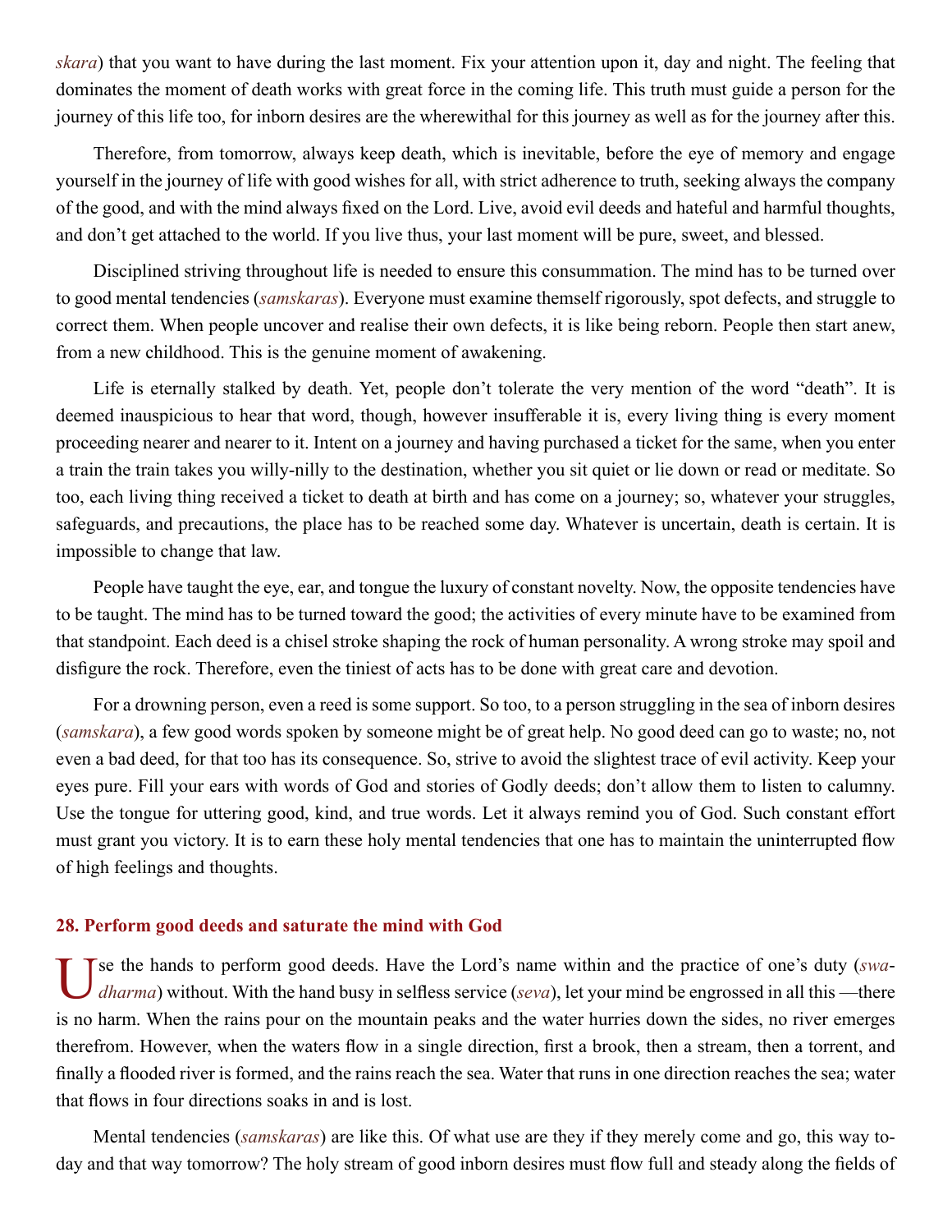*skara*) that you want to have during the last moment. Fix your attention upon it, day and night. The feeling that dominates the moment of death works with great force in the coming life. This truth must guide a person for the journey of this life too, for inborn desires are the wherewithal for this journey as well as for the journey after this.

Therefore, from tomorrow, always keep death, which is inevitable, before the eye of memory and engage yourself in the journey of life with good wishes for all, with strict adherence to truth, seeking always the company of the good, and with the mind always fixed on the Lord. Live, avoid evil deeds and hateful and harmful thoughts, and don't get attached to the world. If you live thus, your last moment will be pure, sweet, and blessed.

Disciplined striving throughout life is needed to ensure this consummation. The mind has to be turned over to good mental tendencies (*samskaras*). Everyone must examine themself rigorously, spot defects, and struggle to correct them. When people uncover and realise their own defects, it is like being reborn. People then start anew, from a new childhood. This is the genuine moment of awakening.

Life is eternally stalked by death. Yet, people don't tolerate the very mention of the word "death". It is deemed inauspicious to hear that word, though, however insufferable it is, every living thing is every moment proceeding nearer and nearer to it. Intent on a journey and having purchased a ticket for the same, when you enter a train the train takes you willy-nilly to the destination, whether you sit quiet or lie down or read or meditate. So too, each living thing received a ticket to death at birth and has come on a journey; so, whatever your struggles, safeguards, and precautions, the place has to be reached some day. Whatever is uncertain, death is certain. It is impossible to change that law.

People have taught the eye, ear, and tongue the luxury of constant novelty. Now, the opposite tendencies have to be taught. The mind has to be turned toward the good; the activities of every minute have to be examined from that standpoint. Each deed is a chisel stroke shaping the rock of human personality. A wrong stroke may spoil and disfigure the rock. Therefore, even the tiniest of acts has to be done with great care and devotion.

For a drowning person, even a reed is some support. So too, to a person struggling in the sea of inborn desires (*samskara*), a few good words spoken by someone might be of great help. No good deed can go to waste; no, not even a bad deed, for that too has its consequence. So, strive to avoid the slightest trace of evil activity. Keep your eyes pure. Fill your ears with words of God and stories of Godly deeds; don't allow them to listen to calumny. Use the tongue for uttering good, kind, and true words. Let it always remind you of God. Such constant effort must grant you victory. It is to earn these holy mental tendencies that one has to maintain the uninterrupted flow of high feelings and thoughts.

## 28. Perform good deeds and saturate the mind with God

Use the hands to perform good deeds. Have the Lord's name within and the practice of one's duty (*swadharma*) without. With the hand busy in selfless service (*seva*), let your mind be engrossed in all this —there is no harm. When the rains pour on the mountain peaks and the water hurries down the sides, no river emerges therefrom. However, when the waters flow in a single direction, first a brook, then a stream, then a torrent, and finally a flooded river is formed, and the rains reach the sea. Water that runs in one direction reaches the sea; water that flows in four directions soaks in and is lost.

Mental tendencies (*samskaras*) are like this. Of what use are they if they merely come and go, this way today and that way tomorrow? The holy stream of good inborn desires must flow full and steady along the fields of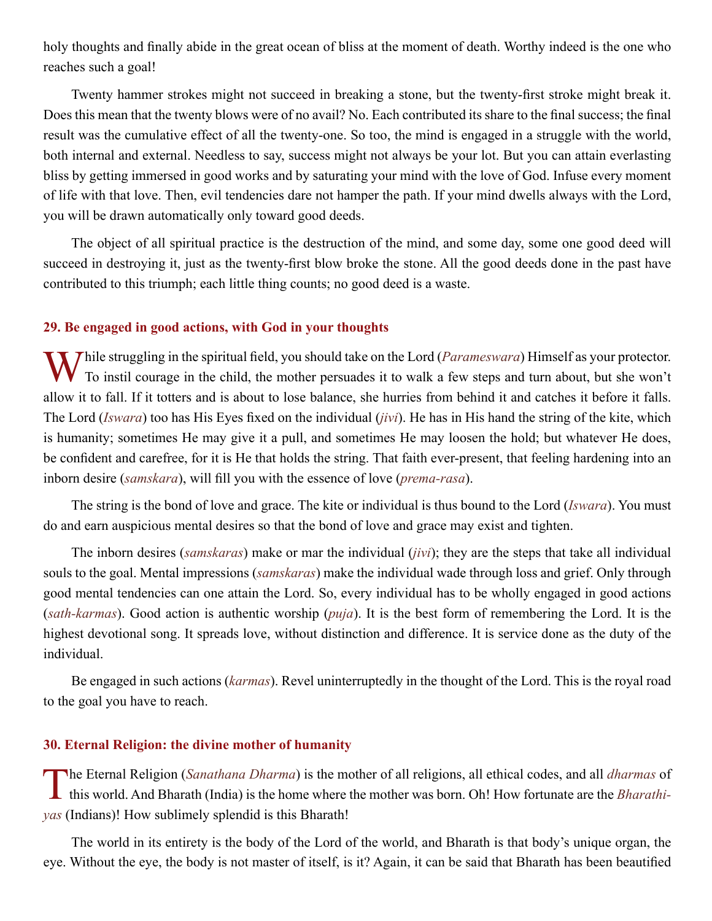holy thoughts and finally abide in the great ocean of bliss at the moment of death. Worthy indeed is the one who reaches such a goal!

Twenty hammer strokes might not succeed in breaking a stone, but the twenty-first stroke might break it. Does this mean that the twenty blows were of no avail? No. Each contributed its share to the final success; the final result was the cumulative effect of all the twenty-one. So too, the mind is engaged in a struggle with the world, both internal and external. Needless to say, success might not always be your lot. But you can attain everlasting bliss by getting immersed in good works and by saturating your mind with the love of God. Infuse every moment of life with that love. Then, evil tendencies dare not hamper the path. If your mind dwells always with the Lord, you will be drawn automatically only toward good deeds.

The object of all spiritual practice is the destruction of the mind, and some day, some one good deed will succeed in destroying it, just as the twenty-first blow broke the stone. All the good deeds done in the past have contributed to this triumph; each little thing counts; no good deed is a waste.

### 29. Be engaged in good actions, with God in your thoughts

While struggling in the spiritual field, you should take on the Lord (*Parameswara*) Himself as your protector. To instil courage in the child, the mother persuades it to walk a few steps and turn about, but she won't allow it to fall. If it totters and is about to lose balance, she hurries from behind it and catches it before it falls. The Lord (*Iswara*) too has His Eyes fixed on the individual (*jivi*). He has in His hand the string of the kite, which is humanity; sometimes He may give it a pull, and sometimes He may loosen the hold; but whatever He does, be confident and carefree, for it is He that holds the string. That faith ever-present, that feeling hardening into an inborn desire (*samskara*), will fill you with the essence of love (*prema-rasa*).

The string is the bond of love and grace. The kite or individual is thus bound to the Lord (*Iswara*). You must do and earn auspicious mental desires so that the bond of love and grace may exist and tighten.

The inborn desires (*samskaras*) make or mar the individual (*jivi*); they are the steps that take all individual souls to the goal. Mental impressions (*samskaras*) make the individual wade through loss and grief. Only through good mental tendencies can one attain the Lord. So, every individual has to be wholly engaged in good actions (*sath-karmas*). Good action is authentic worship (*puja*). It is the best form of remembering the Lord. It is the highest devotional song. It spreads love, without distinction and difference. It is service done as the duty of the individual.

Be engaged in such actions (*karmas*). Revel uninterruptedly in the thought of the Lord. This is the royal road to the goal you have to reach.

### 30. Eternal Religion: the divine mother of humanity

The Eternal Religion (*Sanathana Dharma*) is the mother of all religions, all ethical codes, and all *dharmas* of this world. And Bharath (India) is the home where the mother was born. Oh! How fortunate are the *Bharathiyas* (Indians)! How sublimely splendid is this Bharath!

The world in its entirety is the body of the Lord of the world, and Bharath is that body's unique organ, the eye. Without the eye, the body is not master of itself, is it? Again, it can be said that Bharath has been beautified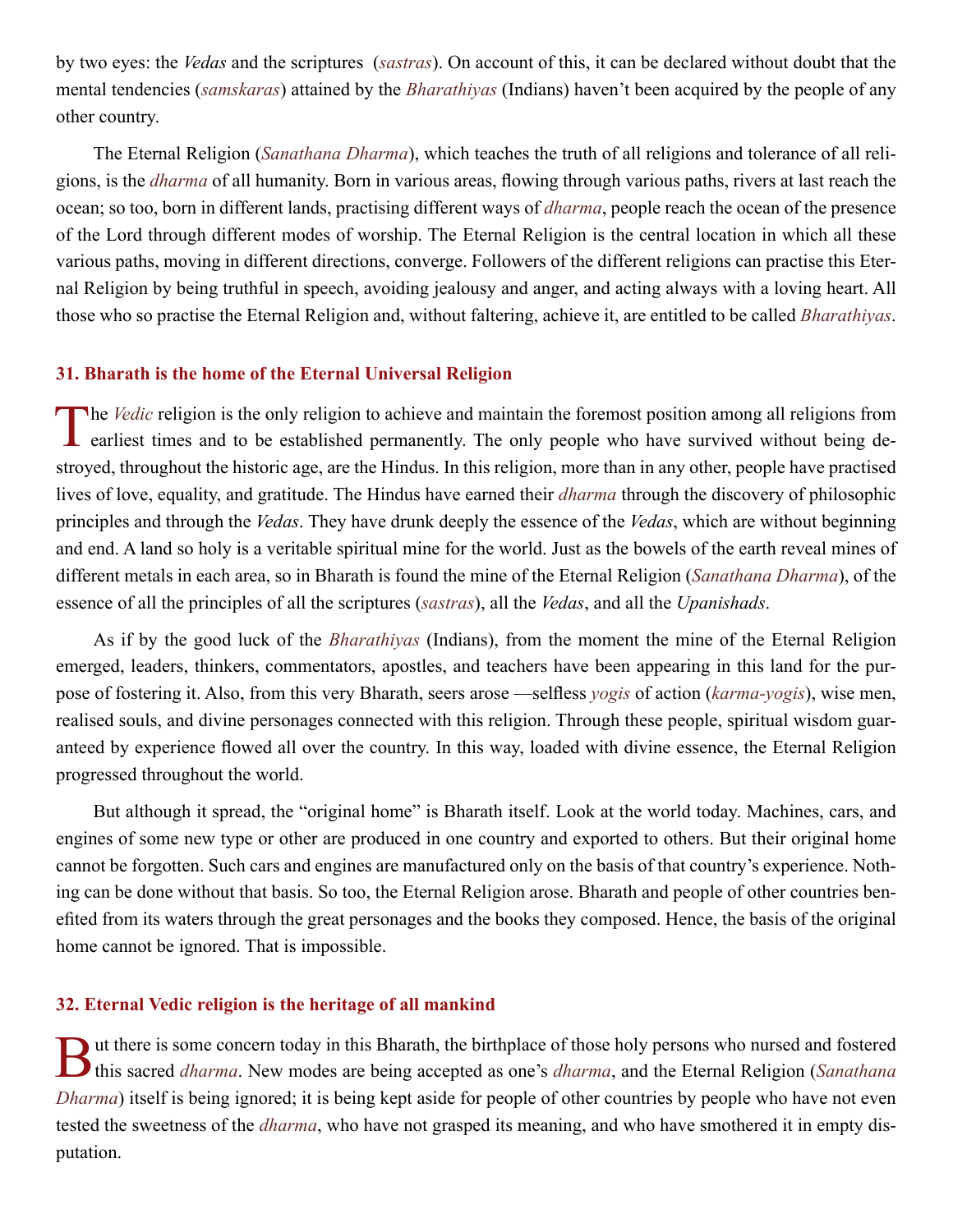by two eyes: the *Vedas* and the scriptures (*sastras*). On account of this, it can be declared without doubt that the mental tendencies (*samskaras*) attained by the *Bharathiyas* (Indians) haven't been acquired by the people of any other country.

The Eternal Religion (*Sanathana Dharma*), which teaches the truth of all religions and tolerance of all religions, is the *dharma* of all humanity. Born in various areas, flowing through various paths, rivers at last reach the ocean; so too, born in different lands, practising different ways of *dharma*, people reach the ocean of the presence of the Lord through different modes of worship. The Eternal Religion is the central location in which all these various paths, moving in different directions, converge. Followers of the different religions can practise this Eternal Religion by being truthful in speech, avoiding jealousy and anger, and acting always with a loving heart. All those who so practise the Eternal Religion and, without faltering, achieve it, are entitled to be called *Bharathiyas*.

### 31. Bharath is the home of the Eternal Universal Religion

The *Vedic* religion is the only religion to achieve and maintain the foremost position among all religions from earliest times and to be established permanently. The only people who have survived without being destroyed, throughout the historic age, are the Hindus. In this religion, more than in any other, people have practised lives of love, equality, and gratitude. The Hindus have earned their *dharma* through the discovery of philosophic principles and through the *Vedas*. They have drunk deeply the essence of the *Vedas*, which are without beginning and end. A land so holy is a veritable spiritual mine for the world. Just as the bowels of the earth reveal mines of different metals in each area, so in Bharath is found the mine of the Eternal Religion (*Sanathana Dharma*), of the essence of all the principles of all the scriptures (*sastras*), all the *Vedas*, and all the *Upanishads*.

As if by the good luck of the *Bharathiyas* (Indians), from the moment the mine of the Eternal Religion emerged, leaders, thinkers, commentators, apostles, and teachers have been appearing in this land for the purpose of fostering it. Also, from this very Bharath, seers arose —selfless *yogis* of action (*karma-yogis*), wise men, realised souls, and divine personages connected with this religion. Through these people, spiritual wisdom guaranteed by experience flowed all over the country. In this way, loaded with divine essence, the Eternal Religion progressed throughout the world.

But although it spread, the "original home" is Bharath itself. Look at the world today. Machines, cars, and engines of some new type or other are produced in one country and exported to others. But their original home cannot be forgotten. Such cars and engines are manufactured only on the basis of that country's experience. Nothing can be done without that basis. So too, the Eternal Religion arose. Bharath and people of other countries benefited from its waters through the great personages and the books they composed. Hence, the basis of the original home cannot be ignored. That is impossible.

### 32. Eternal Vedic religion is the heritage of all mankind

But there is some concern today in this Bharath, the birthplace of those holy persons who nursed and fostered this sacred *dharma*. New modes are being accepted as one's *dharma*, and the Eternal Religion (*Sanathana Dharma*) itself is being ignored; it is being kept aside for people of other countries by people who have not even tested the sweetness of the *dharma*, who have not grasped its meaning, and who have smothered it in empty disputation.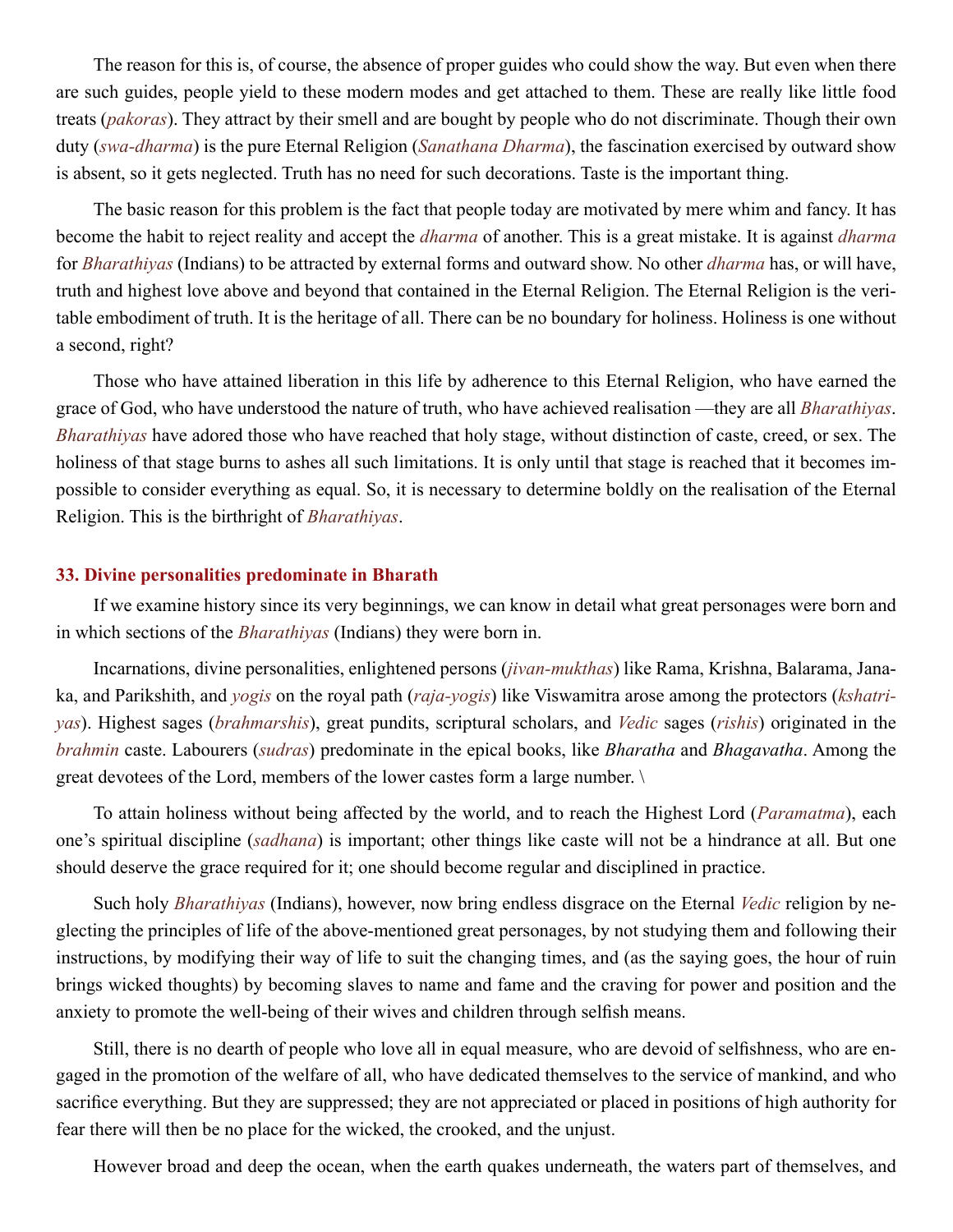The reason for this is, of course, the absence of proper guides who could show the way. But even when there are such guides, people yield to these modern modes and get attached to them. These are really like little food treats (*pakoras*). They attract by their smell and are bought by people who do not discriminate. Though their own duty (*swa-dharma*) is the pure Eternal Religion (*Sanathana Dharma*), the fascination exercised by outward show is absent, so it gets neglected. Truth has no need for such decorations. Taste is the important thing.

The basic reason for this problem is the fact that people today are motivated by mere whim and fancy. It has become the habit to reject reality and accept the *dharma* of another. This is a great mistake. It is against *dharma* for *Bharathiyas* (Indians) to be attracted by external forms and outward show. No other *dharma* has, or will have, truth and highest love above and beyond that contained in the Eternal Religion. The Eternal Religion is the veritable embodiment of truth. It is the heritage of all. There can be no boundary for holiness. Holiness is one without a second, right?

Those who have attained liberation in this life by adherence to this Eternal Religion, who have earned the grace of God, who have understood the nature of truth, who have achieved realisation —they are all *Bharathiyas*. *Bharathiyas* have adored those who have reached that holy stage, without distinction of caste, creed, or sex. The holiness of that stage burns to ashes all such limitations. It is only until that stage is reached that it becomes impossible to consider everything as equal. So, it is necessary to determine boldly on the realisation of the Eternal Religion. This is the birthright of *Bharathiyas*.

### 33. Divine personalities predominate in Bharath

If we examine history since its very beginnings, we can know in detail what great personages were born and in which sections of the *Bharathiyas* (Indians) they were born in.

Incarnations, divine personalities, enlightened persons (*jivan-mukthas*) like Rama, Krishna, Balarama, Janaka, and Parikshith, and *yogis* on the royal path (*raja-yogis*) like Viswamitra arose among the protectors (*kshatriyas*). Highest sages (*brahmarshis*), great pundits, scriptural scholars, and *Vedic* sages (*rishis*) originated in the *brahmin* caste. Labourers (*sudras*) predominate in the epical books, like *Bharatha* and *Bhagavatha*. Among the great devotees of the Lord, members of the lower castes form a large number. \

To attain holiness without being affected by the world, and to reach the Highest Lord (*Paramatma*), each one's spiritual discipline (*sadhana*) is important; other things like caste will not be a hindrance at all. But one should deserve the grace required for it; one should become regular and disciplined in practice.

Such holy *Bharathiyas* (Indians), however, now bring endless disgrace on the Eternal *Vedic* religion by neglecting the principles of life of the above-mentioned great personages, by not studying them and following their instructions, by modifying their way of life to suit the changing times, and (as the saying goes, the hour of ruin brings wicked thoughts) by becoming slaves to name and fame and the craving for power and position and the anxiety to promote the well-being of their wives and children through selfish means.

Still, there is no dearth of people who love all in equal measure, who are devoid of selfishness, who are engaged in the promotion of the welfare of all, who have dedicated themselves to the service of mankind, and who sacrifice everything. But they are suppressed; they are not appreciated or placed in positions of high authority for fear there will then be no place for the wicked, the crooked, and the unjust.

However broad and deep the ocean, when the earth quakes underneath, the waters part of themselves, and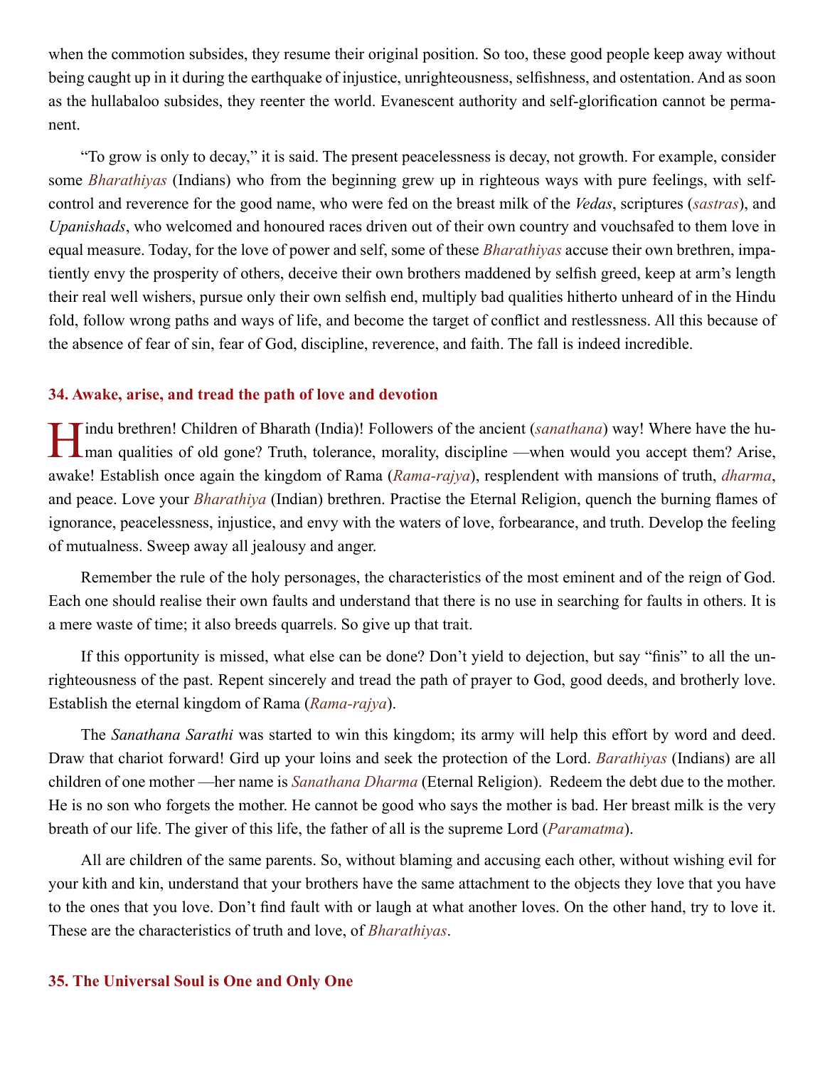when the commotion subsides, they resume their original position. So too, these good people keep away without being caught up in it during the earthquake of injustice, unrighteousness, selfishness, and ostentation. And as soon as the hullabaloo subsides, they reenter the world. Evanescent authority and self-glorification cannot be permanent.

"To grow is only to decay," it is said. The present peacelessness is decay, not growth. For example, consider some *Bharathiyas* (Indians) who from the beginning grew up in righteous ways with pure feelings, with self-control and reverence for the good name, who were fed on the breast milk of the *Vedas*, scriptures (*sastras*), and *Upanishads*, who welcomed and honoured races driven out of their own country and vouchsafed to them love in equal measure. Today, for the love of power and self, some of these *Bharathiyas* accuse their own brethren, impatiently envy the prosperity of others, deceive their own brothers maddened by selfish greed, keep at arm's length their real well wishers, pursue only their own selfish end, multiply bad qualities hitherto unheard of in the Hindu fold, follow wrong paths and ways of life, and become the target of conflict and restlessness. All this because of the absence of fear of sin, fear of God, discipline, reverence, and faith. The fall is indeed incredible.

### 34. Awake, arise, and tread the path of love and devotion

Hindu brethren! Children of Bharath (India)! Followers of the ancient (*sanathana*) way! Where have the human qualities of old gone? Truth, tolerance, morality, discipline —when would you accept them? Arise, awake! Establish once again the kingdom of Rama (*Rama-rajya*), resplendent with mansions of truth, *dharma*, and peace. Love your *Bharathiya* (Indian) brethren. Practise the Eternal Religion, quench the burning flames of ignorance, peacelessness, injustice, and envy with the waters of love, forbearance, and truth. Develop the feeling of mutualness. Sweep away all jealousy and anger.

Remember the rule of the holy personages, the characteristics of the most eminent and of the reign of God. Each one should realise their own faults and understand that there is no use in searching for faults in others. It is a mere waste of time; it also breeds quarrels. So give up that trait.

If this opportunity is missed, what else can be done? Don't yield to dejection, but say "finis" to all the unrighteousness of the past. Repent sincerely and tread the path of prayer to God, good deeds, and brotherly love. Establish the eternal kingdom of Rama (*Rama-rajya*).

The *Sanathana Sarathi* was started to win this kingdom; its army will help this effort by word and deed. Draw that chariot forward! Gird up your loins and seek the protection of the Lord. *Barathiyas* (Indians) are all children of one mother —her name is *Sanathana Dharma* (Eternal Religion). Redeem the debt due to the mother. He is no son who forgets the mother. He cannot be good who says the mother is bad. Her breast milk is the very breath of our life. The giver of this life, the father of all is the supreme Lord (*Paramatma*).

All are children of the same parents. So, without blaming and accusing each other, without wishing evil for your kith and kin, understand that your brothers have the same attachment to the objects they love that you have to the ones that you love. Don't find fault with or laugh at what another loves. On the other hand, try to love it. These are the characteristics of truth and love, of *Bharathiyas*.

### 35. The Universal Soul is One and Only One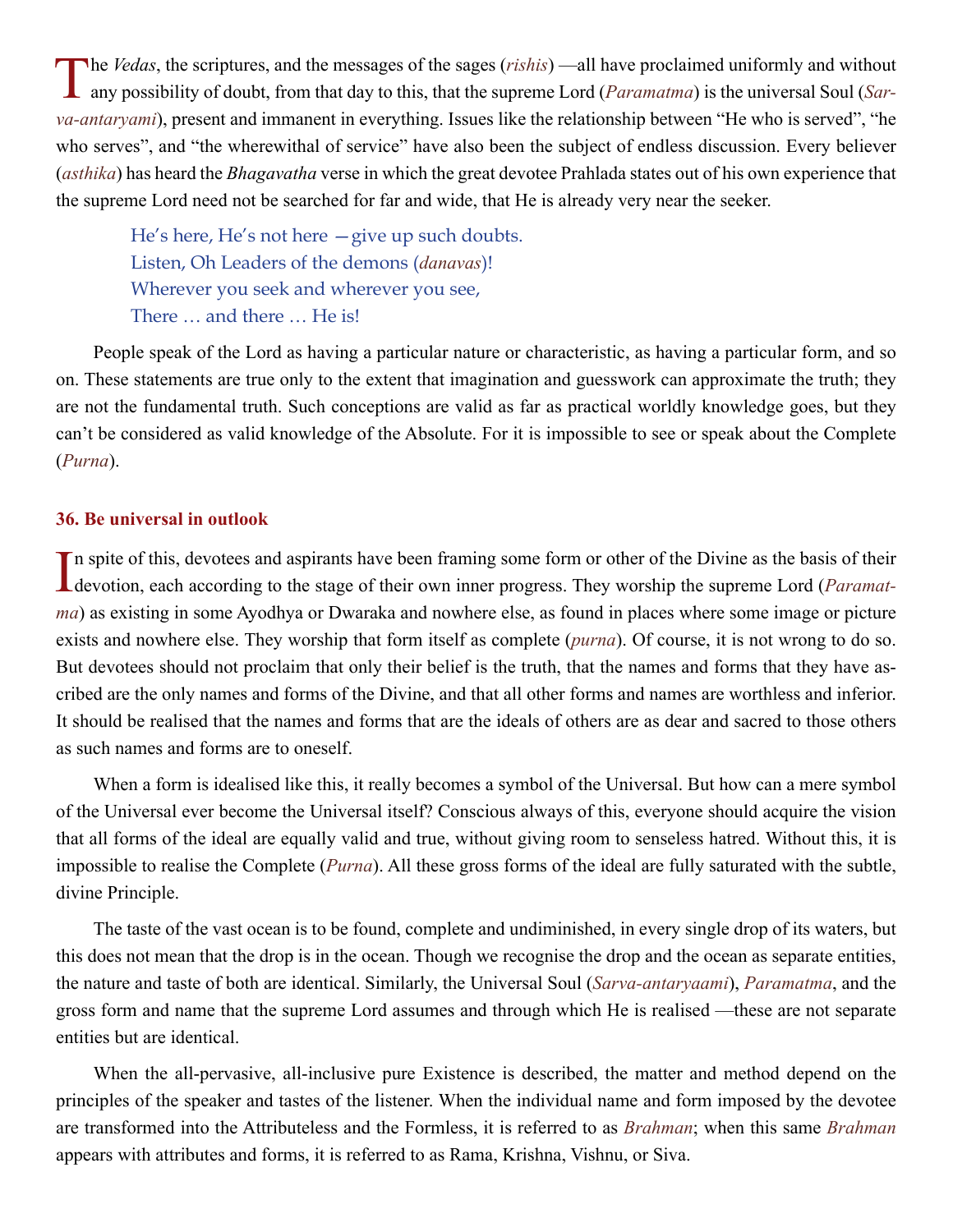The *Vedas*, the scriptures, and the messages of the sages (*rishis*) —all have proclaimed uniformly and without any possibility of doubt, from that day to this, that the supreme Lord (*Paramatma*) is the universal Soul (*Sarva-antaryami*), present and immanent in everything. Issues like the relationship between "He who is served", "he who serves", and "the wherewithal of service" have also been the subject of endless discussion. Every believer (*asthika*) has heard the *Bhagavatha* verse in which the great devotee Prahlada states out of his own experience that the supreme Lord need not be searched for far and wide, that He is already very near the seeker.

> He's here, He's not here —give up such doubts.
> Listen, Oh Leaders of the demons (*danavas*)!
> Wherever you seek and wherever you see,
> There … and there … He is!

People speak of the Lord as having a particular nature or characteristic, as having a particular form, and so on. These statements are true only to the extent that imagination and guesswork can approximate the truth; they are not the fundamental truth. Such conceptions are valid as far as practical worldly knowledge goes, but they can't be considered as valid knowledge of the Absolute. For it is impossible to see or speak about the Complete (*Purna*).

## 36. Be universal in outlook

In spite of this, devotees and aspirants have been framing some form or other of the Divine as the basis of their devotion, each according to the stage of their own inner progress. They worship the supreme Lord (*Paramatma*) as existing in some Ayodhya or Dwaraka and nowhere else, as found in places where some image or picture exists and nowhere else. They worship that form itself as complete (*purna*). Of course, it is not wrong to do so. But devotees should not proclaim that only their belief is the truth, that the names and forms that they have ascribed are the only names and forms of the Divine, and that all other forms and names are worthless and inferior. It should be realised that the names and forms that are the ideals of others are as dear and sacred to those others as such names and forms are to oneself.

When a form is idealised like this, it really becomes a symbol of the Universal. But how can a mere symbol of the Universal ever become the Universal itself? Conscious always of this, everyone should acquire the vision that all forms of the ideal are equally valid and true, without giving room to senseless hatred. Without this, it is impossible to realise the Complete (*Purna*). All these gross forms of the ideal are fully saturated with the subtle, divine Principle.

The taste of the vast ocean is to be found, complete and undiminished, in every single drop of its waters, but this does not mean that the drop is in the ocean. Though we recognise the drop and the ocean as separate entities, the nature and taste of both are identical. Similarly, the Universal Soul (*Sarva-antaryaami*), *Paramatma*, and the gross form and name that the supreme Lord assumes and through which He is realised —these are not separate entities but are identical.

When the all-pervasive, all-inclusive pure Existence is described, the matter and method depend on the principles of the speaker and tastes of the listener. When the individual name and form imposed by the devotee are transformed into the Attributeless and the Formless, it is referred to as *Brahman*; when this same *Brahman* appears with attributes and forms, it is referred to as Rama, Krishna, Vishnu, or Siva.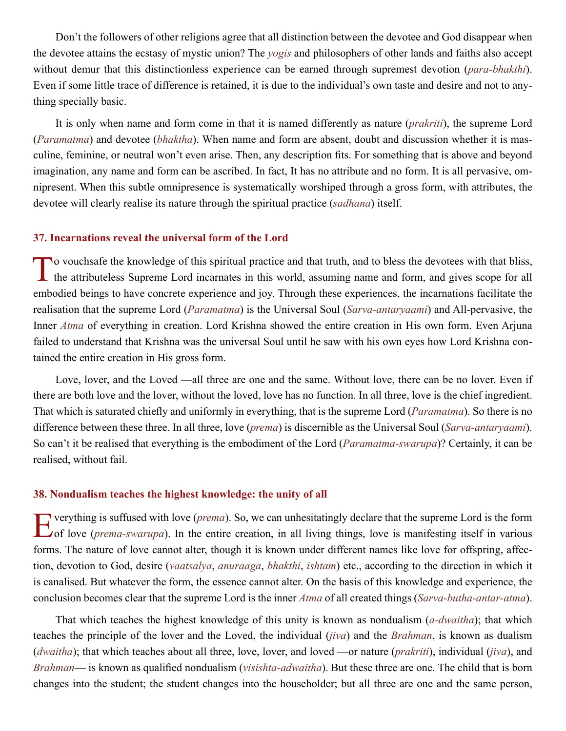Don't the followers of other religions agree that all distinction between the devotee and God disappear when the devotee attains the ecstasy of mystic union? The *yogis* and philosophers of other lands and faiths also accept without demur that this distinctionless experience can be earned through supremest devotion (*para-bhakthi*). Even if some little trace of difference is retained, it is due to the individual's own taste and desire and not to anything specially basic.

It is only when name and form come in that it is named differently as nature (*prakriti*), the supreme Lord (*Paramatma*) and devotee (*bhaktha*). When name and form are absent, doubt and discussion whether it is masculine, feminine, or neutral won't even arise. Then, any description fits. For something that is above and beyond imagination, any name and form can be ascribed. In fact, It has no attribute and no form. It is all pervasive, omnipresent. When this subtle omnipresence is systematically worshiped through a gross form, with attributes, the devotee will clearly realise its nature through the spiritual practice (*sadhana*) itself.

### 37. Incarnations reveal the universal form of the Lord

To vouchsafe the knowledge of this spiritual practice and that truth, and to bless the devotees with that bliss, the attributeless Supreme Lord incarnates in this world, assuming name and form, and gives scope for all embodied beings to have concrete experience and joy. Through these experiences, the incarnations facilitate the realisation that the supreme Lord (*Paramatma*) is the Universal Soul (*Sarva-antaryaami*) and All-pervasive, the Inner *Atma* of everything in creation. Lord Krishna showed the entire creation in His own form. Even Arjuna failed to understand that Krishna was the universal Soul until he saw with his own eyes how Lord Krishna contained the entire creation in His gross form.

Love, lover, and the Loved —all three are one and the same. Without love, there can be no lover. Even if there are both love and the lover, without the loved, love has no function. In all three, love is the chief ingredient. That which is saturated chiefly and uniformly in everything, that is the supreme Lord (*Paramatma*). So there is no difference between these three. In all three, love (*prema*) is discernible as the Universal Soul (*Sarva-antaryaami*). So can't it be realised that everything is the embodiment of the Lord (*Paramatma-swarupa*)? Certainly, it can be realised, without fail.

### 38. Nondualism teaches the highest knowledge: the unity of all

Everything is suffused with love (*prema*). So, we can unhesitatingly declare that the supreme Lord is the form of love (*prema-swarupa*). In the entire creation, in all living things, love is manifesting itself in various forms. The nature of love cannot alter, though it is known under different names like love for offspring, affection, devotion to God, desire (*vaatsalya*, *anuraaga*, *bhakthi*, *ishtam*) etc., according to the direction in which it is canalised. But whatever the form, the essence cannot alter. On the basis of this knowledge and experience, the conclusion becomes clear that the supreme Lord is the inner *Atma* of all created things (*Sarva-butha-antar-atma*).

That which teaches the highest knowledge of this unity is known as nondualism (*a-dwaitha*); that which teaches the principle of the lover and the Loved, the individual (*jiva*) and the *Brahman*, is known as dualism (*dwaitha*); that which teaches about all three, love, lover, and loved —or nature (*prakriti*), individual (*jiva*), and *Brahman*— is known as qualified nondualism (*visishta-adwaitha*). But these three are one. The child that is born changes into the student; the student changes into the householder; but all three are one and the same person,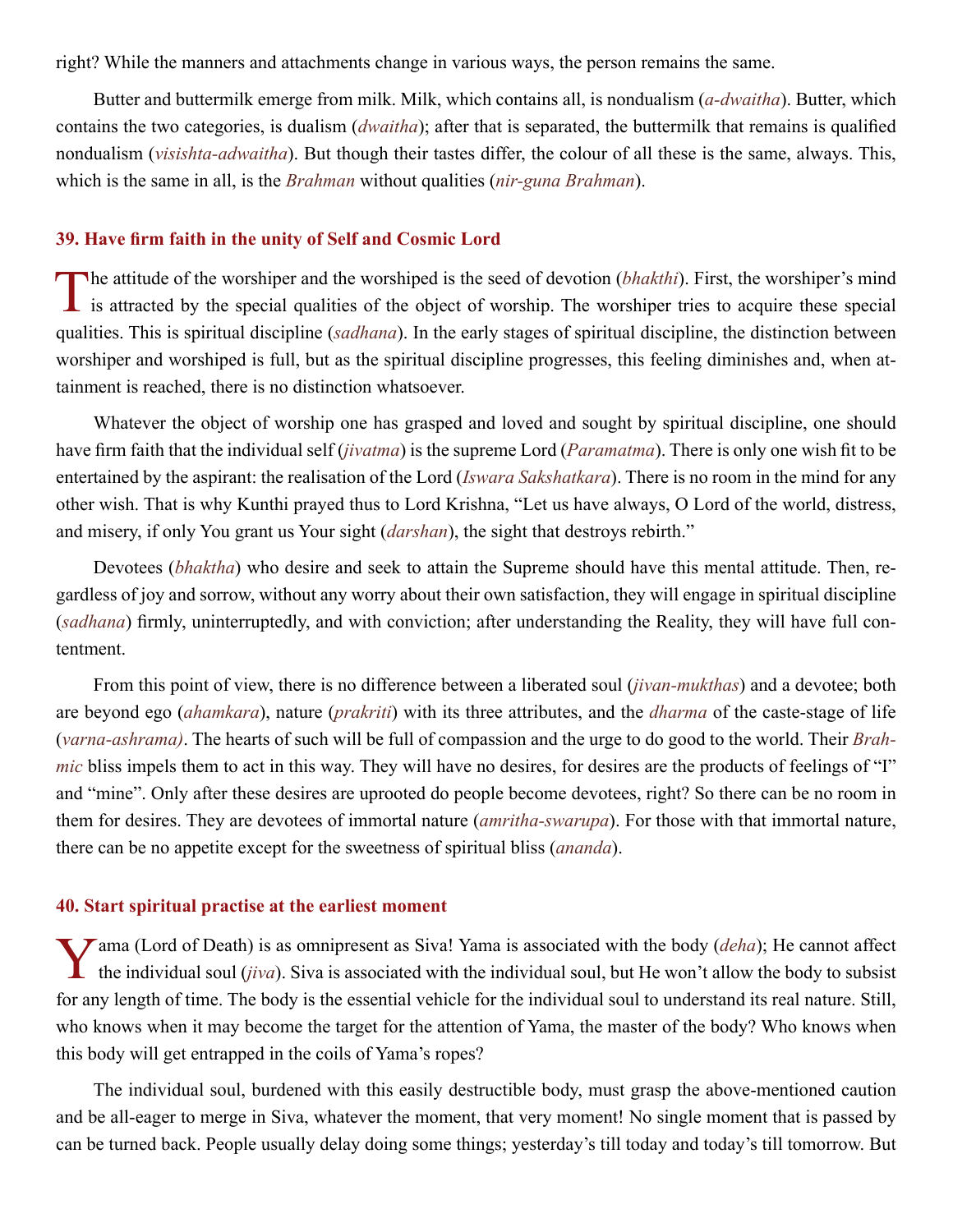right? While the manners and attachments change in various ways, the person remains the same.

Butter and buttermilk emerge from milk. Milk, which contains all, is nondualism (*a-dwaitha*). Butter, which contains the two categories, is dualism (*dwaitha*); after that is separated, the buttermilk that remains is qualified nondualism (*visishta-adwaitha*). But though their tastes differ, the colour of all these is the same, always. This, which is the same in all, is the *Brahman* without qualities (*nir-guna Brahman*).

### 39. Have firm faith in the unity of Self and Cosmic Lord

The attitude of the worshiper and the worshiped is the seed of devotion (*bhakthi*). First, the worshiper's mind is attracted by the special qualities of the object of worship. The worshiper tries to acquire these special qualities. This is spiritual discipline (*sadhana*). In the early stages of spiritual discipline, the distinction between worshiper and worshiped is full, but as the spiritual discipline progresses, this feeling diminishes and, when attainment is reached, there is no distinction whatsoever.

Whatever the object of worship one has grasped and loved and sought by spiritual discipline, one should have firm faith that the individual self (*jivatma*) is the supreme Lord (*Paramatma*). There is only one wish fit to be entertained by the aspirant: the realisation of the Lord (*Iswara Sakshatkara*). There is no room in the mind for any other wish. That is why Kunthi prayed thus to Lord Krishna, "Let us have always, O Lord of the world, distress, and misery, if only You grant us Your sight (*darshan*), the sight that destroys rebirth."

Devotees (*bhaktha*) who desire and seek to attain the Supreme should have this mental attitude. Then, regardless of joy and sorrow, without any worry about their own satisfaction, they will engage in spiritual discipline (*sadhana*) firmly, uninterruptedly, and with conviction; after understanding the Reality, they will have full contentment.

From this point of view, there is no difference between a liberated soul (*jivan-mukthas*) and a devotee; both are beyond ego (*ahamkara*), nature (*prakriti*) with its three attributes, and the *dharma* of the caste-stage of life (*varna-ashrama)*. The hearts of such will be full of compassion and the urge to do good to the world. Their *Brahmic* bliss impels them to act in this way. They will have no desires, for desires are the products of feelings of "I" and "mine". Only after these desires are uprooted do people become devotees, right? So there can be no room in them for desires. They are devotees of immortal nature (*amritha-swarupa*). For those with that immortal nature, there can be no appetite except for the sweetness of spiritual bliss (*ananda*).

### 40. Start spiritual practise at the earliest moment

Yama (Lord of Death) is as omnipresent as Siva! Yama is associated with the body (*deha*); He cannot affect the individual soul (*jiva*). Siva is associated with the individual soul, but He won't allow the body to subsist for any length of time. The body is the essential vehicle for the individual soul to understand its real nature. Still, who knows when it may become the target for the attention of Yama, the master of the body? Who knows when this body will get entrapped in the coils of Yama's ropes?

The individual soul, burdened with this easily destructible body, must grasp the above-mentioned caution and be all-eager to merge in Siva, whatever the moment, that very moment! No single moment that is passed by can be turned back. People usually delay doing some things; yesterday's till today and today's till tomorrow. But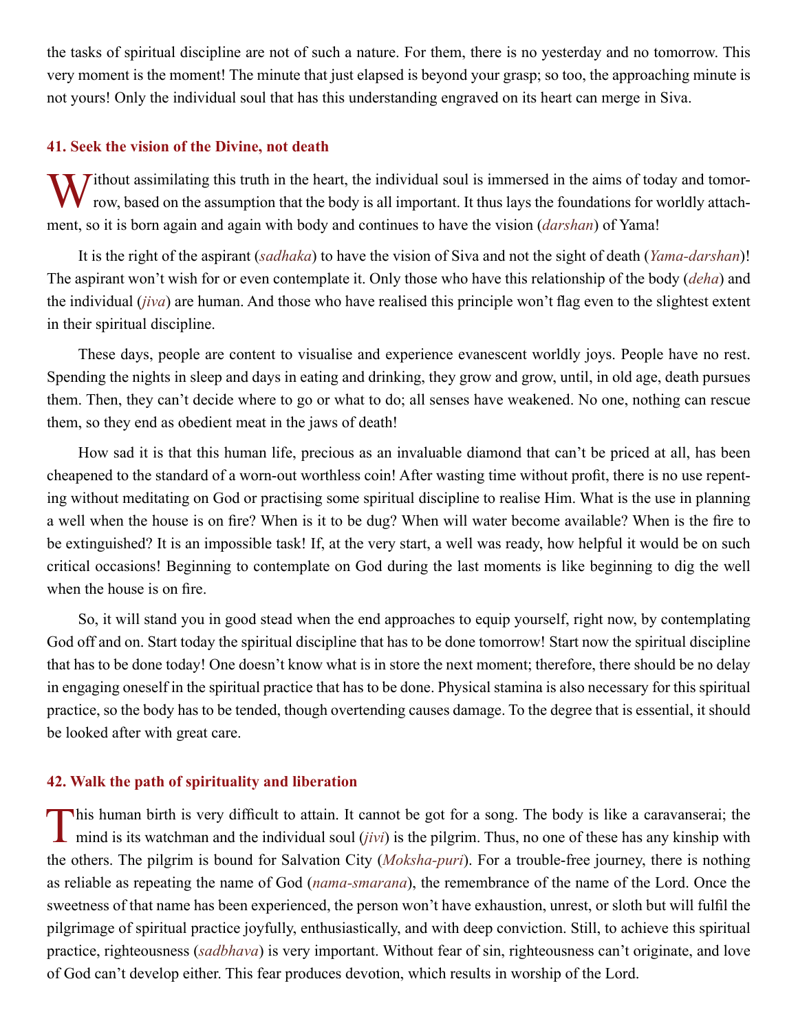the tasks of spiritual discipline are not of such a nature. For them, there is no yesterday and no tomorrow. This very moment is the moment! The minute that just elapsed is beyond your grasp; so too, the approaching minute is not yours! Only the individual soul that has this understanding engraved on its heart can merge in Siva.

### 41. Seek the vision of the Divine, not death

Without assimilating this truth in the heart, the individual soul is immersed in the aims of today and tomorrow, based on the assumption that the body is all important. It thus lays the foundations for worldly attachment, so it is born again and again with body and continues to have the vision (*darshan*) of Yama!

It is the right of the aspirant (*sadhaka*) to have the vision of Siva and not the sight of death (*Yama-darshan*)! The aspirant won't wish for or even contemplate it. Only those who have this relationship of the body (*deha*) and the individual (*jiva*) are human. And those who have realised this principle won't flag even to the slightest extent in their spiritual discipline.

These days, people are content to visualise and experience evanescent worldly joys. People have no rest. Spending the nights in sleep and days in eating and drinking, they grow and grow, until, in old age, death pursues them. Then, they can't decide where to go or what to do; all senses have weakened. No one, nothing can rescue them, so they end as obedient meat in the jaws of death!

How sad it is that this human life, precious as an invaluable diamond that can't be priced at all, has been cheapened to the standard of a worn-out worthless coin! After wasting time without profit, there is no use repenting without meditating on God or practising some spiritual discipline to realise Him. What is the use in planning a well when the house is on fire? When is it to be dug? When will water become available? When is the fire to be extinguished? It is an impossible task! If, at the very start, a well was ready, how helpful it would be on such critical occasions! Beginning to contemplate on God during the last moments is like beginning to dig the well when the house is on fire.

So, it will stand you in good stead when the end approaches to equip yourself, right now, by contemplating God off and on. Start today the spiritual discipline that has to be done tomorrow! Start now the spiritual discipline that has to be done today! One doesn't know what is in store the next moment; therefore, there should be no delay in engaging oneself in the spiritual practice that has to be done. Physical stamina is also necessary for this spiritual practice, so the body has to be tended, though overtending causes damage. To the degree that is essential, it should be looked after with great care.

### 42. Walk the path of spirituality and liberation

This human birth is very difficult to attain. It cannot be got for a song. The body is like a caravanserai; the mind is its watchman and the individual soul (*jivi*) is the pilgrim. Thus, no one of these has any kinship with the others. The pilgrim is bound for Salvation City (*Moksha-puri*). For a trouble-free journey, there is nothing as reliable as repeating the name of God (*nama-smarana*), the remembrance of the name of the Lord. Once the sweetness of that name has been experienced, the person won't have exhaustion, unrest, or sloth but will fulfil the pilgrimage of spiritual practice joyfully, enthusiastically, and with deep conviction. Still, to achieve this spiritual practice, righteousness (*sadbhava*) is very important. Without fear of sin, righteousness can't originate, and love of God can't develop either. This fear produces devotion, which results in worship of the Lord.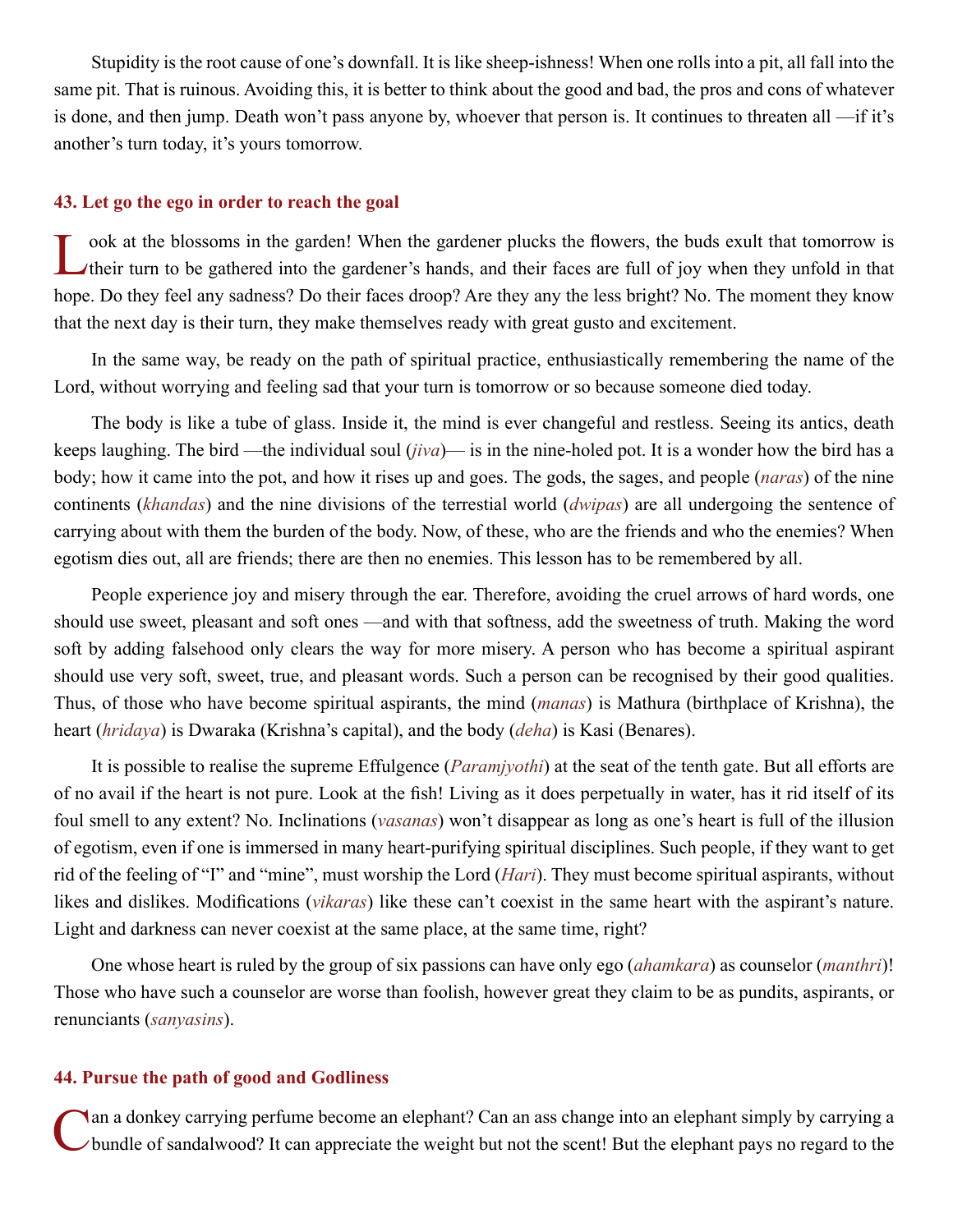Stupidity is the root cause of one's downfall. It is like sheep-ishness! When one rolls into a pit, all fall into the same pit. That is ruinous. Avoiding this, it is better to think about the good and bad, the pros and cons of whatever is done, and then jump. Death won't pass anyone by, whoever that person is. It continues to threaten all —if it's another's turn today, it's yours tomorrow.

### 43. Let go the ego in order to reach the goal

Look at the blossoms in the garden! When the gardener plucks the flowers, the buds exult that tomorrow is their turn to be gathered into the gardener's hands, and their faces are full of joy when they unfold in that hope. Do they feel any sadness? Do their faces droop? Are they any the less bright? No. The moment they know that the next day is their turn, they make themselves ready with great gusto and excitement.

In the same way, be ready on the path of spiritual practice, enthusiastically remembering the name of the Lord, without worrying and feeling sad that your turn is tomorrow or so because someone died today.

The body is like a tube of glass. Inside it, the mind is ever changeful and restless. Seeing its antics, death keeps laughing. The bird —the individual soul (*jiva*)— is in the nine-holed pot. It is a wonder how the bird has a body; how it came into the pot, and how it rises up and goes. The gods, the sages, and people (*naras*) of the nine continents (*khandas*) and the nine divisions of the terrestial world (*dwipas*) are all undergoing the sentence of carrying about with them the burden of the body. Now, of these, who are the friends and who the enemies? When egotism dies out, all are friends; there are then no enemies. This lesson has to be remembered by all.

People experience joy and misery through the ear. Therefore, avoiding the cruel arrows of hard words, one should use sweet, pleasant and soft ones —and with that softness, add the sweetness of truth. Making the word soft by adding falsehood only clears the way for more misery. A person who has become a spiritual aspirant should use very soft, sweet, true, and pleasant words. Such a person can be recognised by their good qualities. Thus, of those who have become spiritual aspirants, the mind (*manas*) is Mathura (birthplace of Krishna), the heart (*hridaya*) is Dwaraka (Krishna's capital), and the body (*deha*) is Kasi (Benares).

It is possible to realise the supreme Effulgence (*Paramjyothi*) at the seat of the tenth gate. But all efforts are of no avail if the heart is not pure. Look at the fish! Living as it does perpetually in water, has it rid itself of its foul smell to any extent? No. Inclinations (*vasanas*) won't disappear as long as one's heart is full of the illusion of egotism, even if one is immersed in many heart-purifying spiritual disciplines. Such people, if they want to get rid of the feeling of "I" and "mine", must worship the Lord (*Hari*). They must become spiritual aspirants, without likes and dislikes. Modifications (*vikaras*) like these can't coexist in the same heart with the aspirant's nature. Light and darkness can never coexist at the same place, at the same time, right?

One whose heart is ruled by the group of six passions can have only ego (*ahamkara*) as counselor (*manthri*)! Those who have such a counselor are worse than foolish, however great they claim to be as pundits, aspirants, or renunciants (*sanyasins*).

### 44. Pursue the path of good and Godliness

Can a donkey carrying perfume become an elephant? Can an ass change into an elephant simply by carrying a bundle of sandalwood? It can appreciate the weight but not the scent! But the elephant pays no regard to the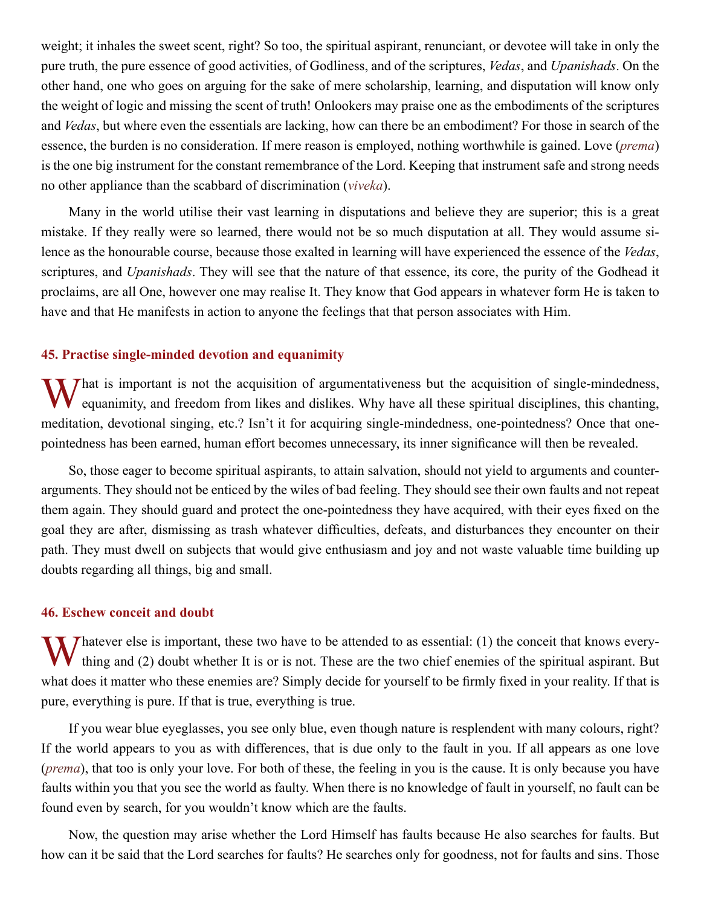weight; it inhales the sweet scent, right? So too, the spiritual aspirant, renunciant, or devotee will take in only the pure truth, the pure essence of good activities, of Godliness, and of the scriptures, *Vedas*, and *Upanishads*. On the other hand, one who goes on arguing for the sake of mere scholarship, learning, and disputation will know only the weight of logic and missing the scent of truth! Onlookers may praise one as the embodiments of the scriptures and *Vedas*, but where even the essentials are lacking, how can there be an embodiment? For those in search of the essence, the burden is no consideration. If mere reason is employed, nothing worthwhile is gained. Love (*prema*) is the one big instrument for the constant remembrance of the Lord. Keeping that instrument safe and strong needs no other appliance than the scabbard of discrimination (*viveka*).

Many in the world utilise their vast learning in disputations and believe they are superior; this is a great mistake. If they really were so learned, there would not be so much disputation at all. They would assume silence as the honourable course, because those exalted in learning will have experienced the essence of the *Vedas*, scriptures, and *Upanishads*. They will see that the nature of that essence, its core, the purity of the Godhead it proclaims, are all One, however one may realise It. They know that God appears in whatever form He is taken to have and that He manifests in action to anyone the feelings that that person associates with Him.

### 45. Practise single-minded devotion and equanimity

What is important is not the acquisition of argumentativeness but the acquisition of single-mindedness, equanimity, and freedom from likes and dislikes. Why have all these spiritual disciplines, this chanting, meditation, devotional singing, etc.? Isn't it for acquiring single-mindedness, one-pointedness? Once that one-pointedness has been earned, human effort becomes unnecessary, its inner significance will then be revealed.

So, those eager to become spiritual aspirants, to attain salvation, should not yield to arguments and counter-arguments. They should not be enticed by the wiles of bad feeling. They should see their own faults and not repeat them again. They should guard and protect the one-pointedness they have acquired, with their eyes fixed on the goal they are after, dismissing as trash whatever difficulties, defeats, and disturbances they encounter on their path. They must dwell on subjects that would give enthusiasm and joy and not waste valuable time building up doubts regarding all things, big and small.

### 46. Eschew conceit and doubt

Whatever else is important, these two have to be attended to as essential: (1) the conceit that knows everything and (2) doubt whether It is or is not. These are the two chief enemies of the spiritual aspirant. But what does it matter who these enemies are? Simply decide for yourself to be firmly fixed in your reality. If that is pure, everything is pure. If that is true, everything is true.

If you wear blue eyeglasses, you see only blue, even though nature is resplendent with many colours, right? If the world appears to you as with differences, that is due only to the fault in you. If all appears as one love (*prema*), that too is only your love. For both of these, the feeling in you is the cause. It is only because you have faults within you that you see the world as faulty. When there is no knowledge of fault in yourself, no fault can be found even by search, for you wouldn't know which are the faults.

Now, the question may arise whether the Lord Himself has faults because He also searches for faults. But how can it be said that the Lord searches for faults? He searches only for goodness, not for faults and sins. Those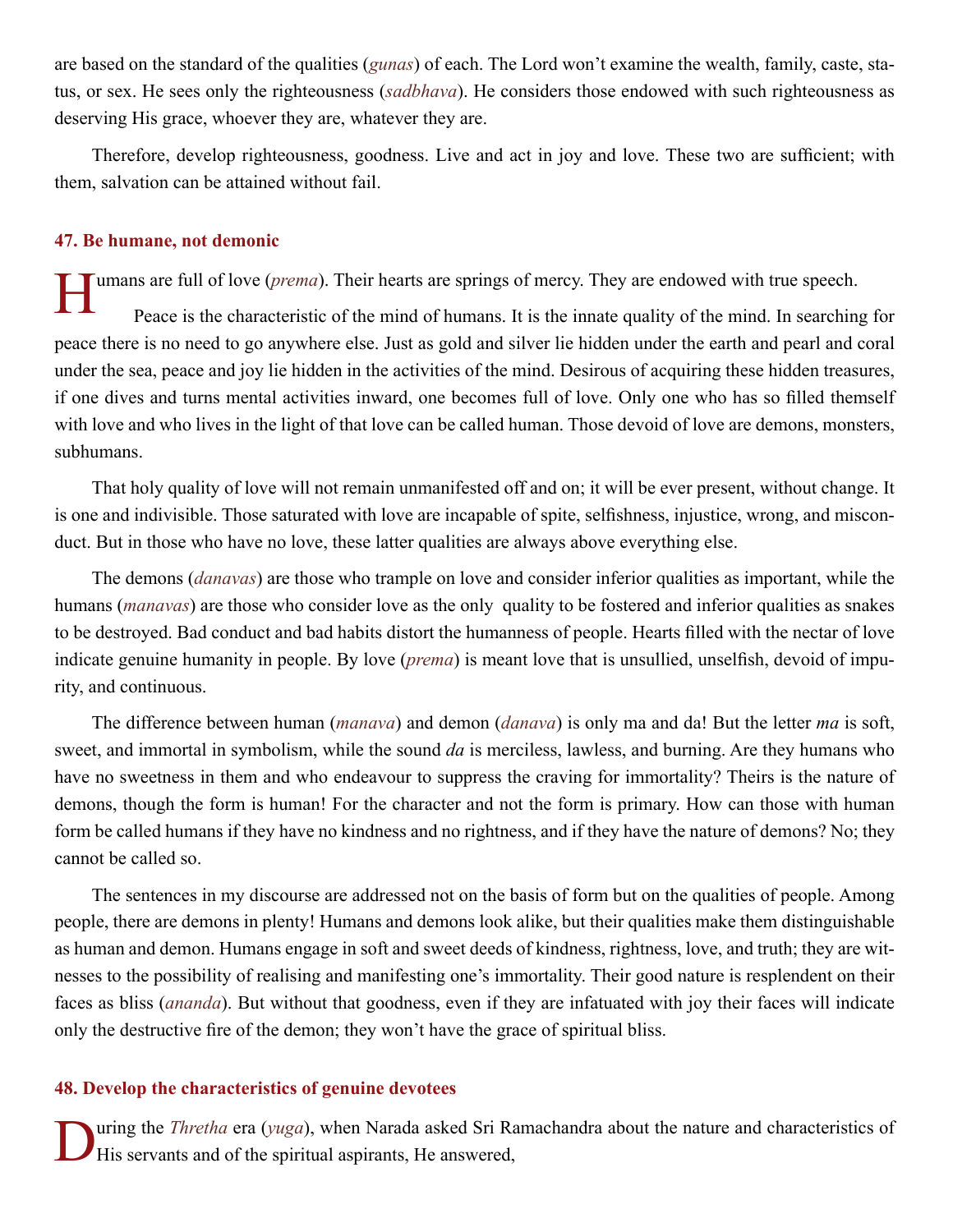are based on the standard of the qualities (*gunas*) of each. The Lord won't examine the wealth, family, caste, status, or sex. He sees only the righteousness (*sadbhava*). He considers those endowed with such righteousness as deserving His grace, whoever they are, whatever they are.

Therefore, develop righteousness, goodness. Live and act in joy and love. These two are sufficient; with them, salvation can be attained without fail.

### 47. Be humane, not demonic

Humans are full of love (*prema*). Their hearts are springs of mercy. They are endowed with true speech.

Peace is the characteristic of the mind of humans. It is the innate quality of the mind. In searching for peace there is no need to go anywhere else. Just as gold and silver lie hidden under the earth and pearl and coral under the sea, peace and joy lie hidden in the activities of the mind. Desirous of acquiring these hidden treasures, if one dives and turns mental activities inward, one becomes full of love. Only one who has so filled themself with love and who lives in the light of that love can be called human. Those devoid of love are demons, monsters, subhumans.

That holy quality of love will not remain unmanifested off and on; it will be ever present, without change. It is one and indivisible. Those saturated with love are incapable of spite, selfishness, injustice, wrong, and misconduct. But in those who have no love, these latter qualities are always above everything else.

The demons (*danavas*) are those who trample on love and consider inferior qualities as important, while the humans (*manavas*) are those who consider love as the only quality to be fostered and inferior qualities as snakes to be destroyed. Bad conduct and bad habits distort the humanness of people. Hearts filled with the nectar of love indicate genuine humanity in people. By love (*prema*) is meant love that is unsullied, unselfish, devoid of impurity, and continuous.

The difference between human (*manava*) and demon (*danava*) is only ma and da! But the letter *ma* is soft, sweet, and immortal in symbolism, while the sound *da* is merciless, lawless, and burning. Are they humans who have no sweetness in them and who endeavour to suppress the craving for immortality? Theirs is the nature of demons, though the form is human! For the character and not the form is primary. How can those with human form be called humans if they have no kindness and no rightness, and if they have the nature of demons? No; they cannot be called so.

The sentences in my discourse are addressed not on the basis of form but on the qualities of people. Among people, there are demons in plenty! Humans and demons look alike, but their qualities make them distinguishable as human and demon. Humans engage in soft and sweet deeds of kindness, rightness, love, and truth; they are witnesses to the possibility of realising and manifesting one's immortality. Their good nature is resplendent on their faces as bliss (*ananda*). But without that goodness, even if they are infatuated with joy their faces will indicate only the destructive fire of the demon; they won't have the grace of spiritual bliss.

### 48. Develop the characteristics of genuine devotees

During the *Thretha* era (*yuga*), when Narada asked Sri Ramachandra about the nature and characteristics of His servants and of the spiritual aspirants, He answered,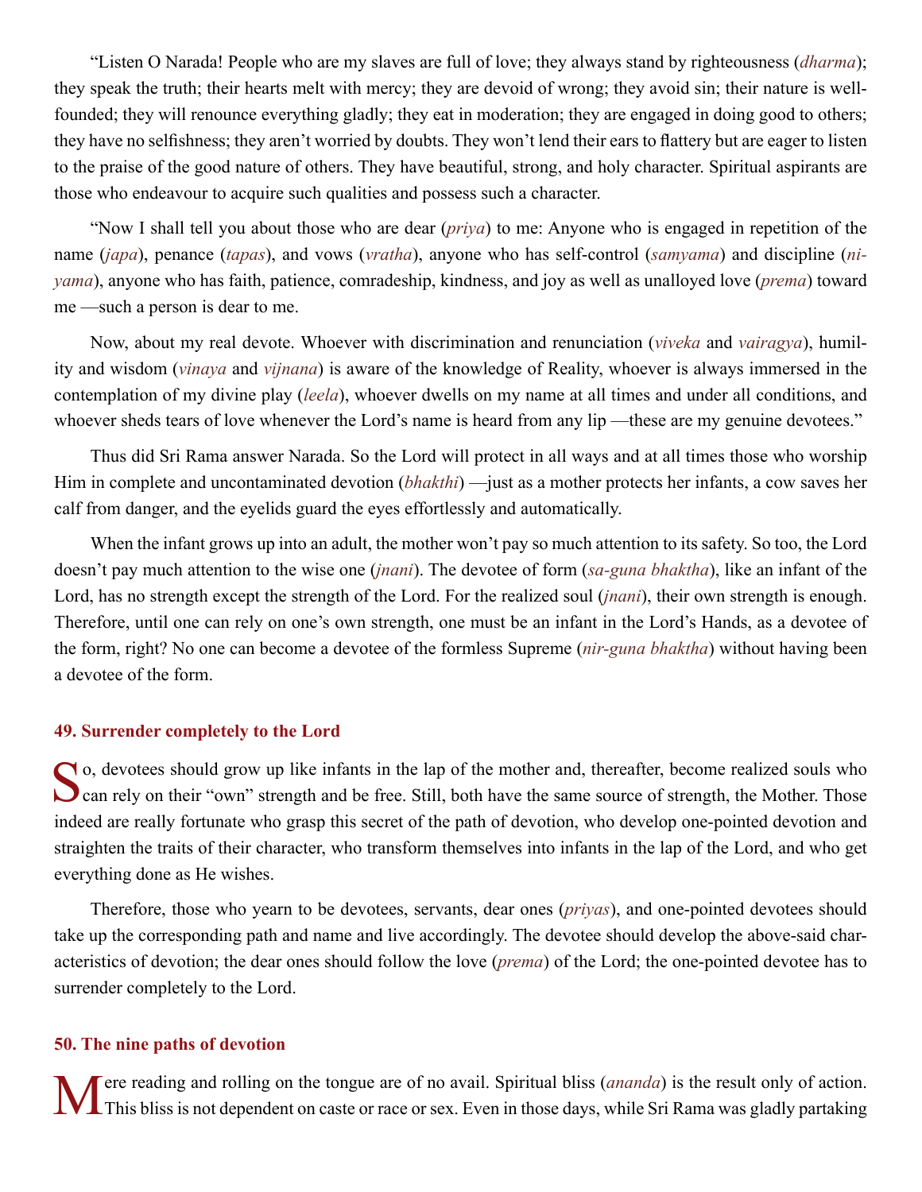"Listen O Narada! People who are my slaves are full of love; they always stand by righteousness (*dharma*); they speak the truth; their hearts melt with mercy; they are devoid of wrong; they avoid sin; their nature is well-founded; they will renounce everything gladly; they eat in moderation; they are engaged in doing good to others; they have no selfishness; they aren't worried by doubts. They won't lend their ears to flattery but are eager to listen to the praise of the good nature of others. They have beautiful, strong, and holy character. Spiritual aspirants are those who endeavour to acquire such qualities and possess such a character.

"Now I shall tell you about those who are dear (*priya*) to me: Anyone who is engaged in repetition of the name (*japa*), penance (*tapas*), and vows (*vratha*), anyone who has self-control (*samyama*) and discipline (*niyama*), anyone who has faith, patience, comradeship, kindness, and joy as well as unalloyed love (*prema*) toward me —such a person is dear to me.

Now, about my real devote. Whoever with discrimination and renunciation (*viveka* and *vairagya*), humility and wisdom (*vinaya* and *vijnana*) is aware of the knowledge of Reality, whoever is always immersed in the contemplation of my divine play (*leela*), whoever dwells on my name at all times and under all conditions, and whoever sheds tears of love whenever the Lord's name is heard from any lip —these are my genuine devotees."

Thus did Sri Rama answer Narada. So the Lord will protect in all ways and at all times those who worship Him in complete and uncontaminated devotion (*bhakthi*) —just as a mother protects her infants, a cow saves her calf from danger, and the eyelids guard the eyes effortlessly and automatically.

When the infant grows up into an adult, the mother won't pay so much attention to its safety. So too, the Lord doesn't pay much attention to the wise one (*jnani*). The devotee of form (*sa-guna bhaktha*), like an infant of the Lord, has no strength except the strength of the Lord. For the realized soul (*jnani*), their own strength is enough. Therefore, until one can rely on one's own strength, one must be an infant in the Lord's Hands, as a devotee of the form, right? No one can become a devotee of the formless Supreme (*nir-guna bhaktha*) without having been a devotee of the form.

## 49. Surrender completely to the Lord

So, devotees should grow up like infants in the lap of the mother and, thereafter, become realized souls who can rely on their "own" strength and be free. Still, both have the same source of strength, the Mother. Those indeed are really fortunate who grasp this secret of the path of devotion, who develop one-pointed devotion and straighten the traits of their character, who transform themselves into infants in the lap of the Lord, and who get everything done as He wishes.

Therefore, those who yearn to be devotees, servants, dear ones (*priyas*), and one-pointed devotees should take up the corresponding path and name and live accordingly. The devotee should develop the above-said characteristics of devotion; the dear ones should follow the love (*prema*) of the Lord; the one-pointed devotee has to surrender completely to the Lord.

## 50. The nine paths of devotion

Mere reading and rolling on the tongue are of no avail. Spiritual bliss (*ananda*) is the result only of action. This bliss is not dependent on caste or race or sex. Even in those days, while Sri Rama was gladly partaking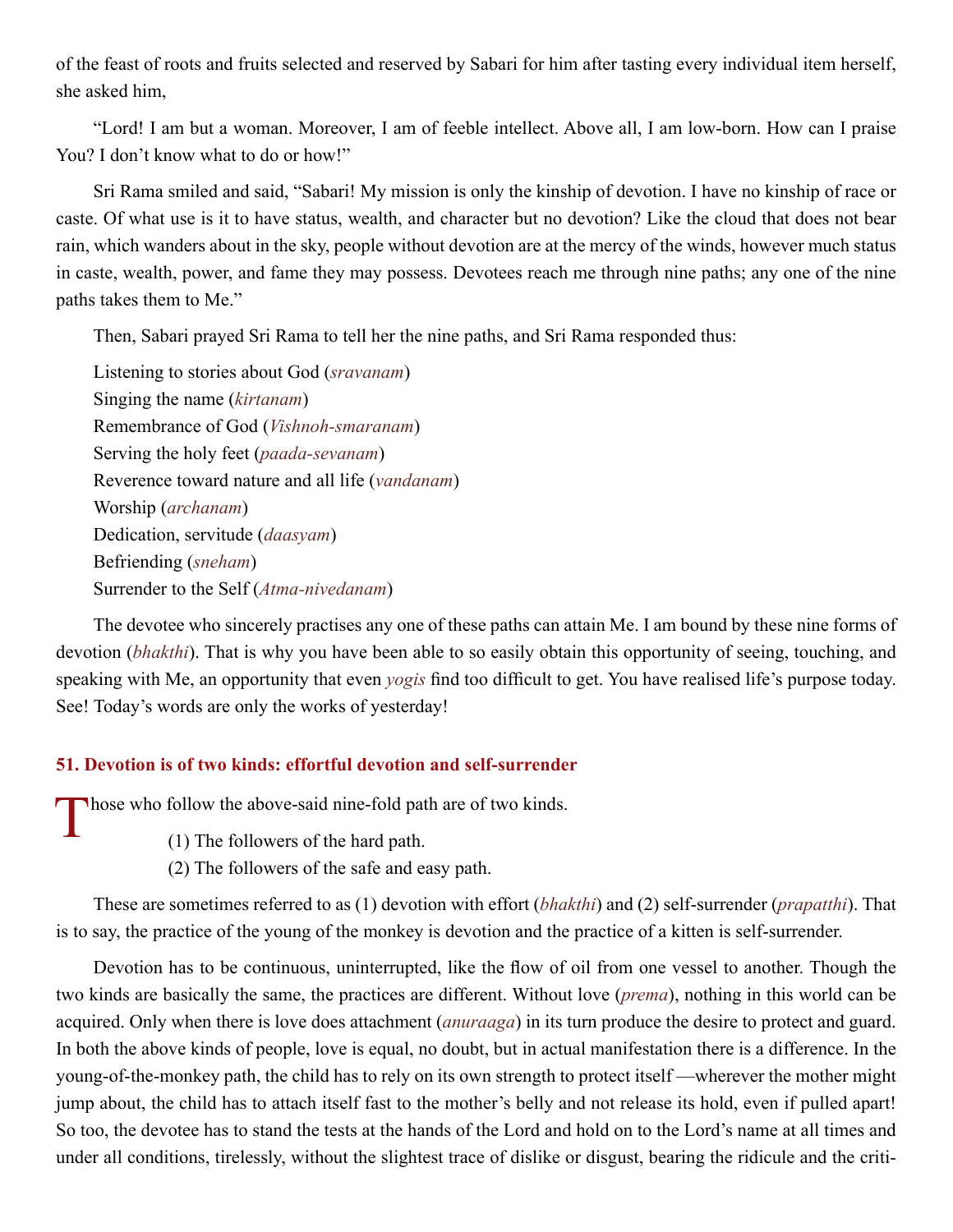of the feast of roots and fruits selected and reserved by Sabari for him after tasting every individual item herself, she asked him,

"Lord! I am but a woman. Moreover, I am of feeble intellect. Above all, I am low-born. How can I praise You? I don't know what to do or how!"

Sri Rama smiled and said, "Sabari! My mission is only the kinship of devotion. I have no kinship of race or caste. Of what use is it to have status, wealth, and character but no devotion? Like the cloud that does not bear rain, which wanders about in the sky, people without devotion are at the mercy of the winds, however much status in caste, wealth, power, and fame they may possess. Devotees reach me through nine paths; any one of the nine paths takes them to Me."

Then, Sabari prayed Sri Rama to tell her the nine paths, and Sri Rama responded thus:

Listening to stories about God (*sravanam*)
Singing the name (*kirtanam*)
Remembrance of God (*Vishnoh-smaranam*)
Serving the holy feet (*paada-sevanam*)
Reverence toward nature and all life (*vandanam*)
Worship (*archanam*)
Dedication, servitude (*daasyam*)
Befriending (*sneham*)
Surrender to the Self (*Atma-nivedanam*)

The devotee who sincerely practises any one of these paths can attain Me. I am bound by these nine forms of devotion (*bhakthi*). That is why you have been able to so easily obtain this opportunity of seeing, touching, and speaking with Me, an opportunity that even *yogis* find too difficult to get. You have realised life's purpose today. See! Today's words are only the works of yesterday!

### 51. Devotion is of two kinds: effortful devotion and self-surrender

Those who follow the above-said nine-fold path are of two kinds.

(1) The followers of the hard path.
(2) The followers of the safe and easy path.

These are sometimes referred to as (1) devotion with effort (*bhakthi*) and (2) self-surrender (*prapatthi*). That is to say, the practice of the young of the monkey is devotion and the practice of a kitten is self-surrender.

Devotion has to be continuous, uninterrupted, like the flow of oil from one vessel to another. Though the two kinds are basically the same, the practices are different. Without love (*prema*), nothing in this world can be acquired. Only when there is love does attachment (*anuraaga*) in its turn produce the desire to protect and guard. In both the above kinds of people, love is equal, no doubt, but in actual manifestation there is a difference. In the young-of-the-monkey path, the child has to rely on its own strength to protect itself —wherever the mother might jump about, the child has to attach itself fast to the mother's belly and not release its hold, even if pulled apart! So too, the devotee has to stand the tests at the hands of the Lord and hold on to the Lord's name at all times and under all conditions, tirelessly, without the slightest trace of dislike or disgust, bearing the ridicule and the criti-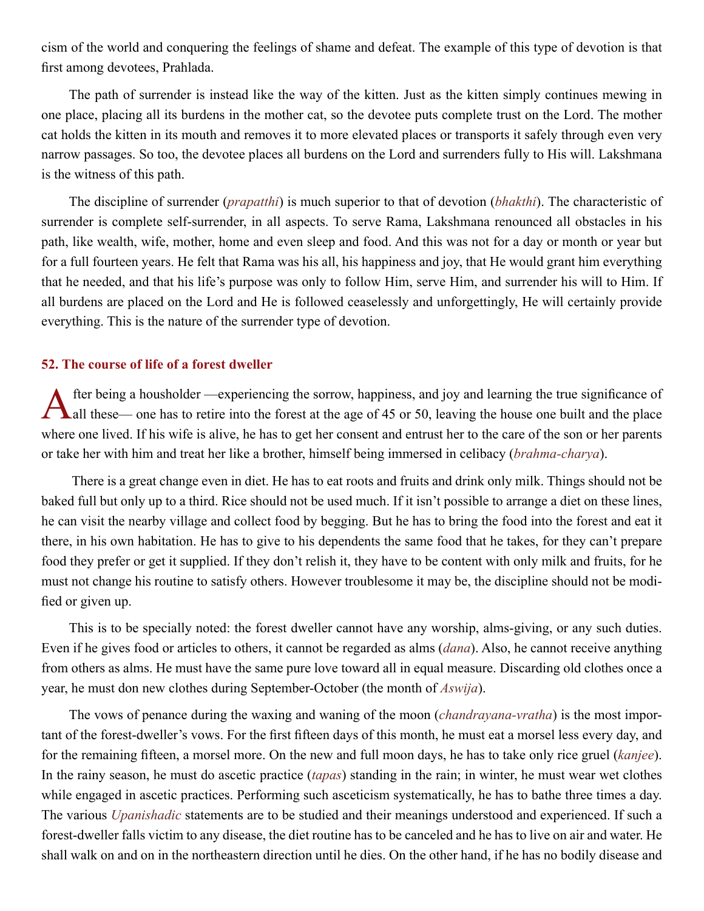cism of the world and conquering the feelings of shame and defeat. The example of this type of devotion is that first among devotees, Prahlada.

The path of surrender is instead like the way of the kitten. Just as the kitten simply continues mewing in one place, placing all its burdens in the mother cat, so the devotee puts complete trust on the Lord. The mother cat holds the kitten in its mouth and removes it to more elevated places or transports it safely through even very narrow passages. So too, the devotee places all burdens on the Lord and surrenders fully to His will. Lakshmana is the witness of this path.

The discipline of surrender (*prapatthi*) is much superior to that of devotion (*bhakthi*). The characteristic of surrender is complete self-surrender, in all aspects. To serve Rama, Lakshmana renounced all obstacles in his path, like wealth, wife, mother, home and even sleep and food. And this was not for a day or month or year but for a full fourteen years. He felt that Rama was his all, his happiness and joy, that He would grant him everything that he needed, and that his life's purpose was only to follow Him, serve Him, and surrender his will to Him. If all burdens are placed on the Lord and He is followed ceaselessly and unforgettingly, He will certainly provide everything. This is the nature of the surrender type of devotion.

### 52. The course of life of a forest dweller

After being a housholder —experiencing the sorrow, happiness, and joy and learning the true significance of all these— one has to retire into the forest at the age of 45 or 50, leaving the house one built and the place where one lived. If his wife is alive, he has to get her consent and entrust her to the care of the son or her parents or take her with him and treat her like a brother, himself being immersed in celibacy (*brahma-charya*).

There is a great change even in diet. He has to eat roots and fruits and drink only milk. Things should not be baked full but only up to a third. Rice should not be used much. If it isn't possible to arrange a diet on these lines, he can visit the nearby village and collect food by begging. But he has to bring the food into the forest and eat it there, in his own habitation. He has to give to his dependents the same food that he takes, for they can't prepare food they prefer or get it supplied. If they don't relish it, they have to be content with only milk and fruits, for he must not change his routine to satisfy others. However troublesome it may be, the discipline should not be modified or given up.

This is to be specially noted: the forest dweller cannot have any worship, alms-giving, or any such duties. Even if he gives food or articles to others, it cannot be regarded as alms (*dana*). Also, he cannot receive anything from others as alms. He must have the same pure love toward all in equal measure. Discarding old clothes once a year, he must don new clothes during September-October (the month of *Aswija*).

The vows of penance during the waxing and waning of the moon (*chandrayana-vratha*) is the most important of the forest-dweller's vows. For the first fifteen days of this month, he must eat a morsel less every day, and for the remaining fifteen, a morsel more. On the new and full moon days, he has to take only rice gruel (*kanjee*). In the rainy season, he must do ascetic practice (*tapas*) standing in the rain; in winter, he must wear wet clothes while engaged in ascetic practices. Performing such asceticism systematically, he has to bathe three times a day. The various *Upanishadic* statements are to be studied and their meanings understood and experienced. If such a forest-dweller falls victim to any disease, the diet routine has to be canceled and he has to live on air and water. He shall walk on and on in the northeastern direction until he dies. On the other hand, if he has no bodily disease and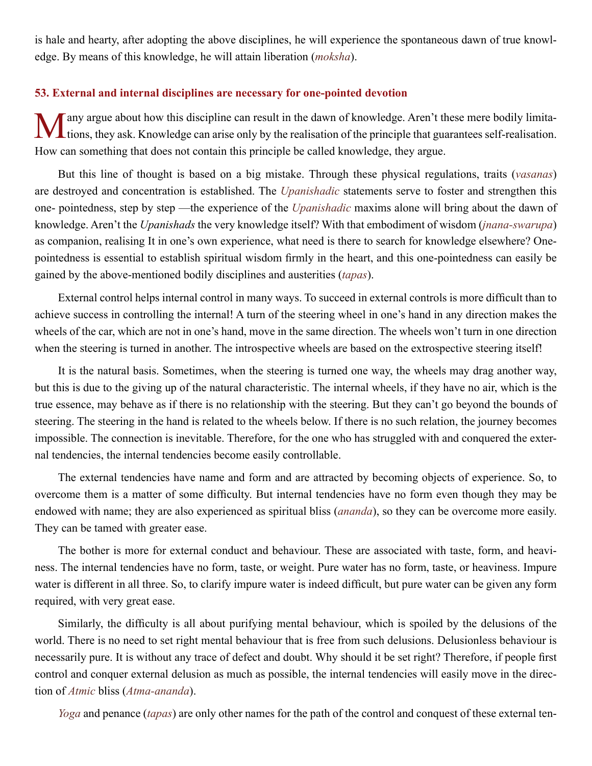is hale and hearty, after adopting the above disciplines, he will experience the spontaneous dawn of true knowledge. By means of this knowledge, he will attain liberation (*moksha*).

### 53. External and internal disciplines are necessary for one-pointed devotion

Many argue about how this discipline can result in the dawn of knowledge. Aren't these mere bodily limitations, they ask. Knowledge can arise only by the realisation of the principle that guarantees self-realisation. How can something that does not contain this principle be called knowledge, they argue.

But this line of thought is based on a big mistake. Through these physical regulations, traits (*vasanas*) are destroyed and concentration is established. The *Upanishadic* statements serve to foster and strengthen this one- pointedness, step by step —the experience of the *Upanishadic* maxims alone will bring about the dawn of knowledge. Aren't the *Upanishads* the very knowledge itself? With that embodiment of wisdom (*jnana-swarupa*) as companion, realising It in one's own experience, what need is there to search for knowledge elsewhere? One-pointedness is essential to establish spiritual wisdom firmly in the heart, and this one-pointedness can easily be gained by the above-mentioned bodily disciplines and austerities (*tapas*).

External control helps internal control in many ways. To succeed in external controls is more difficult than to achieve success in controlling the internal! A turn of the steering wheel in one's hand in any direction makes the wheels of the car, which are not in one's hand, move in the same direction. The wheels won't turn in one direction when the steering is turned in another. The introspective wheels are based on the extrospective steering itself!

It is the natural basis. Sometimes, when the steering is turned one way, the wheels may drag another way, but this is due to the giving up of the natural characteristic. The internal wheels, if they have no air, which is the true essence, may behave as if there is no relationship with the steering. But they can't go beyond the bounds of steering. The steering in the hand is related to the wheels below. If there is no such relation, the journey becomes impossible. The connection is inevitable. Therefore, for the one who has struggled with and conquered the external tendencies, the internal tendencies become easily controllable.

The external tendencies have name and form and are attracted by becoming objects of experience. So, to overcome them is a matter of some difficulty. But internal tendencies have no form even though they may be endowed with name; they are also experienced as spiritual bliss (*ananda*), so they can be overcome more easily. They can be tamed with greater ease.

The bother is more for external conduct and behaviour. These are associated with taste, form, and heaviness. The internal tendencies have no form, taste, or weight. Pure water has no form, taste, or heaviness. Impure water is different in all three. So, to clarify impure water is indeed difficult, but pure water can be given any form required, with very great ease.

Similarly, the difficulty is all about purifying mental behaviour, which is spoiled by the delusions of the world. There is no need to set right mental behaviour that is free from such delusions. Delusionless behaviour is necessarily pure. It is without any trace of defect and doubt. Why should it be set right? Therefore, if people first control and conquer external delusion as much as possible, the internal tendencies will easily move in the direction of *Atmic* bliss (*Atma-ananda*).

*Yoga* and penance (*tapas*) are only other names for the path of the control and conquest of these external ten-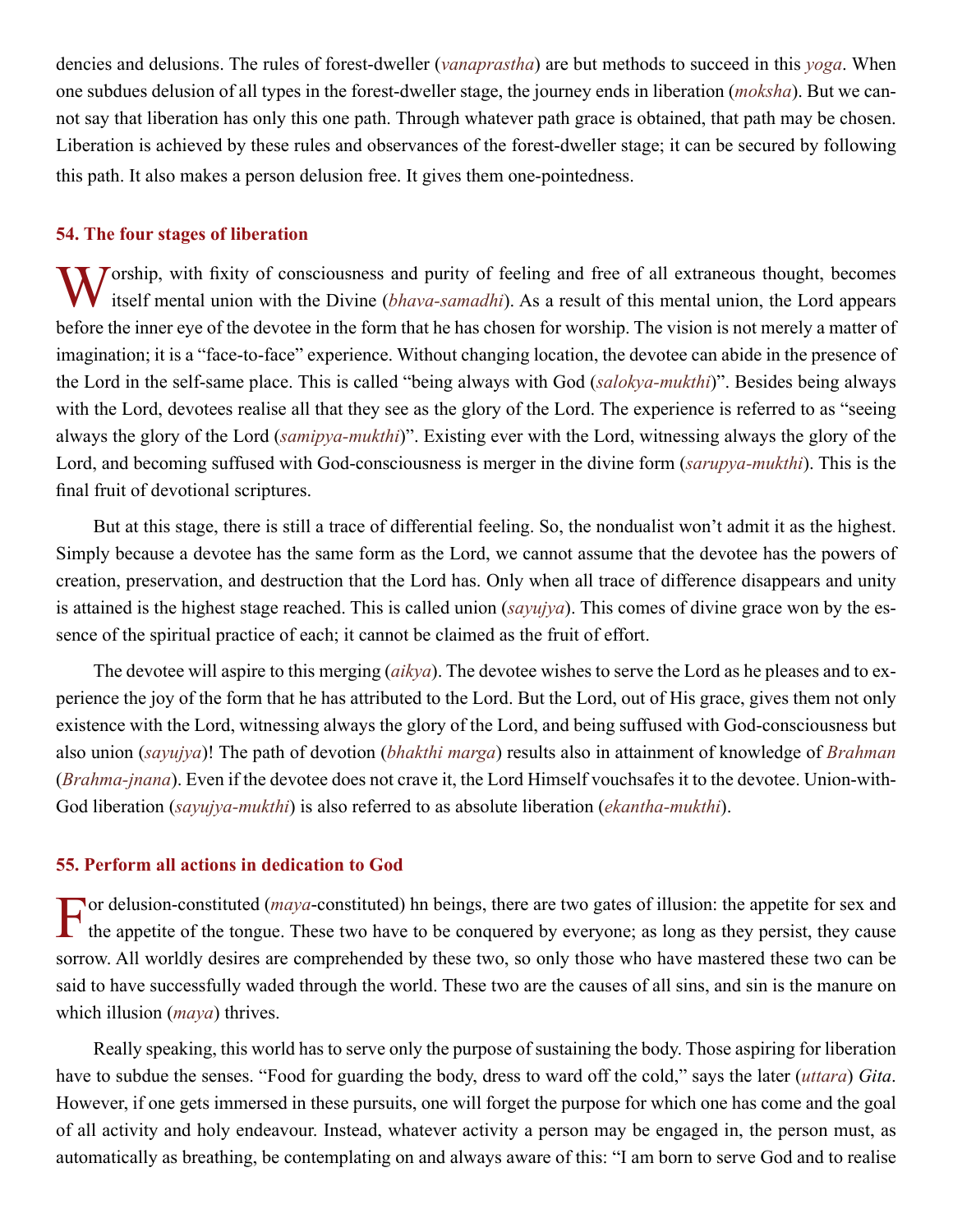dencies and delusions. The rules of forest-dweller (*vanaprastha*) are but methods to succeed in this *yoga*. When one subdues delusion of all types in the forest-dweller stage, the journey ends in liberation (*moksha*). But we cannot say that liberation has only this one path. Through whatever path grace is obtained, that path may be chosen. Liberation is achieved by these rules and observances of the forest-dweller stage; it can be secured by following this path. It also makes a person delusion free. It gives them one-pointedness.

### 54. The four stages of liberation

Worship, with fixity of consciousness and purity of feeling and free of all extraneous thought, becomes itself mental union with the Divine (*bhava-samadhi*). As a result of this mental union, the Lord appears before the inner eye of the devotee in the form that he has chosen for worship. The vision is not merely a matter of imagination; it is a "face-to-face" experience. Without changing location, the devotee can abide in the presence of the Lord in the self-same place. This is called "being always with God (*salokya-mukthi*)". Besides being always with the Lord, devotees realise all that they see as the glory of the Lord. The experience is referred to as "seeing always the glory of the Lord (*samipya-mukthi*)". Existing ever with the Lord, witnessing always the glory of the Lord, and becoming suffused with God-consciousness is merger in the divine form (*sarupya-mukthi*). This is the final fruit of devotional scriptures.

But at this stage, there is still a trace of differential feeling. So, the nondualist won't admit it as the highest. Simply because a devotee has the same form as the Lord, we cannot assume that the devotee has the powers of creation, preservation, and destruction that the Lord has. Only when all trace of difference disappears and unity is attained is the highest stage reached. This is called union (*sayujya*). This comes of divine grace won by the essence of the spiritual practice of each; it cannot be claimed as the fruit of effort.

The devotee will aspire to this merging (*aikya*). The devotee wishes to serve the Lord as he pleases and to experience the joy of the form that he has attributed to the Lord. But the Lord, out of His grace, gives them not only existence with the Lord, witnessing always the glory of the Lord, and being suffused with God-consciousness but also union (*sayujya*)! The path of devotion (*bhakthi marga*) results also in attainment of knowledge of *Brahman* (*Brahma-jnana*). Even if the devotee does not crave it, the Lord Himself vouchsafes it to the devotee. Union-with-God liberation (*sayujya-mukthi*) is also referred to as absolute liberation (*ekantha-mukthi*).

### 55. Perform all actions in dedication to God

For delusion-constituted (*maya*-constituted) hn beings, there are two gates of illusion: the appetite for sex and the appetite of the tongue. These two have to be conquered by everyone; as long as they persist, they cause sorrow. All worldly desires are comprehended by these two, so only those who have mastered these two can be said to have successfully waded through the world. These two are the causes of all sins, and sin is the manure on which illusion (*maya*) thrives.

Really speaking, this world has to serve only the purpose of sustaining the body. Those aspiring for liberation have to subdue the senses. "Food for guarding the body, dress to ward off the cold," says the later (*uttara*) *Gita*. However, if one gets immersed in these pursuits, one will forget the purpose for which one has come and the goal of all activity and holy endeavour. Instead, whatever activity a person may be engaged in, the person must, as automatically as breathing, be contemplating on and always aware of this: "I am born to serve God and to realise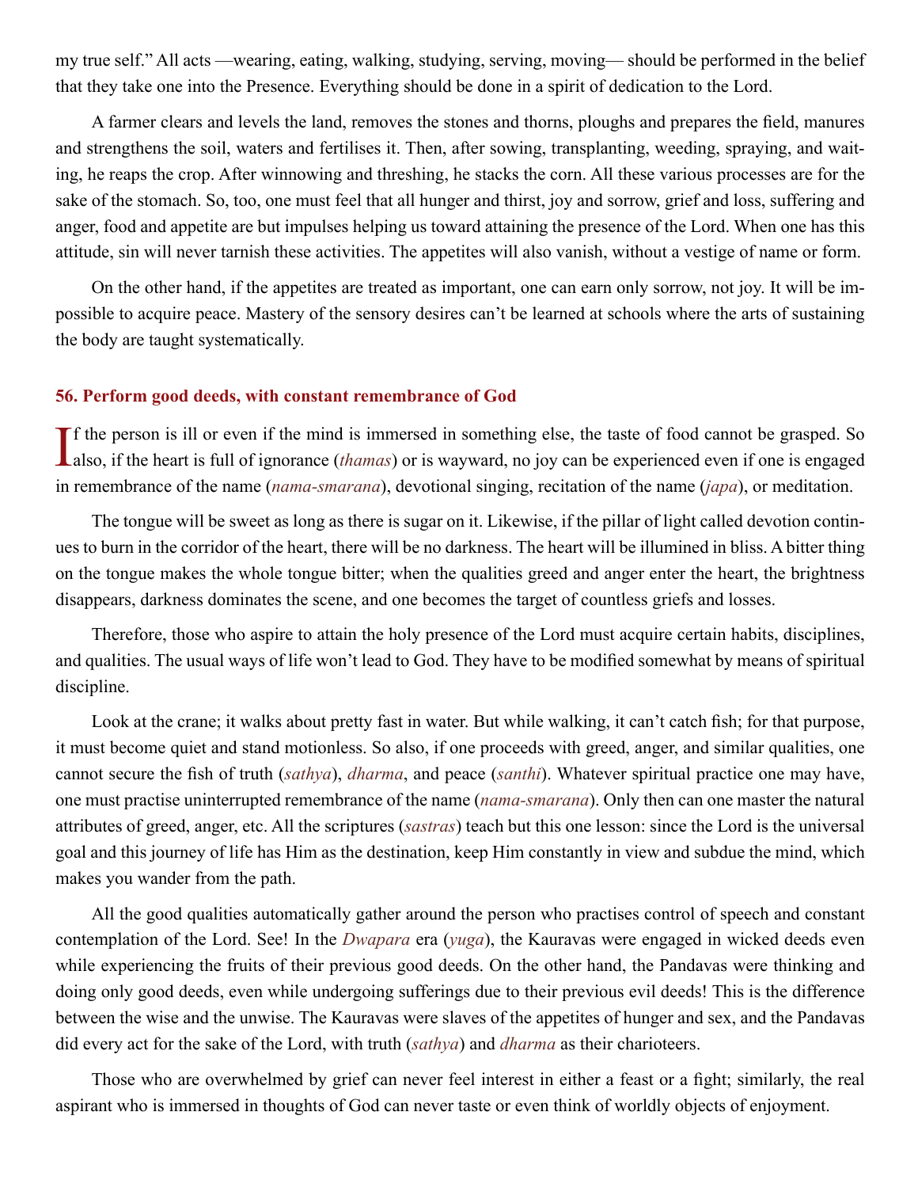my true self." All acts —wearing, eating, walking, studying, serving, moving— should be performed in the belief that they take one into the Presence. Everything should be done in a spirit of dedication to the Lord.

A farmer clears and levels the land, removes the stones and thorns, ploughs and prepares the field, manures and strengthens the soil, waters and fertilises it. Then, after sowing, transplanting, weeding, spraying, and waiting, he reaps the crop. After winnowing and threshing, he stacks the corn. All these various processes are for the sake of the stomach. So, too, one must feel that all hunger and thirst, joy and sorrow, grief and loss, suffering and anger, food and appetite are but impulses helping us toward attaining the presence of the Lord. When one has this attitude, sin will never tarnish these activities. The appetites will also vanish, without a vestige of name or form.

On the other hand, if the appetites are treated as important, one can earn only sorrow, not joy. It will be impossible to acquire peace. Mastery of the sensory desires can't be learned at schools where the arts of sustaining the body are taught systematically.

### 56. Perform good deeds, with constant remembrance of God

If the person is ill or even if the mind is immersed in something else, the taste of food cannot be grasped. So also, if the heart is full of ignorance (*thamas*) or is wayward, no joy can be experienced even if one is engaged in remembrance of the name (*nama-smarana*), devotional singing, recitation of the name (*japa*), or meditation.

The tongue will be sweet as long as there is sugar on it. Likewise, if the pillar of light called devotion continues to burn in the corridor of the heart, there will be no darkness. The heart will be illumined in bliss. A bitter thing on the tongue makes the whole tongue bitter; when the qualities greed and anger enter the heart, the brightness disappears, darkness dominates the scene, and one becomes the target of countless griefs and losses.

Therefore, those who aspire to attain the holy presence of the Lord must acquire certain habits, disciplines, and qualities. The usual ways of life won't lead to God. They have to be modified somewhat by means of spiritual discipline.

Look at the crane; it walks about pretty fast in water. But while walking, it can't catch fish; for that purpose, it must become quiet and stand motionless. So also, if one proceeds with greed, anger, and similar qualities, one cannot secure the fish of truth (*sathya*), *dharma*, and peace (*santhi*). Whatever spiritual practice one may have, one must practise uninterrupted remembrance of the name (*nama-smarana*). Only then can one master the natural attributes of greed, anger, etc. All the scriptures (*sastras*) teach but this one lesson: since the Lord is the universal goal and this journey of life has Him as the destination, keep Him constantly in view and subdue the mind, which makes you wander from the path.

All the good qualities automatically gather around the person who practises control of speech and constant contemplation of the Lord. See! In the *Dwapara* era (*yuga*), the Kauravas were engaged in wicked deeds even while experiencing the fruits of their previous good deeds. On the other hand, the Pandavas were thinking and doing only good deeds, even while undergoing sufferings due to their previous evil deeds! This is the difference between the wise and the unwise. The Kauravas were slaves of the appetites of hunger and sex, and the Pandavas did every act for the sake of the Lord, with truth (*sathya*) and *dharma* as their charioteers.

Those who are overwhelmed by grief can never feel interest in either a feast or a fight; similarly, the real aspirant who is immersed in thoughts of God can never taste or even think of worldly objects of enjoyment.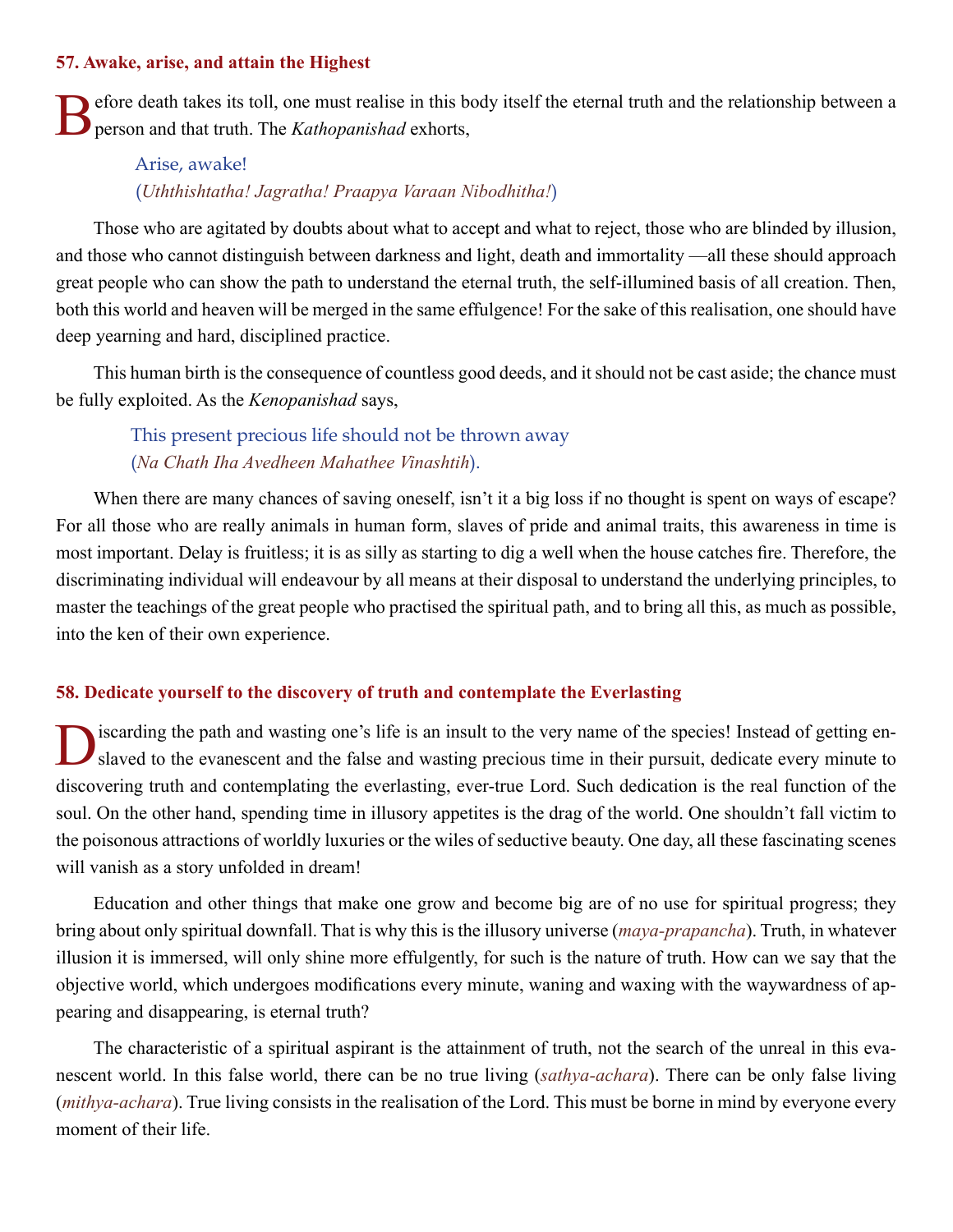## 57. Awake, arise, and attain the Highest

Before death takes its toll, one must realise in this body itself the eternal truth and the relationship between a person and that truth. The *Kathopanishad* exhorts,

> Arise, awake!
> (*Uththishtatha! Jagratha! Praapya Varaan Nibodhitha!*)

Those who are agitated by doubts about what to accept and what to reject, those who are blinded by illusion, and those who cannot distinguish between darkness and light, death and immortality —all these should approach great people who can show the path to understand the eternal truth, the self-illumined basis of all creation. Then, both this world and heaven will be merged in the same effulgence! For the sake of this realisation, one should have deep yearning and hard, disciplined practice.

This human birth is the consequence of countless good deeds, and it should not be cast aside; the chance must be fully exploited. As the *Kenopanishad* says,

> This present precious life should not be thrown away
> (*Na Chath Iha Avedheen Mahathee Vinashtih*).

When there are many chances of saving oneself, isn't it a big loss if no thought is spent on ways of escape? For all those who are really animals in human form, slaves of pride and animal traits, this awareness in time is most important. Delay is fruitless; it is as silly as starting to dig a well when the house catches fire. Therefore, the discriminating individual will endeavour by all means at their disposal to understand the underlying principles, to master the teachings of the great people who practised the spiritual path, and to bring all this, as much as possible, into the ken of their own experience.

## 58. Dedicate yourself to the discovery of truth and contemplate the Everlasting

Discarding the path and wasting one's life is an insult to the very name of the species! Instead of getting enslaved to the evanescent and the false and wasting precious time in their pursuit, dedicate every minute to discovering truth and contemplating the everlasting, ever-true Lord. Such dedication is the real function of the soul. On the other hand, spending time in illusory appetites is the drag of the world. One shouldn't fall victim to the poisonous attractions of worldly luxuries or the wiles of seductive beauty. One day, all these fascinating scenes will vanish as a story unfolded in dream!

Education and other things that make one grow and become big are of no use for spiritual progress; they bring about only spiritual downfall. That is why this is the illusory universe (*maya-prapancha*). Truth, in whatever illusion it is immersed, will only shine more effulgently, for such is the nature of truth. How can we say that the objective world, which undergoes modifications every minute, waning and waxing with the waywardness of appearing and disappearing, is eternal truth?

The characteristic of a spiritual aspirant is the attainment of truth, not the search of the unreal in this evanescent world. In this false world, there can be no true living (*sathya-achara*). There can be only false living (*mithya-achara*). True living consists in the realisation of the Lord. This must be borne in mind by everyone every moment of their life.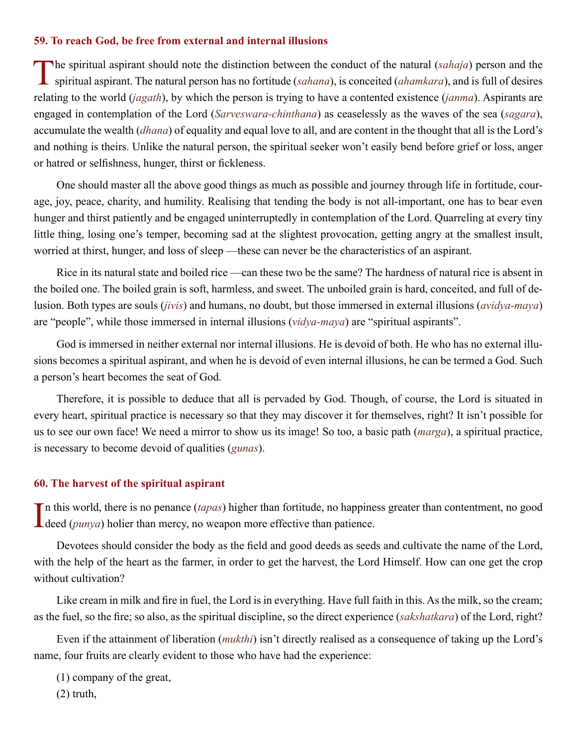## 59. To reach God, be free from external and internal illusions

The spiritual aspirant should note the distinction between the conduct of the natural (*sahaja*) person and the spiritual aspirant. The natural person has no fortitude (*sahana*), is conceited (*ahamkara*), and is full of desires relating to the world (*jagath*), by which the person is trying to have a contented existence (*janma*). Aspirants are engaged in contemplation of the Lord (*Sarveswara-chinthana*) as ceaselessly as the waves of the sea (*sagara*), accumulate the wealth (*dhana*) of equality and equal love to all, and are content in the thought that all is the Lord's and nothing is theirs. Unlike the natural person, the spiritual seeker won't easily bend before grief or loss, anger or hatred or selfishness, hunger, thirst or fickleness.

One should master all the above good things as much as possible and journey through life in fortitude, courage, joy, peace, charity, and humility. Realising that tending the body is not all-important, one has to bear even hunger and thirst patiently and be engaged uninterruptedly in contemplation of the Lord. Quarreling at every tiny little thing, losing one's temper, becoming sad at the slightest provocation, getting angry at the smallest insult, worried at thirst, hunger, and loss of sleep —these can never be the characteristics of an aspirant.

Rice in its natural state and boiled rice —can these two be the same? The hardness of natural rice is absent in the boiled one. The boiled grain is soft, harmless, and sweet. The unboiled grain is hard, conceited, and full of delusion. Both types are souls (*jivis*) and humans, no doubt, but those immersed in external illusions (*avidya-maya*) are "people", while those immersed in internal illusions (*vidya-maya*) are "spiritual aspirants".

God is immersed in neither external nor internal illusions. He is devoid of both. He who has no external illusions becomes a spiritual aspirant, and when he is devoid of even internal illusions, he can be termed a God. Such a person's heart becomes the seat of God.

Therefore, it is possible to deduce that all is pervaded by God. Though, of course, the Lord is situated in every heart, spiritual practice is necessary so that they may discover it for themselves, right? It isn't possible for us to see our own face! We need a mirror to show us its image! So too, a basic path (*marga*), a spiritual practice, is necessary to become devoid of qualities (*gunas*).

## 60. The harvest of the spiritual aspirant

In this world, there is no penance (*tapas*) higher than fortitude, no happiness greater than contentment, no good deed (*punya*) holier than mercy, no weapon more effective than patience.

Devotees should consider the body as the field and good deeds as seeds and cultivate the name of the Lord, with the help of the heart as the farmer, in order to get the harvest, the Lord Himself. How can one get the crop without cultivation?

Like cream in milk and fire in fuel, the Lord is in everything. Have full faith in this. As the milk, so the cream; as the fuel, so the fire; so also, as the spiritual discipline, so the direct experience (*sakshatkara*) of the Lord, right?

Even if the attainment of liberation (*mukthi*) isn't directly realised as a consequence of taking up the Lord's name, four fruits are clearly evident to those who have had the experience:

(1) company of the great,

(2) truth,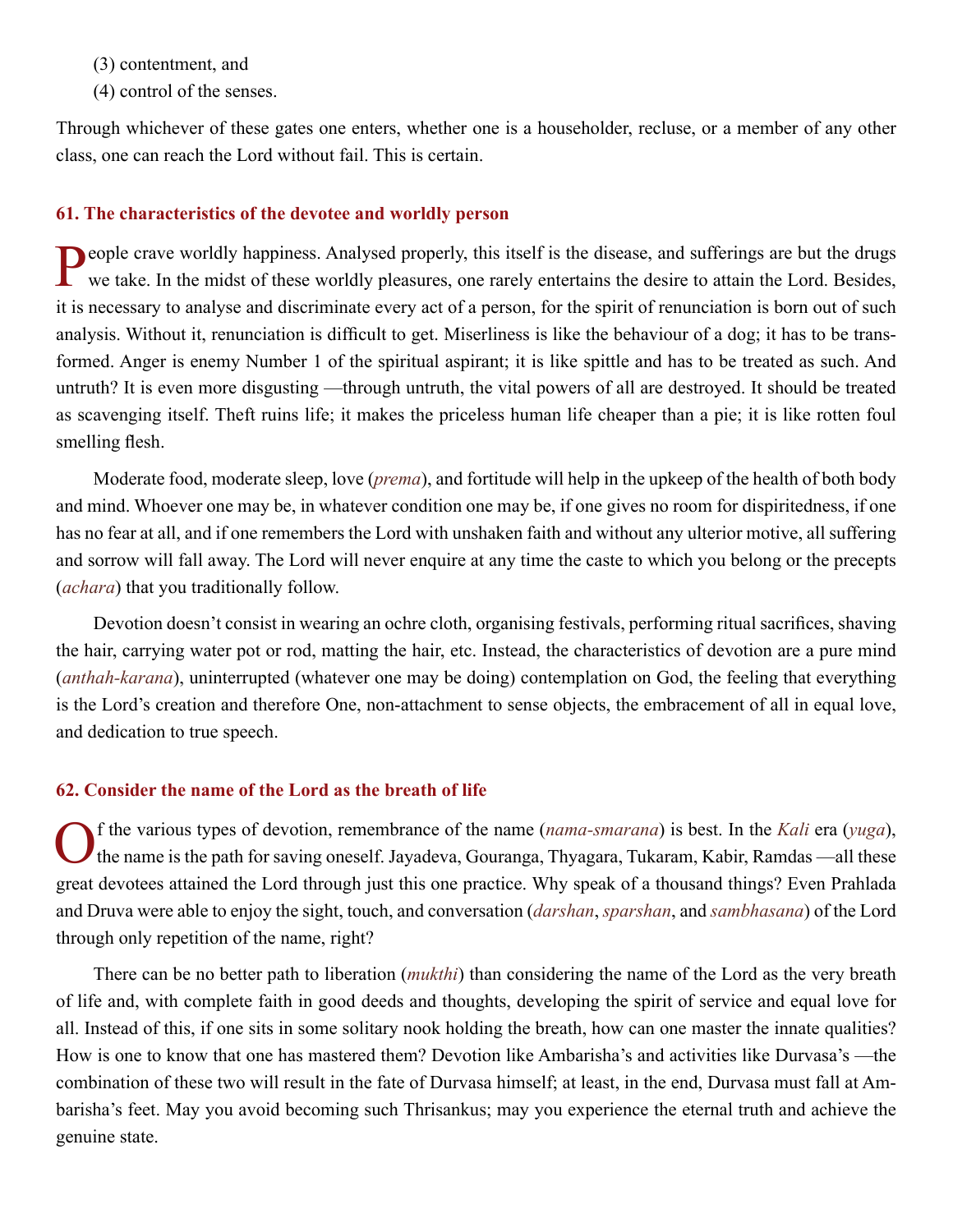(3) contentment, and

(4) control of the senses.

Through whichever of these gates one enters, whether one is a householder, recluse, or a member of any other class, one can reach the Lord without fail. This is certain.

### 61. The characteristics of the devotee and worldly person

People crave worldly happiness. Analysed properly, this itself is the disease, and sufferings are but the drugs we take. In the midst of these worldly pleasures, one rarely entertains the desire to attain the Lord. Besides, it is necessary to analyse and discriminate every act of a person, for the spirit of renunciation is born out of such analysis. Without it, renunciation is difficult to get. Miserliness is like the behaviour of a dog; it has to be transformed. Anger is enemy Number 1 of the spiritual aspirant; it is like spittle and has to be treated as such. And untruth? It is even more disgusting —through untruth, the vital powers of all are destroyed. It should be treated as scavenging itself. Theft ruins life; it makes the priceless human life cheaper than a pie; it is like rotten foul smelling flesh.

Moderate food, moderate sleep, love (*prema*), and fortitude will help in the upkeep of the health of both body and mind. Whoever one may be, in whatever condition one may be, if one gives no room for dispiritedness, if one has no fear at all, and if one remembers the Lord with unshaken faith and without any ulterior motive, all suffering and sorrow will fall away. The Lord will never enquire at any time the caste to which you belong or the precepts (*achara*) that you traditionally follow.

Devotion doesn't consist in wearing an ochre cloth, organising festivals, performing ritual sacrifices, shaving the hair, carrying water pot or rod, matting the hair, etc. Instead, the characteristics of devotion are a pure mind (*anthah-karana*), uninterrupted (whatever one may be doing) contemplation on God, the feeling that everything is the Lord's creation and therefore One, non-attachment to sense objects, the embracement of all in equal love, and dedication to true speech.

### 62. Consider the name of the Lord as the breath of life

Of the various types of devotion, remembrance of the name (*nama-smarana*) is best. In the *Kali* era (*yuga*), the name is the path for saving oneself. Jayadeva, Gouranga, Thyagara, Tukaram, Kabir, Ramdas —all these great devotees attained the Lord through just this one practice. Why speak of a thousand things? Even Prahlada and Druva were able to enjoy the sight, touch, and conversation (*darshan*, *sparshan*, and *sambhasana*) of the Lord through only repetition of the name, right?

There can be no better path to liberation (*mukthi*) than considering the name of the Lord as the very breath of life and, with complete faith in good deeds and thoughts, developing the spirit of service and equal love for all. Instead of this, if one sits in some solitary nook holding the breath, how can one master the innate qualities? How is one to know that one has mastered them? Devotion like Ambarisha's and activities like Durvasa's —the combination of these two will result in the fate of Durvasa himself; at least, in the end, Durvasa must fall at Ambarisha's feet. May you avoid becoming such Thrisankus; may you experience the eternal truth and achieve the genuine state.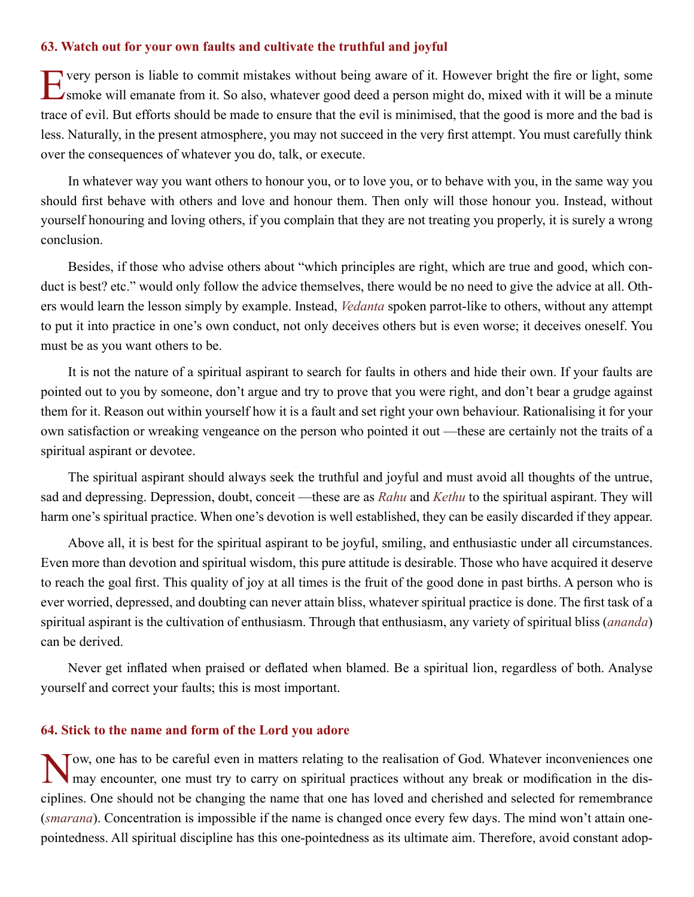### 63. Watch out for your own faults and cultivate the truthful and joyful

Every person is liable to commit mistakes without being aware of it. However bright the fire or light, some smoke will emanate from it. So also, whatever good deed a person might do, mixed with it will be a minute trace of evil. But efforts should be made to ensure that the evil is minimised, that the good is more and the bad is less. Naturally, in the present atmosphere, you may not succeed in the very first attempt. You must carefully think over the consequences of whatever you do, talk, or execute.

In whatever way you want others to honour you, or to love you, or to behave with you, in the same way you should first behave with others and love and honour them. Then only will those honour you. Instead, without yourself honouring and loving others, if you complain that they are not treating you properly, it is surely a wrong conclusion.

Besides, if those who advise others about "which principles are right, which are true and good, which conduct is best? etc." would only follow the advice themselves, there would be no need to give the advice at all. Others would learn the lesson simply by example. Instead, *Vedanta* spoken parrot-like to others, without any attempt to put it into practice in one's own conduct, not only deceives others but is even worse; it deceives oneself. You must be as you want others to be.

It is not the nature of a spiritual aspirant to search for faults in others and hide their own. If your faults are pointed out to you by someone, don't argue and try to prove that you were right, and don't bear a grudge against them for it. Reason out within yourself how it is a fault and set right your own behaviour. Rationalising it for your own satisfaction or wreaking vengeance on the person who pointed it out —these are certainly not the traits of a spiritual aspirant or devotee.

The spiritual aspirant should always seek the truthful and joyful and must avoid all thoughts of the untrue, sad and depressing. Depression, doubt, conceit —these are as *Rahu* and *Kethu* to the spiritual aspirant. They will harm one's spiritual practice. When one's devotion is well established, they can be easily discarded if they appear.

Above all, it is best for the spiritual aspirant to be joyful, smiling, and enthusiastic under all circumstances. Even more than devotion and spiritual wisdom, this pure attitude is desirable. Those who have acquired it deserve to reach the goal first. This quality of joy at all times is the fruit of the good done in past births. A person who is ever worried, depressed, and doubting can never attain bliss, whatever spiritual practice is done. The first task of a spiritual aspirant is the cultivation of enthusiasm. Through that enthusiasm, any variety of spiritual bliss (*ananda*) can be derived.

Never get inflated when praised or deflated when blamed. Be a spiritual lion, regardless of both. Analyse yourself and correct your faults; this is most important.

### 64. Stick to the name and form of the Lord you adore

Now, one has to be careful even in matters relating to the realisation of God. Whatever inconveniences one may encounter, one must try to carry on spiritual practices without any break or modification in the disciplines. One should not be changing the name that one has loved and cherished and selected for remembrance (*smarana*). Concentration is impossible if the name is changed once every few days. The mind won't attain one-pointedness. All spiritual discipline has this one-pointedness as its ultimate aim. Therefore, avoid constant adop-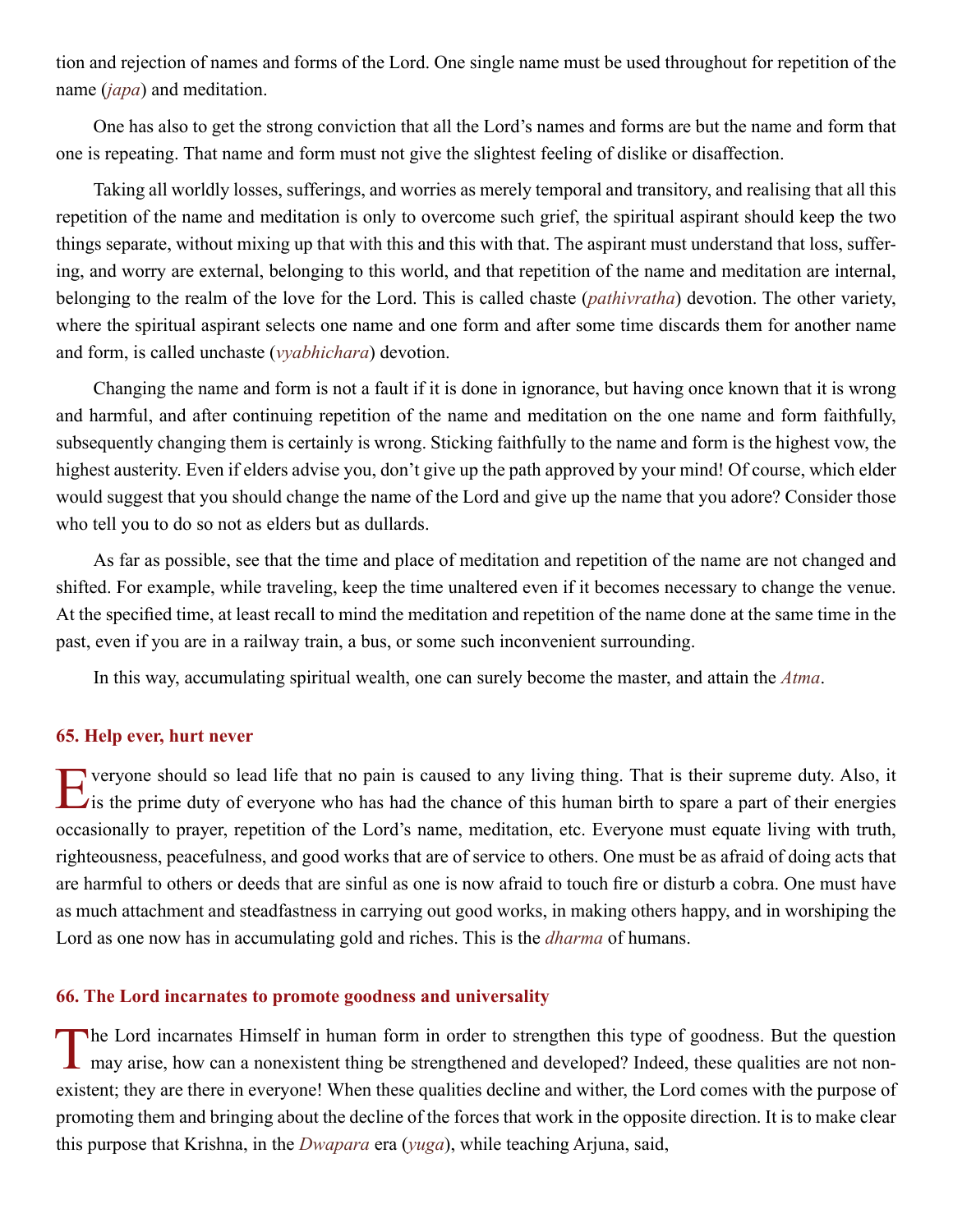tion and rejection of names and forms of the Lord. One single name must be used throughout for repetition of the name (*japa*) and meditation.

One has also to get the strong conviction that all the Lord's names and forms are but the name and form that one is repeating. That name and form must not give the slightest feeling of dislike or disaffection.

Taking all worldly losses, sufferings, and worries as merely temporal and transitory, and realising that all this repetition of the name and meditation is only to overcome such grief, the spiritual aspirant should keep the two things separate, without mixing up that with this and this with that. The aspirant must understand that loss, suffering, and worry are external, belonging to this world, and that repetition of the name and meditation are internal, belonging to the realm of the love for the Lord. This is called chaste (*pathivratha*) devotion. The other variety, where the spiritual aspirant selects one name and one form and after some time discards them for another name and form, is called unchaste (*vyabhichara*) devotion.

Changing the name and form is not a fault if it is done in ignorance, but having once known that it is wrong and harmful, and after continuing repetition of the name and meditation on the one name and form faithfully, subsequently changing them is certainly is wrong. Sticking faithfully to the name and form is the highest vow, the highest austerity. Even if elders advise you, don't give up the path approved by your mind! Of course, which elder would suggest that you should change the name of the Lord and give up the name that you adore? Consider those who tell you to do so not as elders but as dullards.

As far as possible, see that the time and place of meditation and repetition of the name are not changed and shifted. For example, while traveling, keep the time unaltered even if it becomes necessary to change the venue. At the specified time, at least recall to mind the meditation and repetition of the name done at the same time in the past, even if you are in a railway train, a bus, or some such inconvenient surrounding.

In this way, accumulating spiritual wealth, one can surely become the master, and attain the *Atma*.

### 65. Help ever, hurt never

Everyone should so lead life that no pain is caused to any living thing. That is their supreme duty. Also, it is the prime duty of everyone who has had the chance of this human birth to spare a part of their energies occasionally to prayer, repetition of the Lord's name, meditation, etc. Everyone must equate living with truth, righteousness, peacefulness, and good works that are of service to others. One must be as afraid of doing acts that are harmful to others or deeds that are sinful as one is now afraid to touch fire or disturb a cobra. One must have as much attachment and steadfastness in carrying out good works, in making others happy, and in worshiping the Lord as one now has in accumulating gold and riches. This is the *dharma* of humans.

### 66. The Lord incarnates to promote goodness and universality

The Lord incarnates Himself in human form in order to strengthen this type of goodness. But the question may arise, how can a nonexistent thing be strengthened and developed? Indeed, these qualities are not nonexistent; they are there in everyone! When these qualities decline and wither, the Lord comes with the purpose of promoting them and bringing about the decline of the forces that work in the opposite direction. It is to make clear this purpose that Krishna, in the *Dwapara* era (*yuga*), while teaching Arjuna, said,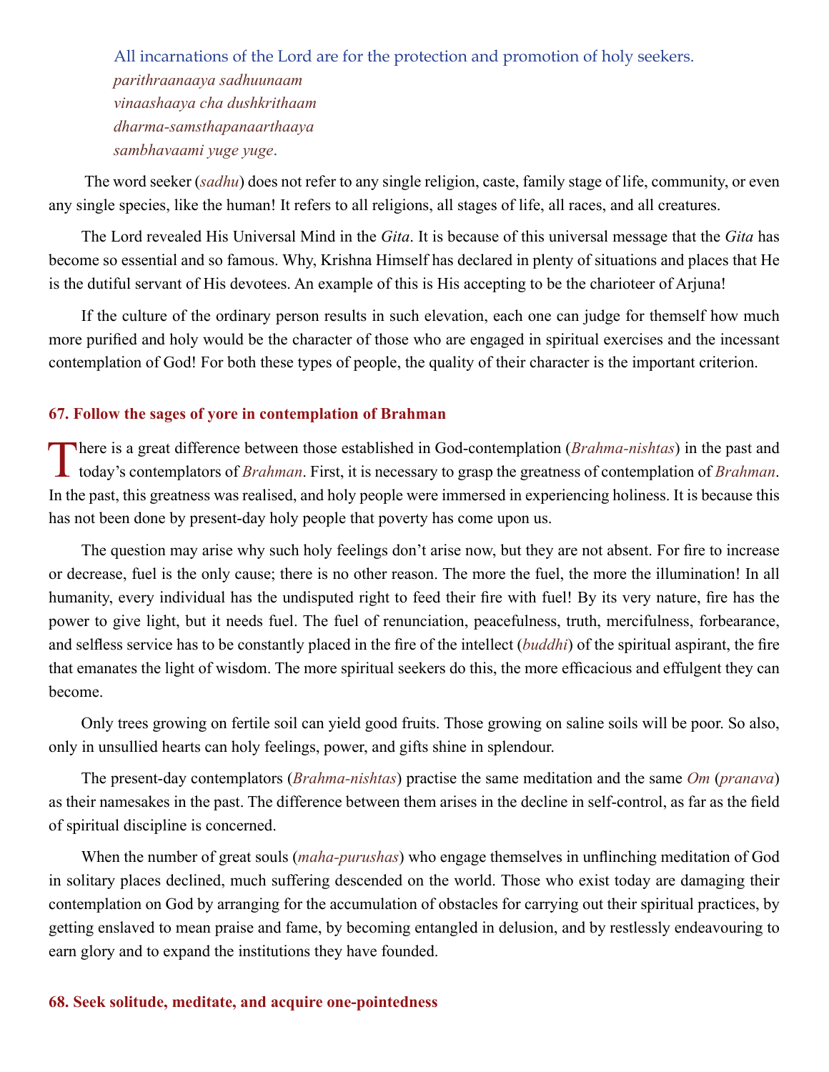All incarnations of the Lord are for the protection and promotion of holy seekers.

*parithraanaaya sadhuunaam*
*vinaashaaya cha dushkrithaam*
*dharma-samsthapanaarthaaya*
*sambhavaami yuge yuge*.

The word seeker (*sadhu*) does not refer to any single religion, caste, family stage of life, community, or even any single species, like the human! It refers to all religions, all stages of life, all races, and all creatures.

The Lord revealed His Universal Mind in the *Gita*. It is because of this universal message that the *Gita* has become so essential and so famous. Why, Krishna Himself has declared in plenty of situations and places that He is the dutiful servant of His devotees. An example of this is His accepting to be the charioteer of Arjuna!

If the culture of the ordinary person results in such elevation, each one can judge for themself how much more purified and holy would be the character of those who are engaged in spiritual exercises and the incessant contemplation of God! For both these types of people, the quality of their character is the important criterion.

### 67. Follow the sages of yore in contemplation of Brahman

There is a great difference between those established in God-contemplation (*Brahma-nishtas*) in the past and today's contemplators of *Brahman*. First, it is necessary to grasp the greatness of contemplation of *Brahman*. In the past, this greatness was realised, and holy people were immersed in experiencing holiness. It is because this has not been done by present-day holy people that poverty has come upon us.

The question may arise why such holy feelings don't arise now, but they are not absent. For fire to increase or decrease, fuel is the only cause; there is no other reason. The more the fuel, the more the illumination! In all humanity, every individual has the undisputed right to feed their fire with fuel! By its very nature, fire has the power to give light, but it needs fuel. The fuel of renunciation, peacefulness, truth, mercifulness, forbearance, and selfless service has to be constantly placed in the fire of the intellect (*buddhi*) of the spiritual aspirant, the fire that emanates the light of wisdom. The more spiritual seekers do this, the more efficacious and effulgent they can become.

Only trees growing on fertile soil can yield good fruits. Those growing on saline soils will be poor. So also, only in unsullied hearts can holy feelings, power, and gifts shine in splendour.

The present-day contemplators (*Brahma-nishtas*) practise the same meditation and the same *Om* (*pranava*) as their namesakes in the past. The difference between them arises in the decline in self-control, as far as the field of spiritual discipline is concerned.

When the number of great souls (*maha-purushas*) who engage themselves in unflinching meditation of God in solitary places declined, much suffering descended on the world. Those who exist today are damaging their contemplation on God by arranging for the accumulation of obstacles for carrying out their spiritual practices, by getting enslaved to mean praise and fame, by becoming entangled in delusion, and by restlessly endeavouring to earn glory and to expand the institutions they have founded.

### 68. Seek solitude, meditate, and acquire one-pointedness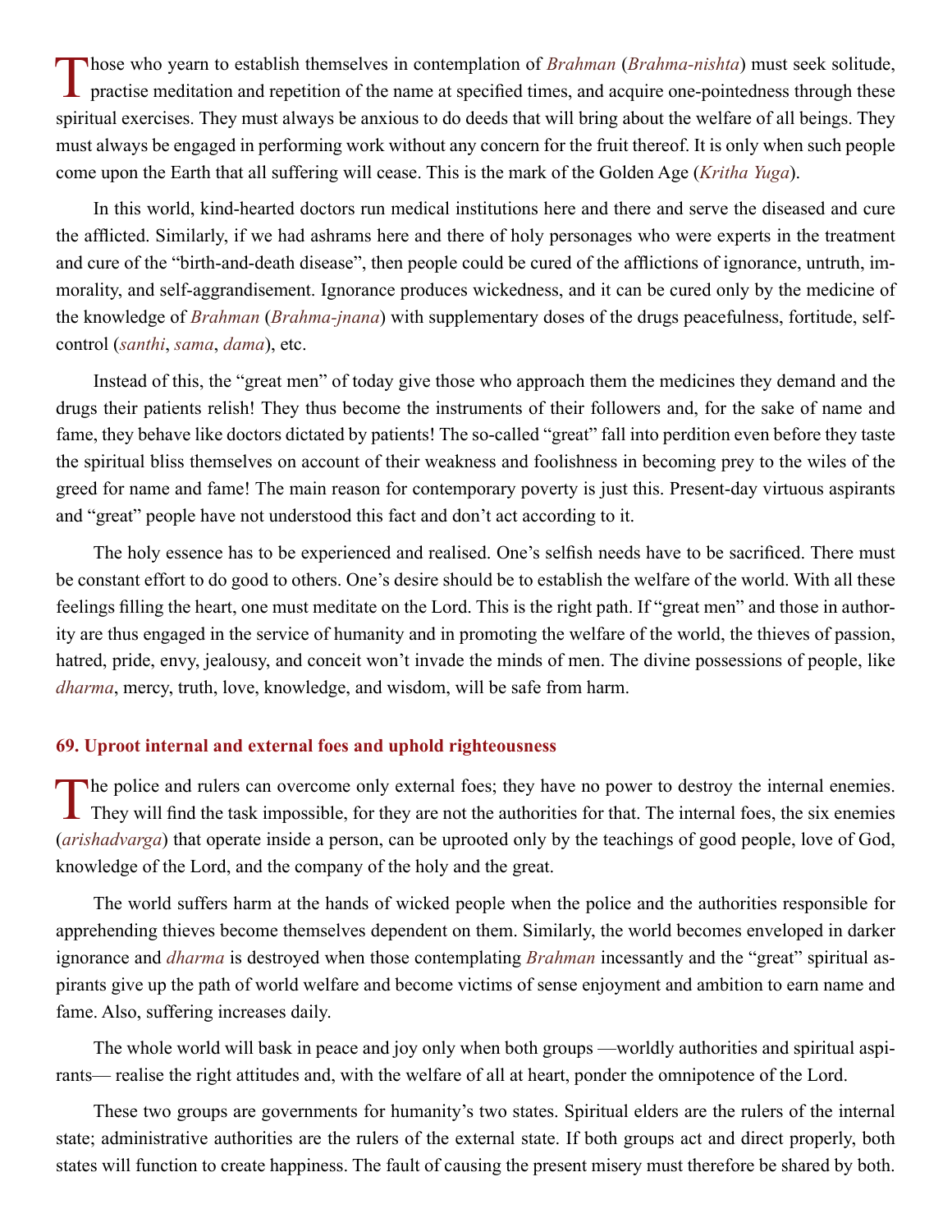Those who yearn to establish themselves in contemplation of *Brahman* (*Brahma-nishta*) must seek solitude, practise meditation and repetition of the name at specified times, and acquire one-pointedness through these spiritual exercises. They must always be anxious to do deeds that will bring about the welfare of all beings. They must always be engaged in performing work without any concern for the fruit thereof. It is only when such people come upon the Earth that all suffering will cease. This is the mark of the Golden Age (*Kritha Yuga*).

In this world, kind-hearted doctors run medical institutions here and there and serve the diseased and cure the afflicted. Similarly, if we had ashrams here and there of holy personages who were experts in the treatment and cure of the "birth-and-death disease", then people could be cured of the afflictions of ignorance, untruth, immorality, and self-aggrandisement. Ignorance produces wickedness, and it can be cured only by the medicine of the knowledge of *Brahman* (*Brahma-jnana*) with supplementary doses of the drugs peacefulness, fortitude, self-control (*santhi*, *sama*, *dama*), etc.

Instead of this, the "great men" of today give those who approach them the medicines they demand and the drugs their patients relish! They thus become the instruments of their followers and, for the sake of name and fame, they behave like doctors dictated by patients! The so-called "great" fall into perdition even before they taste the spiritual bliss themselves on account of their weakness and foolishness in becoming prey to the wiles of the greed for name and fame! The main reason for contemporary poverty is just this. Present-day virtuous aspirants and "great" people have not understood this fact and don't act according to it.

The holy essence has to be experienced and realised. One's selfish needs have to be sacrificed. There must be constant effort to do good to others. One's desire should be to establish the welfare of the world. With all these feelings filling the heart, one must meditate on the Lord. This is the right path. If "great men" and those in authority are thus engaged in the service of humanity and in promoting the welfare of the world, the thieves of passion, hatred, pride, envy, jealousy, and conceit won't invade the minds of men. The divine possessions of people, like *dharma*, mercy, truth, love, knowledge, and wisdom, will be safe from harm.

### 69. Uproot internal and external foes and uphold righteousness

The police and rulers can overcome only external foes; they have no power to destroy the internal enemies. They will find the task impossible, for they are not the authorities for that. The internal foes, the six enemies (*arishadvarga*) that operate inside a person, can be uprooted only by the teachings of good people, love of God, knowledge of the Lord, and the company of the holy and the great.

The world suffers harm at the hands of wicked people when the police and the authorities responsible for apprehending thieves become themselves dependent on them. Similarly, the world becomes enveloped in darker ignorance and *dharma* is destroyed when those contemplating *Brahman* incessantly and the "great" spiritual aspirants give up the path of world welfare and become victims of sense enjoyment and ambition to earn name and fame. Also, suffering increases daily.

The whole world will bask in peace and joy only when both groups —worldly authorities and spiritual aspirants— realise the right attitudes and, with the welfare of all at heart, ponder the omnipotence of the Lord.

These two groups are governments for humanity's two states. Spiritual elders are the rulers of the internal state; administrative authorities are the rulers of the external state. If both groups act and direct properly, both states will function to create happiness. The fault of causing the present misery must therefore be shared by both.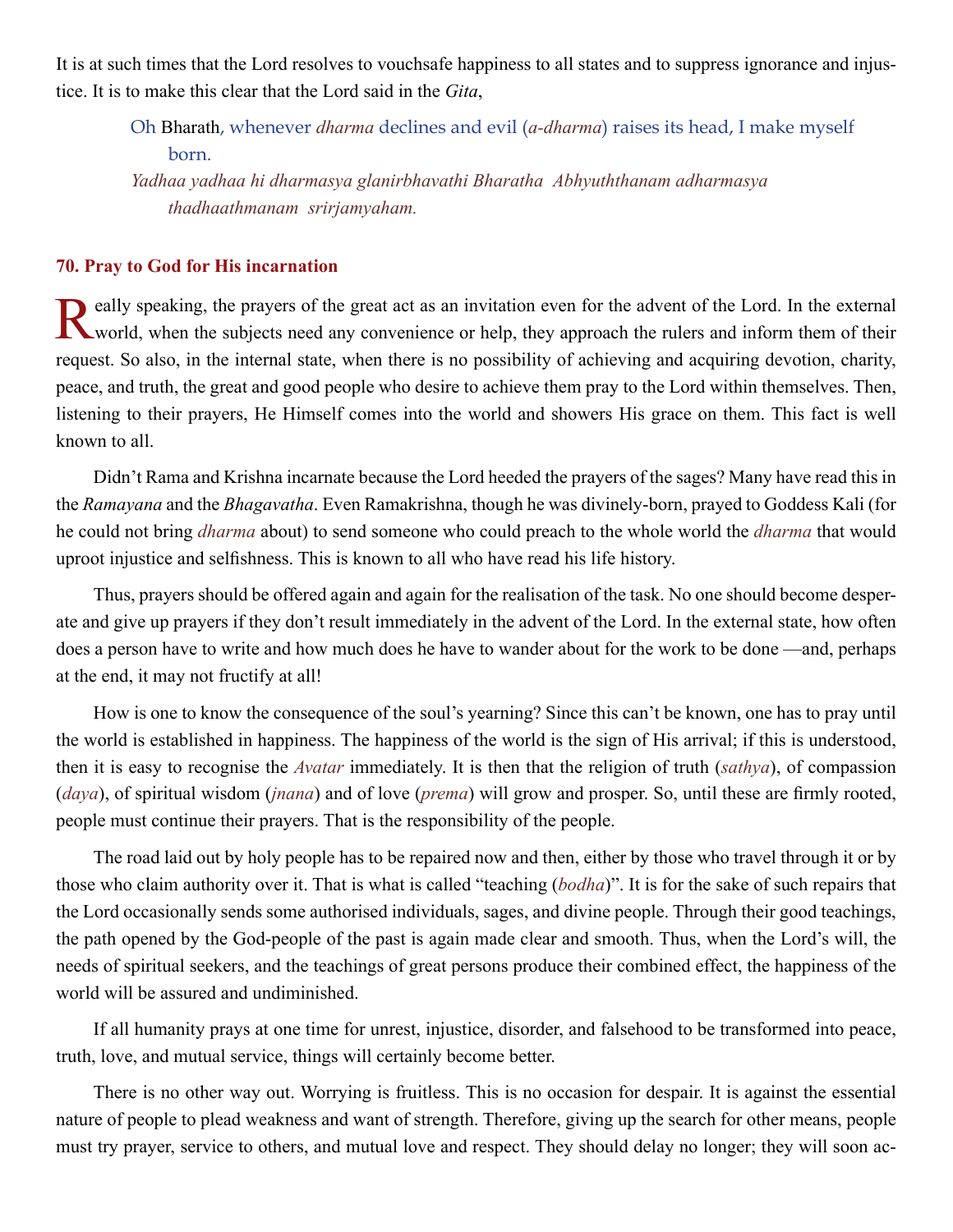It is at such times that the Lord resolves to vouchsafe happiness to all states and to suppress ignorance and injustice. It is to make this clear that the Lord said in the *Gita*,

> Oh Bharath, whenever *dharma* declines and evil (*a-dharma*) raises its head, I make myself born.
>
> *Yadhaa yadhaa hi dharmasya glanirbhavathi Bharatha Abhyuththanam adharmasya thadhaathmanam srirjamyaham.*

### 70. Pray to God for His incarnation

Really speaking, the prayers of the great act as an invitation even for the advent of the Lord. In the external world, when the subjects need any convenience or help, they approach the rulers and inform them of their request. So also, in the internal state, when there is no possibility of achieving and acquiring devotion, charity, peace, and truth, the great and good people who desire to achieve them pray to the Lord within themselves. Then, listening to their prayers, He Himself comes into the world and showers His grace on them. This fact is well known to all.

Didn't Rama and Krishna incarnate because the Lord heeded the prayers of the sages? Many have read this in the *Ramayana* and the *Bhagavatha*. Even Ramakrishna, though he was divinely-born, prayed to Goddess Kali (for he could not bring *dharma* about) to send someone who could preach to the whole world the *dharma* that would uproot injustice and selfishness. This is known to all who have read his life history.

Thus, prayers should be offered again and again for the realisation of the task. No one should become desperate and give up prayers if they don't result immediately in the advent of the Lord. In the external state, how often does a person have to write and how much does he have to wander about for the work to be done —and, perhaps at the end, it may not fructify at all!

How is one to know the consequence of the soul's yearning? Since this can't be known, one has to pray until the world is established in happiness. The happiness of the world is the sign of His arrival; if this is understood, then it is easy to recognise the *Avatar* immediately. It is then that the religion of truth (*sathya*), of compassion (*daya*), of spiritual wisdom (*jnana*) and of love (*prema*) will grow and prosper. So, until these are firmly rooted, people must continue their prayers. That is the responsibility of the people.

The road laid out by holy people has to be repaired now and then, either by those who travel through it or by those who claim authority over it. That is what is called "teaching (*bodha*)". It is for the sake of such repairs that the Lord occasionally sends some authorised individuals, sages, and divine people. Through their good teachings, the path opened by the God-people of the past is again made clear and smooth. Thus, when the Lord's will, the needs of spiritual seekers, and the teachings of great persons produce their combined effect, the happiness of the world will be assured and undiminished.

If all humanity prays at one time for unrest, injustice, disorder, and falsehood to be transformed into peace, truth, love, and mutual service, things will certainly become better.

There is no other way out. Worrying is fruitless. This is no occasion for despair. It is against the essential nature of people to plead weakness and want of strength. Therefore, giving up the search for other means, people must try prayer, service to others, and mutual love and respect. They should delay no longer; they will soon ac-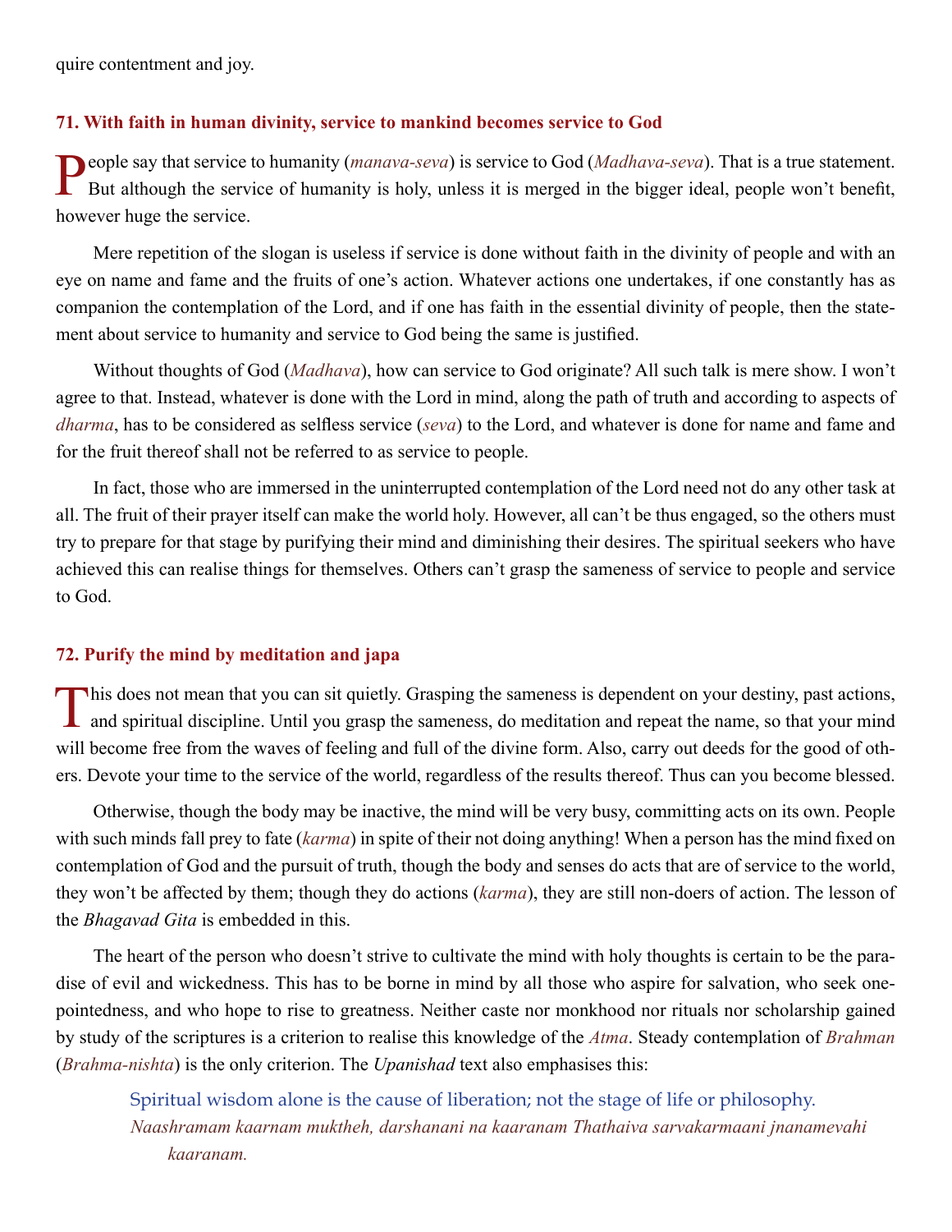quire contentment and joy.

### 71. With faith in human divinity, service to mankind becomes service to God

People say that service to humanity (*manava-seva*) is service to God (*Madhava-seva*). That is a true statement. But although the service of humanity is holy, unless it is merged in the bigger ideal, people won't benefit, however huge the service.

Mere repetition of the slogan is useless if service is done without faith in the divinity of people and with an eye on name and fame and the fruits of one's action. Whatever actions one undertakes, if one constantly has as companion the contemplation of the Lord, and if one has faith in the essential divinity of people, then the statement about service to humanity and service to God being the same is justified.

Without thoughts of God (*Madhava*), how can service to God originate? All such talk is mere show. I won't agree to that. Instead, whatever is done with the Lord in mind, along the path of truth and according to aspects of *dharma*, has to be considered as selfless service (*seva*) to the Lord, and whatever is done for name and fame and for the fruit thereof shall not be referred to as service to people.

In fact, those who are immersed in the uninterrupted contemplation of the Lord need not do any other task at all. The fruit of their prayer itself can make the world holy. However, all can't be thus engaged, so the others must try to prepare for that stage by purifying their mind and diminishing their desires. The spiritual seekers who have achieved this can realise things for themselves. Others can't grasp the sameness of service to people and service to God.

### 72. Purify the mind by meditation and japa

This does not mean that you can sit quietly. Grasping the sameness is dependent on your destiny, past actions, and spiritual discipline. Until you grasp the sameness, do meditation and repeat the name, so that your mind will become free from the waves of feeling and full of the divine form. Also, carry out deeds for the good of others. Devote your time to the service of the world, regardless of the results thereof. Thus can you become blessed.

Otherwise, though the body may be inactive, the mind will be very busy, committing acts on its own. People with such minds fall prey to fate (*karma*) in spite of their not doing anything! When a person has the mind fixed on contemplation of God and the pursuit of truth, though the body and senses do acts that are of service to the world, they won't be affected by them; though they do actions (*karma*), they are still non-doers of action. The lesson of the *Bhagavad Gita* is embedded in this.

The heart of the person who doesn't strive to cultivate the mind with holy thoughts is certain to be the paradise of evil and wickedness. This has to be borne in mind by all those who aspire for salvation, who seek one-pointedness, and who hope to rise to greatness. Neither caste nor monkhood nor rituals nor scholarship gained by study of the scriptures is a criterion to realise this knowledge of the *Atma*. Steady contemplation of *Brahman* (*Brahma-nishta*) is the only criterion. The *Upanishad* text also emphasises this:

> Spiritual wisdom alone is the cause of liberation; not the stage of life or philosophy.
>
> *Naashramam kaarnam muktheh, darshanani na kaaranam Thathaiva sarvakarmaani jnanamevahi kaaranam.*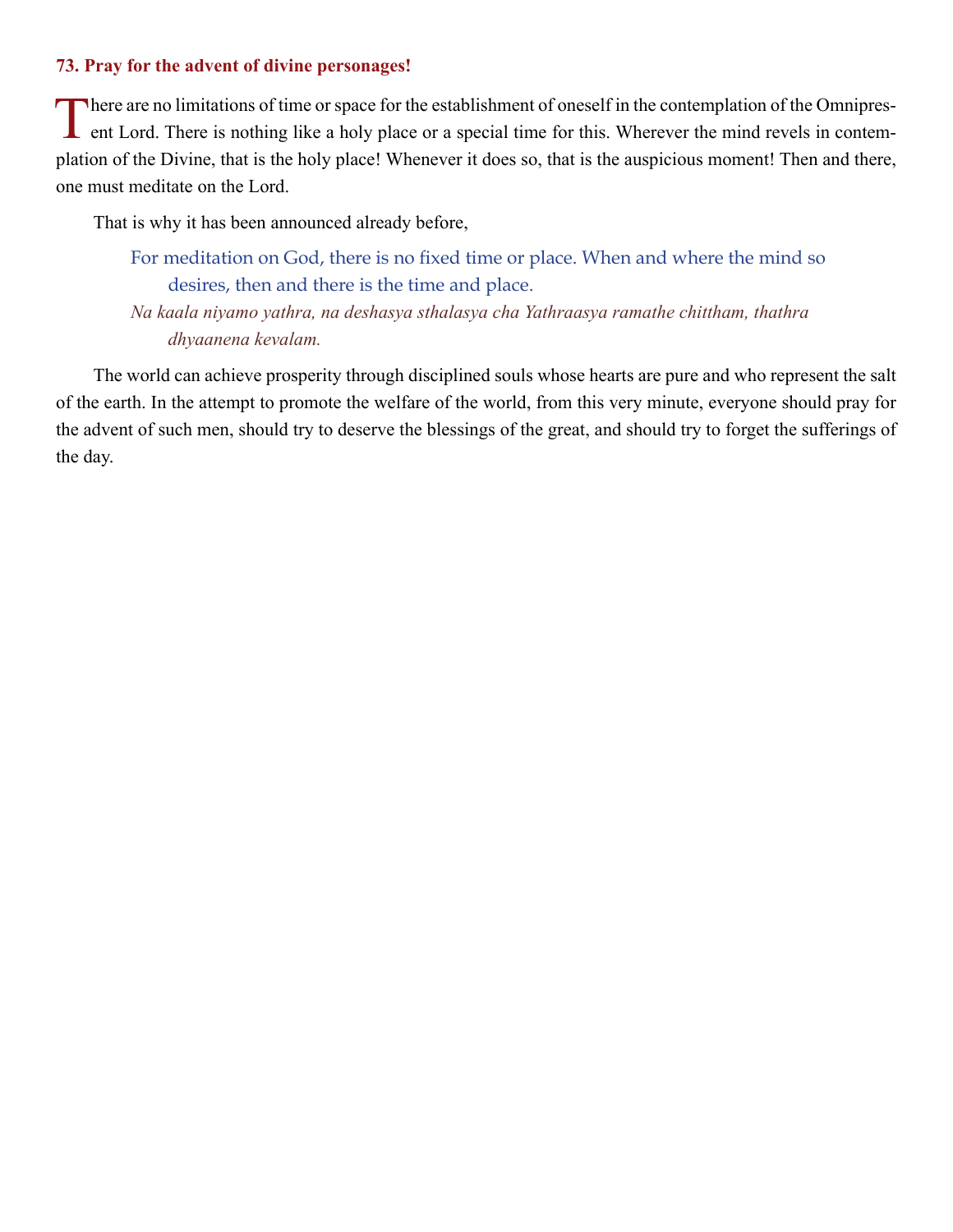### 73. Pray for the advent of divine personages!

There are no limitations of time or space for the establishment of oneself in the contemplation of the Omnipresent Lord. There is nothing like a holy place or a special time for this. Wherever the mind revels in contemplation of the Divine, that is the holy place! Whenever it does so, that is the auspicious moment! Then and there, one must meditate on the Lord.

That is why it has been announced already before,

> For meditation on God, there is no fixed time or place. When and where the mind so desires, then and there is the time and place.
>
> *Na kaala niyamo yathra, na deshasya sthalasya cha Yathraasya ramathe chittham, thathra dhyaanena kevalam.*

The world can achieve prosperity through disciplined souls whose hearts are pure and who represent the salt of the earth. In the attempt to promote the welfare of the world, from this very minute, everyone should pray for the advent of such men, should try to deserve the blessings of the great, and should try to forget the sufferings of the day.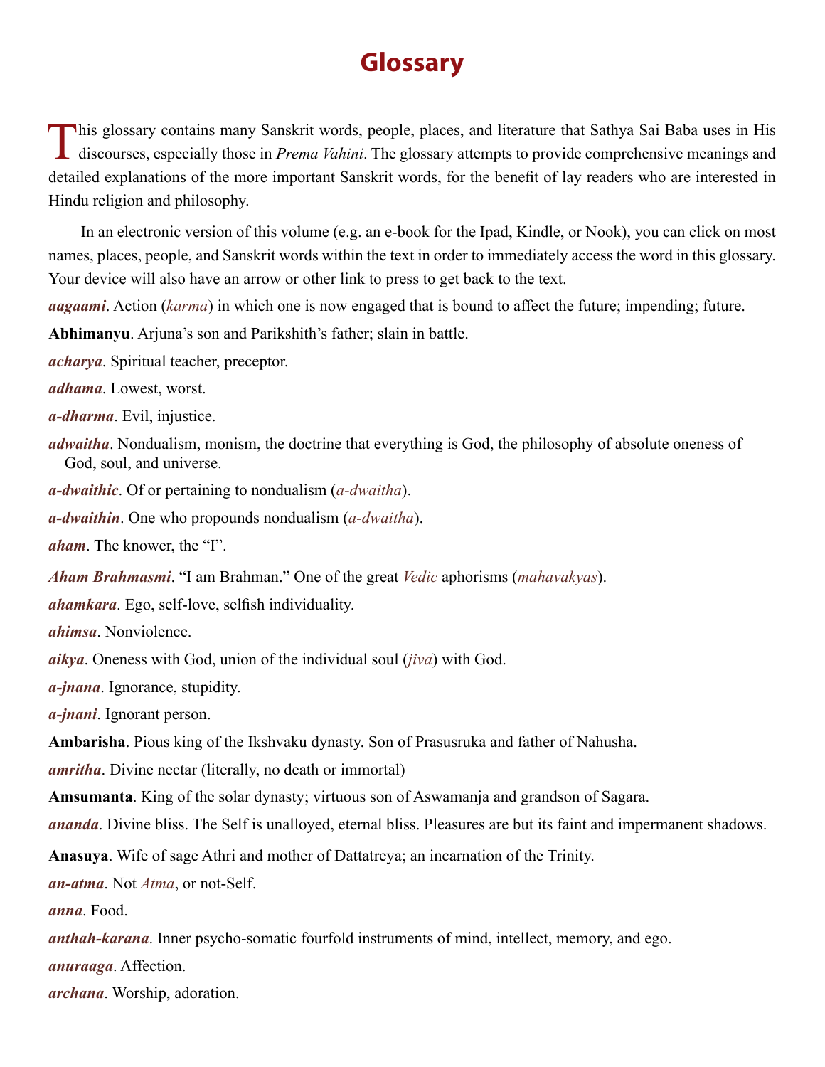# Glossary

This glossary contains many Sanskrit words, people, places, and literature that Sathya Sai Baba uses in His discourses, especially those in *Prema Vahini*. The glossary attempts to provide comprehensive meanings and detailed explanations of the more important Sanskrit words, for the benefit of lay readers who are interested in Hindu religion and philosophy.

In an electronic version of this volume (e.g. an e-book for the Ipad, Kindle, or Nook), you can click on most names, places, people, and Sanskrit words within the text in order to immediately access the word in this glossary. Your device will also have an arrow or other link to press to get back to the text.

***aagaami***. Action (*karma*) in which one is now engaged that is bound to affect the future; impending; future.

**Abhimanyu**. Arjuna's son and Parikshith's father; slain in battle.

***acharya***. Spiritual teacher, preceptor.

***adhama***. Lowest, worst.

***a-dharma***. Evil, injustice.

***adwaitha***. Nondualism, monism, the doctrine that everything is God, the philosophy of absolute oneness of God, soul, and universe.

***a-dwaithic***. Of or pertaining to nondualism (*a-dwaitha*).

***a-dwaithin***. One who propounds nondualism (*a-dwaitha*).

***aham***. The knower, the "I".

***Aham Brahmasmi***. "I am Brahman." One of the great *Vedic* aphorisms (*mahavakyas*).

***ahamkara***. Ego, self-love, selfish individuality.

***ahimsa***. Nonviolence.

***aikya***. Oneness with God, union of the individual soul (*jiva*) with God.

***a-jnana***. Ignorance, stupidity.

***a-jnani***. Ignorant person.

**Ambarisha**. Pious king of the Ikshvaku dynasty. Son of Prasusruka and father of Nahusha.

***amritha***. Divine nectar (literally, no death or immortal)

**Amsumanta**. King of the solar dynasty; virtuous son of Aswamanja and grandson of Sagara.

***ananda***. Divine bliss. The Self is unalloyed, eternal bliss. Pleasures are but its faint and impermanent shadows.

**Anasuya**. Wife of sage Athri and mother of Dattatreya; an incarnation of the Trinity.

***an-atma***. Not *Atma*, or not-Self.

***anna***. Food.

***anthah-karana***. Inner psycho-somatic fourfold instruments of mind, intellect, memory, and ego.

***anuraaga***. Affection.

***archana***. Worship, adoration.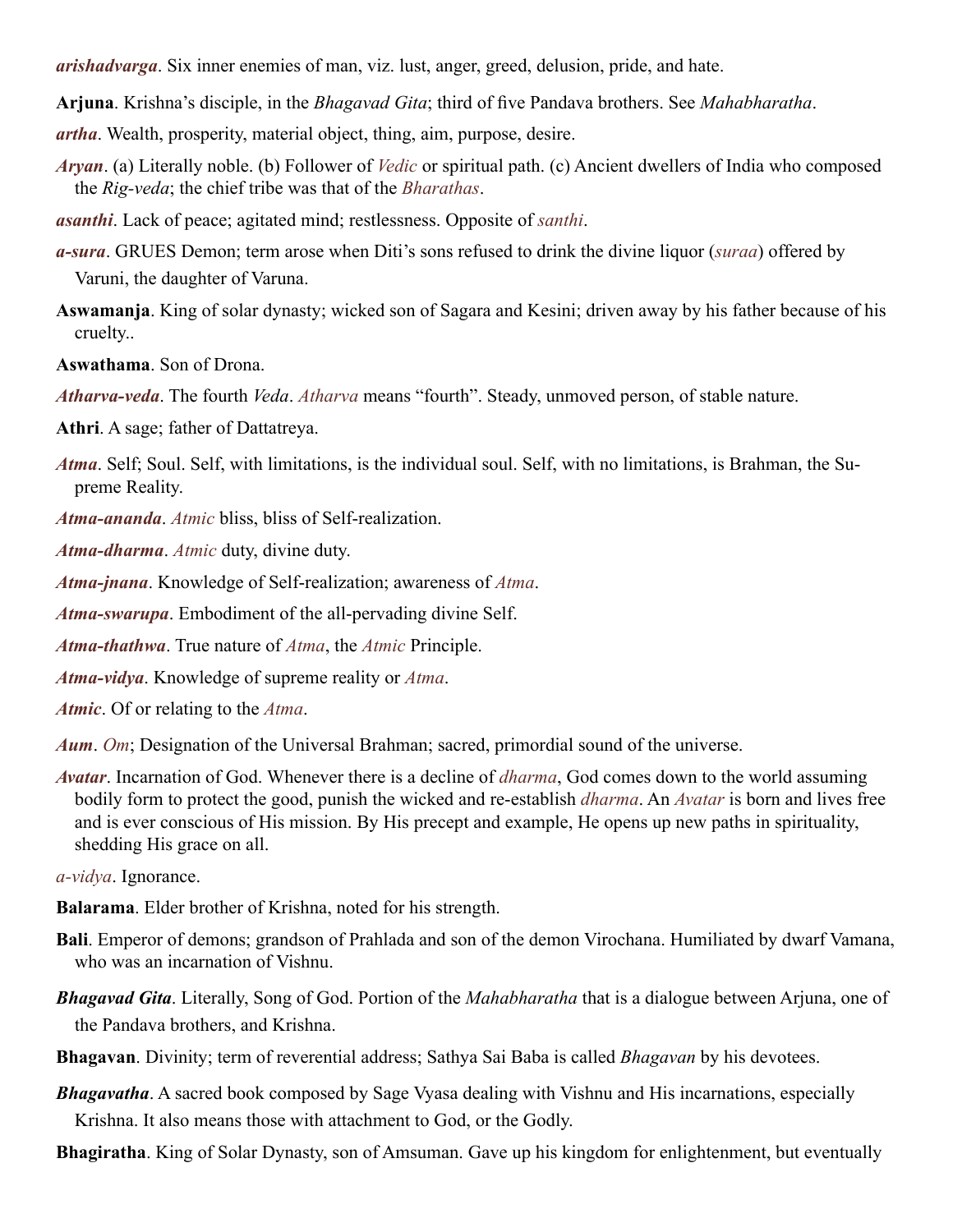***arishadvarga***. Six inner enemies of man, viz. lust, anger, greed, delusion, pride, and hate.

**Arjuna**. Krishna's disciple, in the *Bhagavad Gita*; third of five Pandava brothers. See *Mahabharatha*.

***artha***. Wealth, prosperity, material object, thing, aim, purpose, desire.

***Aryan***. (a) Literally noble. (b) Follower of *Vedic* or spiritual path. (c) Ancient dwellers of India who composed the *Rig-veda*; the chief tribe was that of the *Bharathas*.

***asanthi***. Lack of peace; agitated mind; restlessness. Opposite of *santhi*.

***a-sura***. GRUES Demon; term arose when Diti's sons refused to drink the divine liquor (*suraa*) offered by Varuni, the daughter of Varuna.

**Aswamanja**. King of solar dynasty; wicked son of Sagara and Kesini; driven away by his father because of his cruelty..

**Aswathama**. Son of Drona.

***Atharva-veda***. The fourth *Veda*. *Atharva* means "fourth". Steady, unmoved person, of stable nature.

**Athri**. A sage; father of Dattatreya.

***Atma***. Self; Soul. Self, with limitations, is the individual soul. Self, with no limitations, is Brahman, the Supreme Reality.

***Atma-ananda***. *Atmic* bliss, bliss of Self-realization.

***Atma-dharma***. *Atmic* duty, divine duty.

***Atma-jnana***. Knowledge of Self-realization; awareness of *Atma*.

***Atma-swarupa***. Embodiment of the all-pervading divine Self.

***Atma-thathwa***. True nature of *Atma*, the *Atmic* Principle.

***Atma-vidya***. Knowledge of supreme reality or *Atma*.

***Atmic***. Of or relating to the *Atma*.

***Aum***. *Om*; Designation of the Universal Brahman; sacred, primordial sound of the universe.

***Avatar***. Incarnation of God. Whenever there is a decline of *dharma*, God comes down to the world assuming bodily form to protect the good, punish the wicked and re-establish *dharma*. An *Avatar* is born and lives free and is ever conscious of His mission. By His precept and example, He opens up new paths in spirituality, shedding His grace on all.

*a-vidya*. Ignorance.

**Balarama**. Elder brother of Krishna, noted for his strength.

**Bali**. Emperor of demons; grandson of Prahlada and son of the demon Virochana. Humiliated by dwarf Vamana, who was an incarnation of Vishnu.

***Bhagavad Gita***. Literally, Song of God. Portion of the *Mahabharatha* that is a dialogue between Arjuna, one of the Pandava brothers, and Krishna.

**Bhagavan**. Divinity; term of reverential address; Sathya Sai Baba is called *Bhagavan* by his devotees.

***Bhagavatha***. A sacred book composed by Sage Vyasa dealing with Vishnu and His incarnations, especially Krishna. It also means those with attachment to God, or the Godly.

**Bhagiratha**. King of Solar Dynasty, son of Amsuman. Gave up his kingdom for enlightenment, but eventually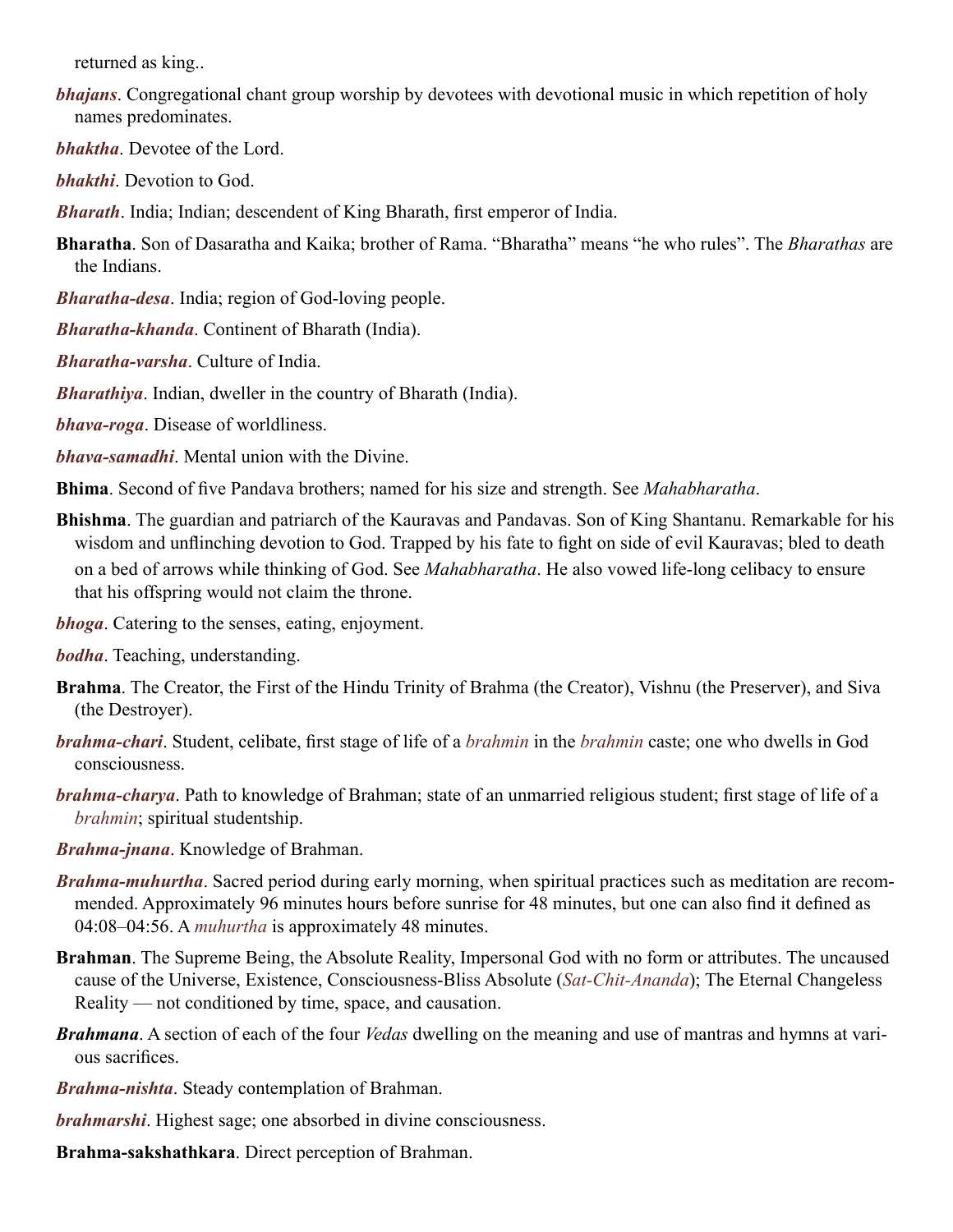returned as king..

***bhajans***. Congregational chant group worship by devotees with devotional music in which repetition of holy names predominates.

***bhaktha***. Devotee of the Lord.

***bhakthi***. Devotion to God.

***Bharath***. India; Indian; descendent of King Bharath, first emperor of India.

**Bharatha**. Son of Dasaratha and Kaika; brother of Rama. "Bharatha" means "he who rules". The *Bharathas* are the Indians.

***Bharatha-desa***. India; region of God-loving people.

***Bharatha-khanda***. Continent of Bharath (India).

***Bharatha-varsha***. Culture of India.

***Bharathiya***. Indian, dweller in the country of Bharath (India).

***bhava-roga***. Disease of worldliness.

***bhava-samadhi***. Mental union with the Divine.

**Bhima**. Second of five Pandava brothers; named for his size and strength. See *Mahabharatha*.

**Bhishma**. The guardian and patriarch of the Kauravas and Pandavas. Son of King Shantanu. Remarkable for his wisdom and unflinching devotion to God. Trapped by his fate to fight on side of evil Kauravas; bled to death on a bed of arrows while thinking of God. See *Mahabharatha*. He also vowed life-long celibacy to ensure that his offspring would not claim the throne.

***bhoga***. Catering to the senses, eating, enjoyment.

***bodha***. Teaching, understanding.

**Brahma**. The Creator, the First of the Hindu Trinity of Brahma (the Creator), Vishnu (the Preserver), and Siva (the Destroyer).

***brahma-chari***. Student, celibate, first stage of life of a *brahmin* in the *brahmin* caste; one who dwells in God consciousness.

***brahma-charya***. Path to knowledge of Brahman; state of an unmarried religious student; first stage of life of a *brahmin*; spiritual studentship.

***Brahma-jnana***. Knowledge of Brahman.

***Brahma-muhurtha***. Sacred period during early morning, when spiritual practices such as meditation are recommended. Approximately 96 minutes hours before sunrise for 48 minutes, but one can also find it defined as 04:08–04:56. A *muhurtha* is approximately 48 minutes.

**Brahman**. The Supreme Being, the Absolute Reality, Impersonal God with no form or attributes. The uncaused cause of the Universe, Existence, Consciousness-Bliss Absolute (*Sat-Chit-Ananda*); The Eternal Changeless Reality — not conditioned by time, space, and causation.

***Brahmana***. A section of each of the four *Vedas* dwelling on the meaning and use of mantras and hymns at various sacrifices.

***Brahma-nishta***. Steady contemplation of Brahman.

***brahmarshi***. Highest sage; one absorbed in divine consciousness.

**Brahma-sakshathkara**. Direct perception of Brahman.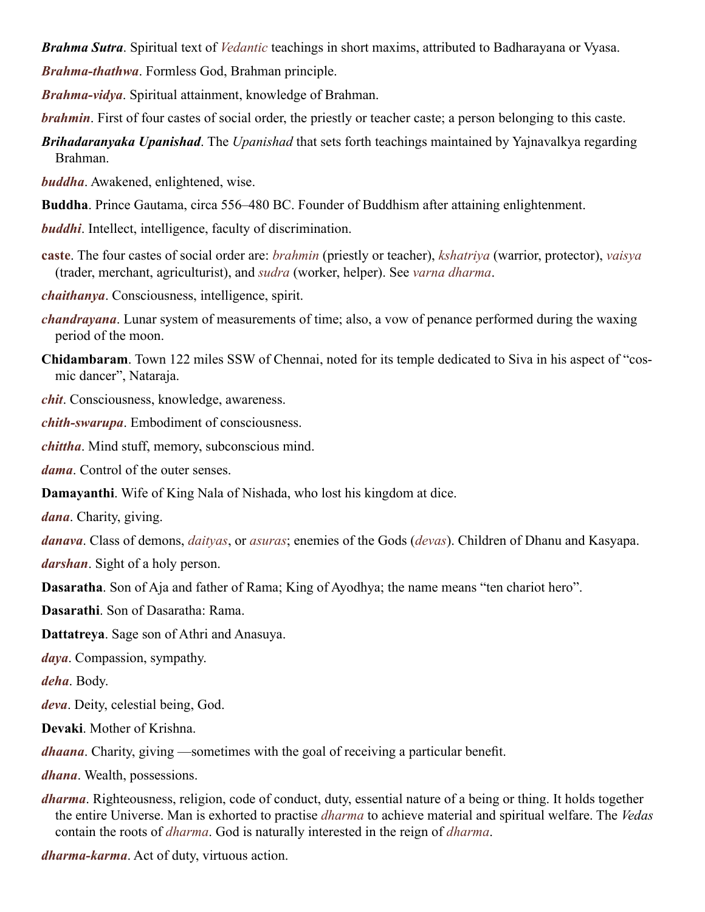***Brahma Sutra***. Spiritual text of *Vedantic* teachings in short maxims, attributed to Badharayana or Vyasa.

***Brahma-thathwa***. Formless God, Brahman principle.

***Brahma-vidya***. Spiritual attainment, knowledge of Brahman.

***brahmin***. First of four castes of social order, the priestly or teacher caste; a person belonging to this caste.

***Brihadaranyaka Upanishad***. The *Upanishad* that sets forth teachings maintained by Yajnavalkya regarding Brahman.

***buddha***. Awakened, enlightened, wise.

**Buddha**. Prince Gautama, circa 556–480 BC. Founder of Buddhism after attaining enlightenment.

***buddhi***. Intellect, intelligence, faculty of discrimination.

**caste**. The four castes of social order are: *brahmin* (priestly or teacher), *kshatriya* (warrior, protector), *vaisya* (trader, merchant, agriculturist), and *sudra* (worker, helper). See *varna dharma*.

***chaithanya***. Consciousness, intelligence, spirit.

***chandrayana***. Lunar system of measurements of time; also, a vow of penance performed during the waxing period of the moon.

**Chidambaram**. Town 122 miles SSW of Chennai, noted for its temple dedicated to Siva in his aspect of "cosmic dancer", Nataraja.

***chit***. Consciousness, knowledge, awareness.

***chith-swarupa***. Embodiment of consciousness.

***chittha***. Mind stuff, memory, subconscious mind.

***dama***. Control of the outer senses.

**Damayanthi**. Wife of King Nala of Nishada, who lost his kingdom at dice.

***dana***. Charity, giving.

***danava***. Class of demons, *daityas*, or *asuras*; enemies of the Gods (*devas*). Children of Dhanu and Kasyapa.

***darshan***. Sight of a holy person.

**Dasaratha**. Son of Aja and father of Rama; King of Ayodhya; the name means "ten chariot hero".

**Dasarathi**. Son of Dasaratha: Rama.

**Dattatreya**. Sage son of Athri and Anasuya.

***daya***. Compassion, sympathy.

***deha***. Body.

***deva***. Deity, celestial being, God.

**Devaki**. Mother of Krishna.

***dhaana***. Charity, giving —sometimes with the goal of receiving a particular benefit.

***dhana***. Wealth, possessions.

***dharma***. Righteousness, religion, code of conduct, duty, essential nature of a being or thing. It holds together the entire Universe. Man is exhorted to practise *dharma* to achieve material and spiritual welfare. The *Vedas* contain the roots of *dharma*. God is naturally interested in the reign of *dharma*.

***dharma-karma***. Act of duty, virtuous action.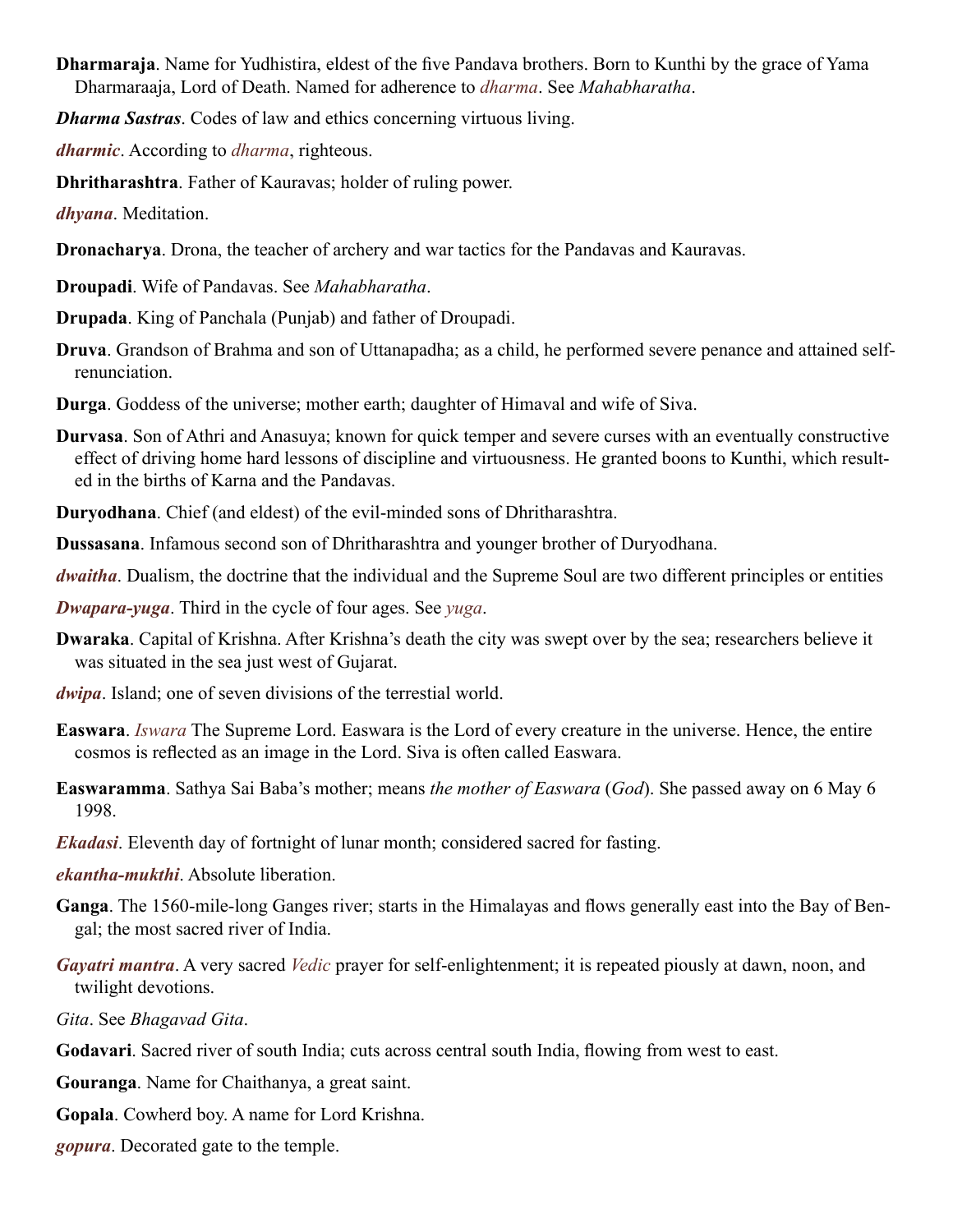**Dharmaraja**. Name for Yudhistira, eldest of the five Pandava brothers. Born to Kunthi by the grace of Yama Dharmaraaja, Lord of Death. Named for adherence to *dharma*. See *Mahabharatha*.

***Dharma Sastras***. Codes of law and ethics concerning virtuous living.

***dharmic***. According to *dharma*, righteous.

**Dhritharashtra**. Father of Kauravas; holder of ruling power.

***dhyana***. Meditation.

**Dronacharya**. Drona, the teacher of archery and war tactics for the Pandavas and Kauravas.

**Droupadi**. Wife of Pandavas. See *Mahabharatha*.

**Drupada**. King of Panchala (Punjab) and father of Droupadi.

**Druva**. Grandson of Brahma and son of Uttanapadha; as a child, he performed severe penance and attained self-renunciation.

**Durga**. Goddess of the universe; mother earth; daughter of Himaval and wife of Siva.

**Durvasa**. Son of Athri and Anasuya; known for quick temper and severe curses with an eventually constructive effect of driving home hard lessons of discipline and virtuousness. He granted boons to Kunthi, which resulted in the births of Karna and the Pandavas.

**Duryodhana**. Chief (and eldest) of the evil-minded sons of Dhritharashtra.

**Dussasana**. Infamous second son of Dhritharashtra and younger brother of Duryodhana.

***dwaitha***. Dualism, the doctrine that the individual and the Supreme Soul are two different principles or entities

***Dwapara-yuga***. Third in the cycle of four ages. See *yuga*.

**Dwaraka**. Capital of Krishna. After Krishna's death the city was swept over by the sea; researchers believe it was situated in the sea just west of Gujarat.

***dwipa***. Island; one of seven divisions of the terrestial world.

**Easwara**. *Iswara* The Supreme Lord. Easwara is the Lord of every creature in the universe. Hence, the entire cosmos is reflected as an image in the Lord. Siva is often called Easwara.

**Easwaramma**. Sathya Sai Baba's mother; means *the mother of Easwara* (*God*). She passed away on 6 May 6 1998.

***Ekadasi***. Eleventh day of fortnight of lunar month; considered sacred for fasting.

***ekantha-mukthi***. Absolute liberation.

**Ganga**. The 1560-mile-long Ganges river; starts in the Himalayas and flows generally east into the Bay of Bengal; the most sacred river of India.

***Gayatri mantra***. A very sacred *Vedic* prayer for self-enlightenment; it is repeated piously at dawn, noon, and twilight devotions.

*Gita*. See *Bhagavad Gita*.

**Godavari**. Sacred river of south India; cuts across central south India, flowing from west to east.

**Gouranga**. Name for Chaithanya, a great saint.

**Gopala**. Cowherd boy. A name for Lord Krishna.

***gopura***. Decorated gate to the temple.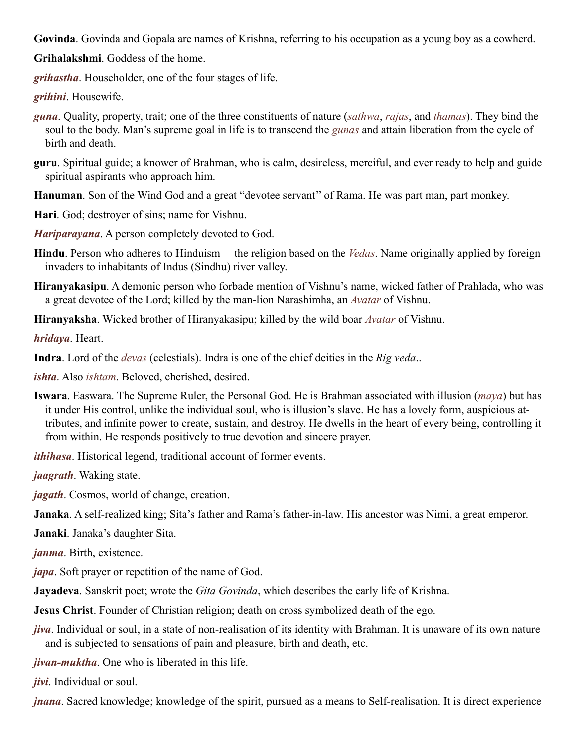**Govinda**. Govinda and Gopala are names of Krishna, referring to his occupation as a young boy as a cowherd.

**Grihalakshmi**. Goddess of the home.

***grihastha***. Householder, one of the four stages of life.

***grihini***. Housewife.

***guna***. Quality, property, trait; one of the three constituents of nature (*sathwa*, *rajas*, and *thamas*). They bind the soul to the body. Man's supreme goal in life is to transcend the *gunas* and attain liberation from the cycle of birth and death.

**guru**. Spiritual guide; a knower of Brahman, who is calm, desireless, merciful, and ever ready to help and guide spiritual aspirants who approach him.

**Hanuman**. Son of the Wind God and a great "devotee servant" of Rama. He was part man, part monkey.

**Hari**. God; destroyer of sins; name for Vishnu.

***Hariparayana***. A person completely devoted to God.

**Hindu**. Person who adheres to Hinduism —the religion based on the *Vedas*. Name originally applied by foreign invaders to inhabitants of Indus (Sindhu) river valley.

**Hiranyakasipu**. A demonic person who forbade mention of Vishnu's name, wicked father of Prahlada, who was a great devotee of the Lord; killed by the man-lion Narashimha, an *Avatar* of Vishnu.

**Hiranyaksha**. Wicked brother of Hiranyakasipu; killed by the wild boar *Avatar* of Vishnu.

***hridaya***. Heart.

**Indra**. Lord of the *devas* (celestials). Indra is one of the chief deities in the *Rig veda*..

***ishta***. Also *ishtam*. Beloved, cherished, desired.

**Iswara**. Easwara. The Supreme Ruler, the Personal God. He is Brahman associated with illusion (*maya*) but has it under His control, unlike the individual soul, who is illusion's slave. He has a lovely form, auspicious attributes, and infinite power to create, sustain, and destroy. He dwells in the heart of every being, controlling it from within. He responds positively to true devotion and sincere prayer.

***ithihasa***. Historical legend, traditional account of former events.

***jaagrath***. Waking state.

***jagath***. Cosmos, world of change, creation.

**Janaka**. A self-realized king; Sita's father and Rama's father-in-law. His ancestor was Nimi, a great emperor.

**Janaki**. Janaka's daughter Sita.

***janma***. Birth, existence.

***japa***. Soft prayer or repetition of the name of God.

**Jayadeva**. Sanskrit poet; wrote the *Gita Govinda*, which describes the early life of Krishna.

**Jesus Christ**. Founder of Christian religion; death on cross symbolized death of the ego.

***jiva***. Individual or soul, in a state of non-realisation of its identity with Brahman. It is unaware of its own nature and is subjected to sensations of pain and pleasure, birth and death, etc.

***jivan-muktha***. One who is liberated in this life.

***jivi***. Individual or soul.

***jnana***. Sacred knowledge; knowledge of the spirit, pursued as a means to Self-realisation. It is direct experience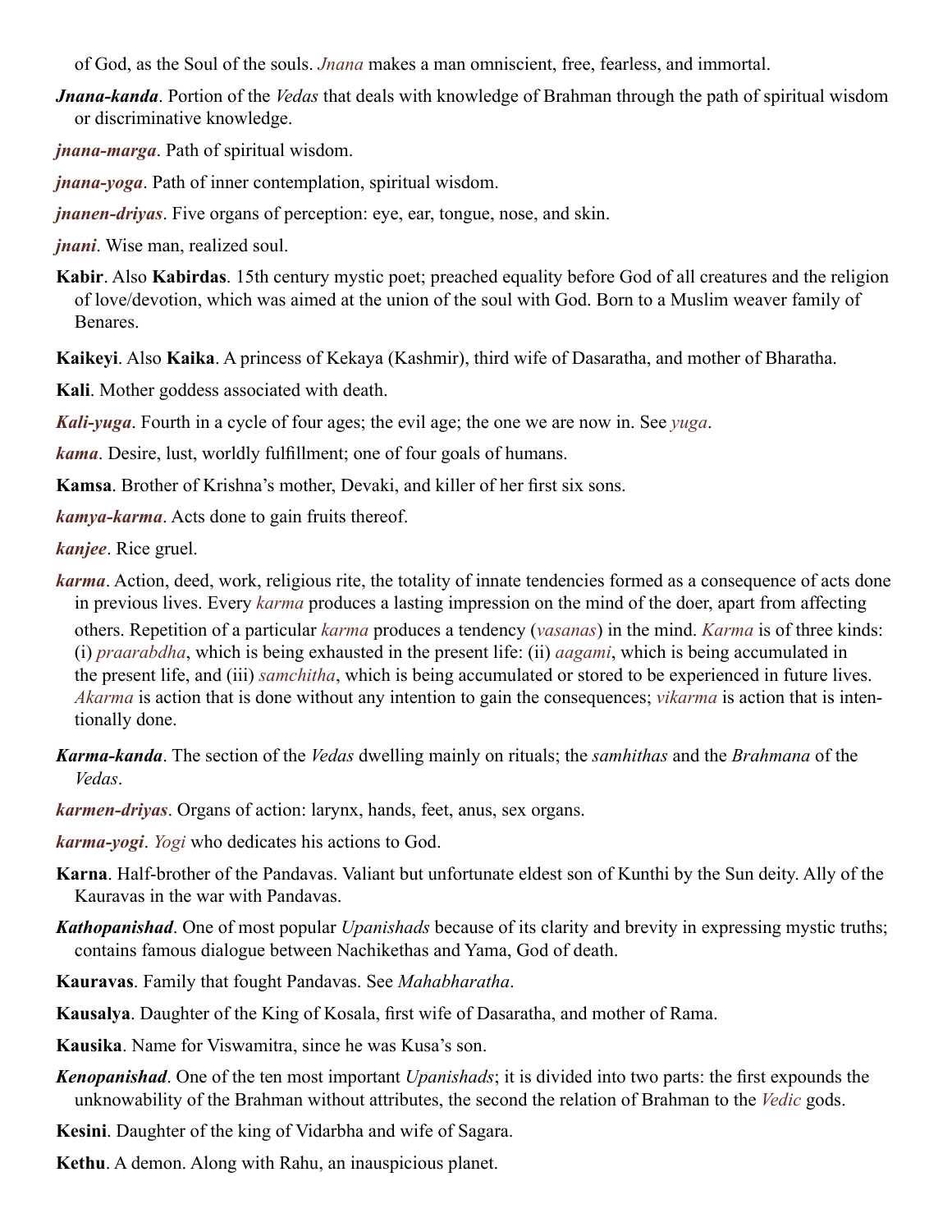of God, as the Soul of the souls. *Jnana* makes a man omniscient, free, fearless, and immortal.

***Jnana-kanda***. Portion of the *Vedas* that deals with knowledge of Brahman through the path of spiritual wisdom or discriminative knowledge.

***jnana-marga***. Path of spiritual wisdom.

***jnana-yoga***. Path of inner contemplation, spiritual wisdom.

***jnanen-driyas***. Five organs of perception: eye, ear, tongue, nose, and skin.

***jnani***. Wise man, realized soul.

**Kabir**. Also **Kabirdas**. 15th century mystic poet; preached equality before God of all creatures and the religion of love/devotion, which was aimed at the union of the soul with God. Born to a Muslim weaver family of Benares.

**Kaikeyi**. Also **Kaika**. A princess of Kekaya (Kashmir), third wife of Dasaratha, and mother of Bharatha.

**Kali**. Mother goddess associated with death.

***Kali-yuga***. Fourth in a cycle of four ages; the evil age; the one we are now in. See *yuga*.

***kama***. Desire, lust, worldly fulfillment; one of four goals of humans.

**Kamsa**. Brother of Krishna's mother, Devaki, and killer of her first six sons.

***kamya-karma***. Acts done to gain fruits thereof.

***kanjee***. Rice gruel.

***karma***. Action, deed, work, religious rite, the totality of innate tendencies formed as a consequence of acts done in previous lives. Every *karma* produces a lasting impression on the mind of the doer, apart from affecting others. Repetition of a particular *karma* produces a tendency (*vasanas*) in the mind. *Karma* is of three kinds: (i) *praarabdha*, which is being exhausted in the present life: (ii) *aagami*, which is being accumulated in the present life, and (iii) *samchitha*, which is being accumulated or stored to be experienced in future lives. *Akarma* is action that is done without any intention to gain the consequences; *vikarma* is action that is intentionally done.

***Karma-kanda***. The section of the *Vedas* dwelling mainly on rituals; the *samhithas* and the *Brahmana* of the *Vedas*.

***karmen-driyas***. Organs of action: larynx, hands, feet, anus, sex organs.

***karma-yogi***. *Yogi* who dedicates his actions to God.

**Karna**. Half-brother of the Pandavas. Valiant but unfortunate eldest son of Kunthi by the Sun deity. Ally of the Kauravas in the war with Pandavas.

***Kathopanishad***. One of most popular *Upanishads* because of its clarity and brevity in expressing mystic truths; contains famous dialogue between Nachikethas and Yama, God of death.

**Kauravas**. Family that fought Pandavas. See *Mahabharatha*.

**Kausalya**. Daughter of the King of Kosala, first wife of Dasaratha, and mother of Rama.

**Kausika**. Name for Viswamitra, since he was Kusa's son.

***Kenopanishad***. One of the ten most important *Upanishads*; it is divided into two parts: the first expounds the unknowability of the Brahman without attributes, the second the relation of Brahman to the *Vedic* gods.

**Kesini**. Daughter of the king of Vidarbha and wife of Sagara.

**Kethu**. A demon. Along with Rahu, an inauspicious planet.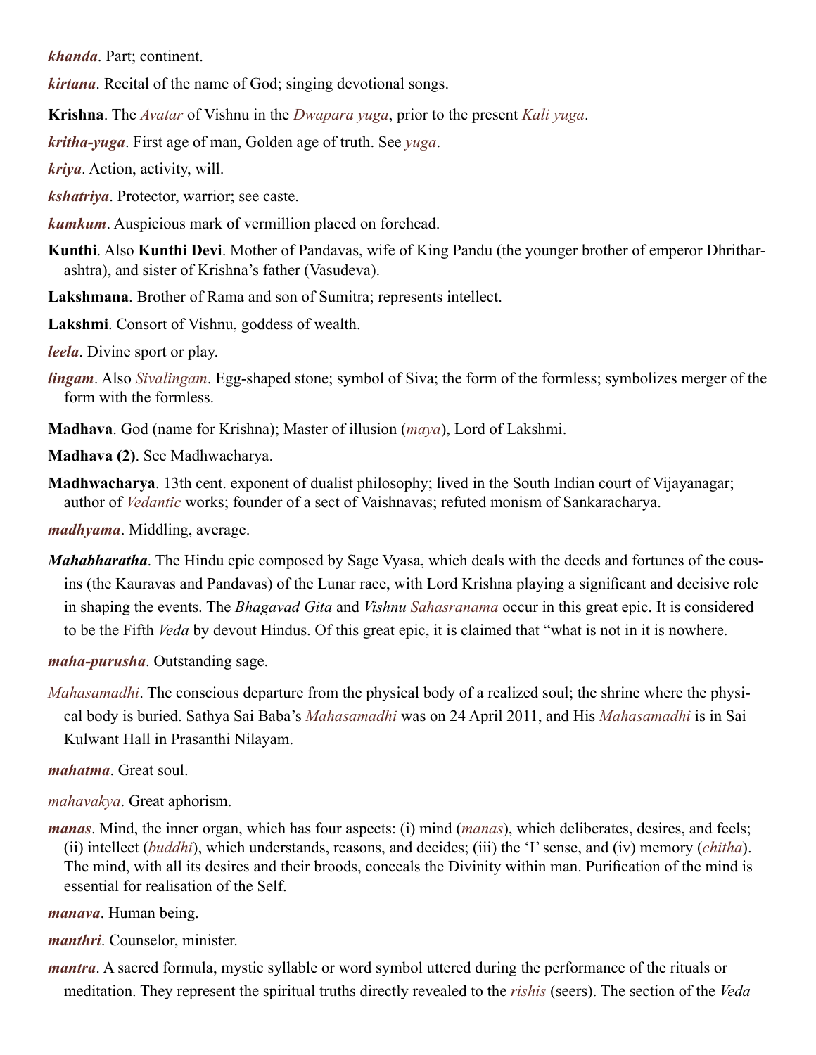***khanda***. Part; continent.

***kirtana***. Recital of the name of God; singing devotional songs.

**Krishna**. The *Avatar* of Vishnu in the *Dwapara yuga*, prior to the present *Kali yuga*.

***kritha-yuga***. First age of man, Golden age of truth. See *yuga*.

***kriya***. Action, activity, will.

***kshatriya***. Protector, warrior; see caste.

***kumkum***. Auspicious mark of vermillion placed on forehead.

**Kunthi**. Also **Kunthi Devi**. Mother of Pandavas, wife of King Pandu (the younger brother of emperor Dhritharashtra), and sister of Krishna's father (Vasudeva).

**Lakshmana**. Brother of Rama and son of Sumitra; represents intellect.

**Lakshmi**. Consort of Vishnu, goddess of wealth.

***leela***. Divine sport or play.

***lingam***. Also *Sivalingam*. Egg-shaped stone; symbol of Siva; the form of the formless; symbolizes merger of the form with the formless.

**Madhava**. God (name for Krishna); Master of illusion (*maya*), Lord of Lakshmi.

**Madhava (2)**. See Madhwacharya.

**Madhwacharya**. 13th cent. exponent of dualist philosophy; lived in the South Indian court of Vijayanagar; author of *Vedantic* works; founder of a sect of Vaishnavas; refuted monism of Sankaracharya.

***madhyama***. Middling, average.

***Mahabharatha***. The Hindu epic composed by Sage Vyasa, which deals with the deeds and fortunes of the cousins (the Kauravas and Pandavas) of the Lunar race, with Lord Krishna playing a significant and decisive role in shaping the events. The *Bhagavad Gita* and *Vishnu Sahasranama* occur in this great epic. It is considered to be the Fifth *Veda* by devout Hindus. Of this great epic, it is claimed that "what is not in it is nowhere.

***maha-purusha***. Outstanding sage.

*Mahasamadhi*. The conscious departure from the physical body of a realized soul; the shrine where the physical body is buried. Sathya Sai Baba's *Mahasamadhi* was on 24 April 2011, and His *Mahasamadhi* is in Sai Kulwant Hall in Prasanthi Nilayam.

***mahatma***. Great soul.

*mahavakya*. Great aphorism.

***manas***. Mind, the inner organ, which has four aspects: (i) mind (*manas*), which deliberates, desires, and feels; (ii) intellect (*buddhi*), which understands, reasons, and decides; (iii) the 'I' sense, and (iv) memory (*chitha*). The mind, with all its desires and their broods, conceals the Divinity within man. Purification of the mind is essential for realisation of the Self.

***manava***. Human being.

***manthri***. Counselor, minister.

***mantra***. A sacred formula, mystic syllable or word symbol uttered during the performance of the rituals or meditation. They represent the spiritual truths directly revealed to the *rishis* (seers). The section of the *Veda*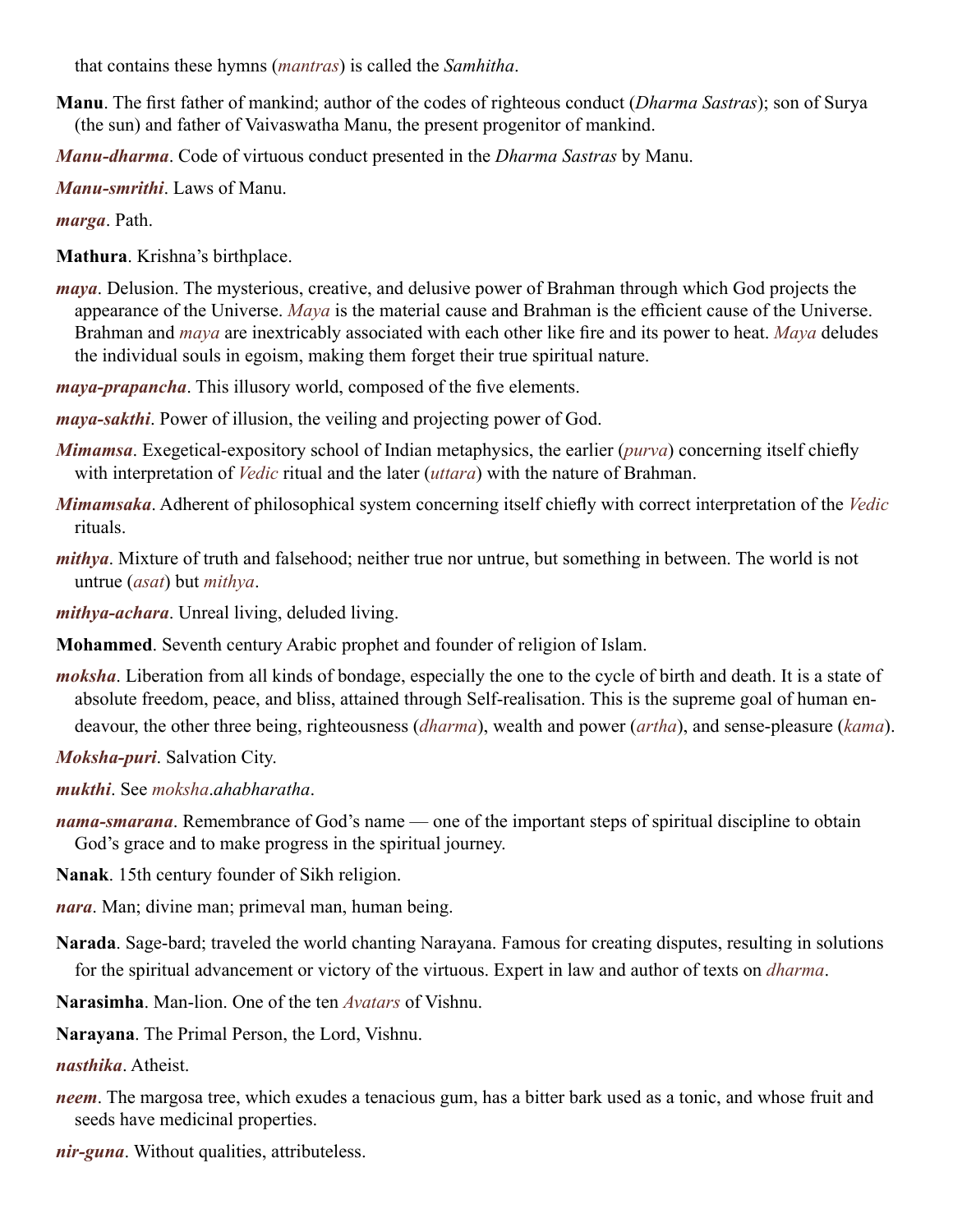that contains these hymns (*mantras*) is called the *Samhitha*.

**Manu**. The first father of mankind; author of the codes of righteous conduct (*Dharma Sastras*); son of Surya (the sun) and father of Vaivaswatha Manu, the present progenitor of mankind.

***Manu-dharma***. Code of virtuous conduct presented in the *Dharma Sastras* by Manu.

***Manu-smrithi***. Laws of Manu.

***marga***. Path.

**Mathura**. Krishna's birthplace.

***maya***. Delusion. The mysterious, creative, and delusive power of Brahman through which God projects the appearance of the Universe. *Maya* is the material cause and Brahman is the efficient cause of the Universe. Brahman and *maya* are inextricably associated with each other like fire and its power to heat. *Maya* deludes the individual souls in egoism, making them forget their true spiritual nature.

***maya-prapancha***. This illusory world, composed of the five elements.

***maya-sakthi***. Power of illusion, the veiling and projecting power of God.

***Mimamsa***. Exegetical-expository school of Indian metaphysics, the earlier (*purva*) concerning itself chiefly with interpretation of *Vedic* ritual and the later (*uttara*) with the nature of Brahman.

***Mimamsaka***. Adherent of philosophical system concerning itself chiefly with correct interpretation of the *Vedic* rituals.

***mithya***. Mixture of truth and falsehood; neither true nor untrue, but something in between. The world is not untrue (*asat*) but *mithya*.

***mithya-achara***. Unreal living, deluded living.

**Mohammed**. Seventh century Arabic prophet and founder of religion of Islam.

***moksha***. Liberation from all kinds of bondage, especially the one to the cycle of birth and death. It is a state of absolute freedom, peace, and bliss, attained through Self-realisation. This is the supreme goal of human endeavour, the other three being, righteousness (*dharma*), wealth and power (*artha*), and sense-pleasure (*kama*).

***Moksha-puri***. Salvation City.

***mukthi***. See *moksha*.*ahabharatha*.

***nama-smarana***. Remembrance of God's name — one of the important steps of spiritual discipline to obtain God's grace and to make progress in the spiritual journey.

**Nanak**. 15th century founder of Sikh religion.

***nara***. Man; divine man; primeval man, human being.

**Narada**. Sage-bard; traveled the world chanting Narayana. Famous for creating disputes, resulting in solutions for the spiritual advancement or victory of the virtuous. Expert in law and author of texts on *dharma*.

**Narasimha**. Man-lion. One of the ten *Avatars* of Vishnu.

**Narayana**. The Primal Person, the Lord, Vishnu.

***nasthika***. Atheist.

***neem***. The margosa tree, which exudes a tenacious gum, has a bitter bark used as a tonic, and whose fruit and seeds have medicinal properties.

***nir-guna***. Without qualities, attributeless.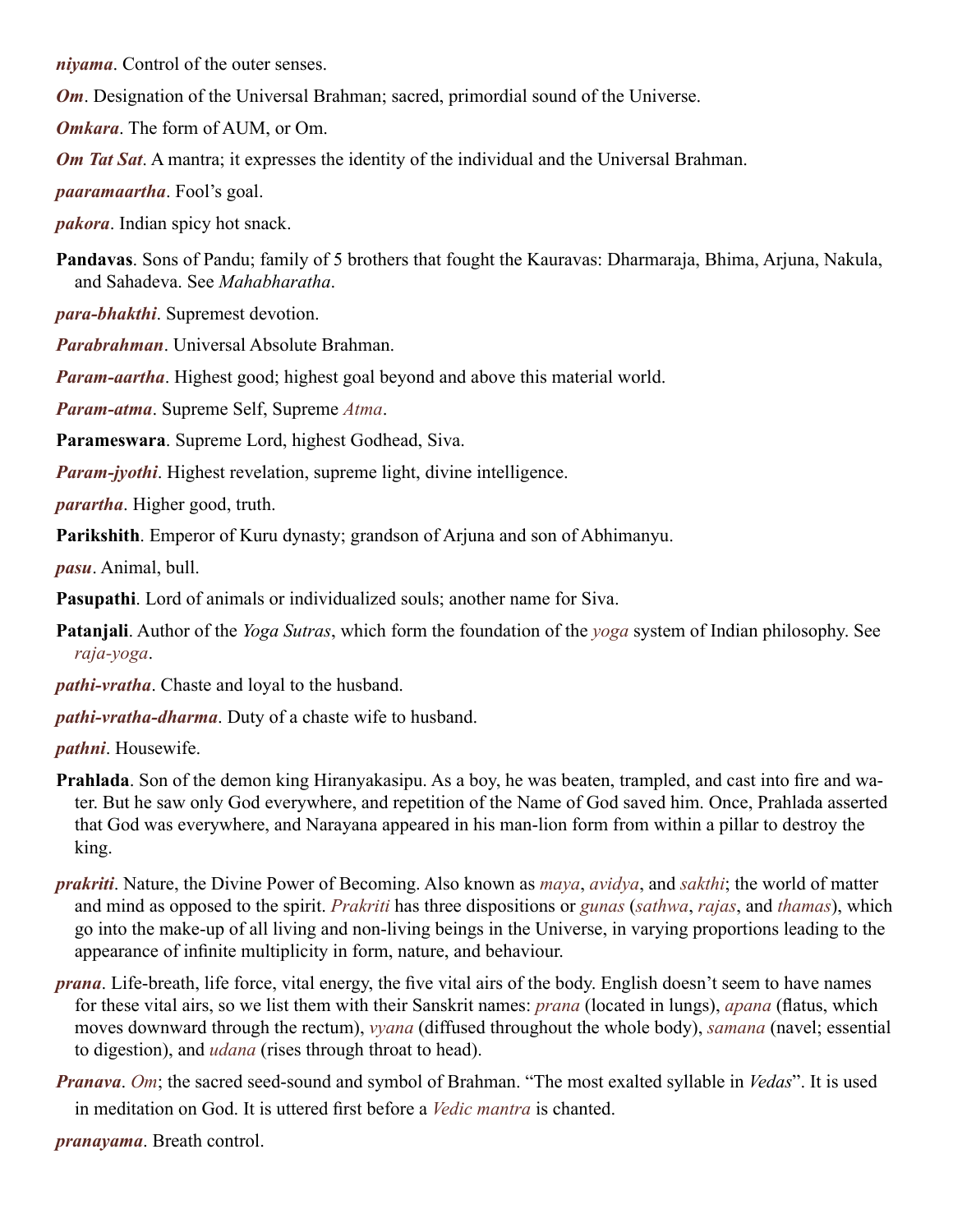***niyama***. Control of the outer senses.

***Om***. Designation of the Universal Brahman; sacred, primordial sound of the Universe.

***Omkara***. The form of AUM, or Om.

***Om Tat Sat***. A mantra; it expresses the identity of the individual and the Universal Brahman.

***paaramaartha***. Fool's goal.

***pakora***. Indian spicy hot snack.

**Pandavas**. Sons of Pandu; family of 5 brothers that fought the Kauravas: Dharmaraja, Bhima, Arjuna, Nakula, and Sahadeva. See *Mahabharatha*.

***para-bhakthi***. Supremest devotion.

***Parabrahman***. Universal Absolute Brahman.

***Param-aartha***. Highest good; highest goal beyond and above this material world.

***Param-atma***. Supreme Self, Supreme *Atma*.

**Parameswara**. Supreme Lord, highest Godhead, Siva.

***Param-jyothi***. Highest revelation, supreme light, divine intelligence.

***parartha***. Higher good, truth.

**Parikshith**. Emperor of Kuru dynasty; grandson of Arjuna and son of Abhimanyu.

***pasu***. Animal, bull.

**Pasupathi**. Lord of animals or individualized souls; another name for Siva.

**Patanjali**. Author of the *Yoga Sutras*, which form the foundation of the *yoga* system of Indian philosophy. See *raja-yoga*.

***pathi-vratha***. Chaste and loyal to the husband.

***pathi-vratha-dharma***. Duty of a chaste wife to husband.

***pathni***. Housewife.

**Prahlada**. Son of the demon king Hiranyakasipu. As a boy, he was beaten, trampled, and cast into fire and water. But he saw only God everywhere, and repetition of the Name of God saved him. Once, Prahlada asserted that God was everywhere, and Narayana appeared in his man-lion form from within a pillar to destroy the king.

***prakriti***. Nature, the Divine Power of Becoming. Also known as *maya*, *avidya*, and *sakthi*; the world of matter and mind as opposed to the spirit. *Prakriti* has three dispositions or *gunas* (*sathwa*, *rajas*, and *thamas*), which go into the make-up of all living and non-living beings in the Universe, in varying proportions leading to the appearance of infinite multiplicity in form, nature, and behaviour.

***prana***. Life-breath, life force, vital energy, the five vital airs of the body. English doesn't seem to have names for these vital airs, so we list them with their Sanskrit names: *prana* (located in lungs), *apana* (flatus, which moves downward through the rectum), *vyana* (diffused throughout the whole body), *samana* (navel; essential to digestion), and *udana* (rises through throat to head).

***Pranava***. *Om*; the sacred seed-sound and symbol of Brahman. "The most exalted syllable in *Vedas*". It is used in meditation on God. It is uttered first before a *Vedic mantra* is chanted.

***pranayama***. Breath control.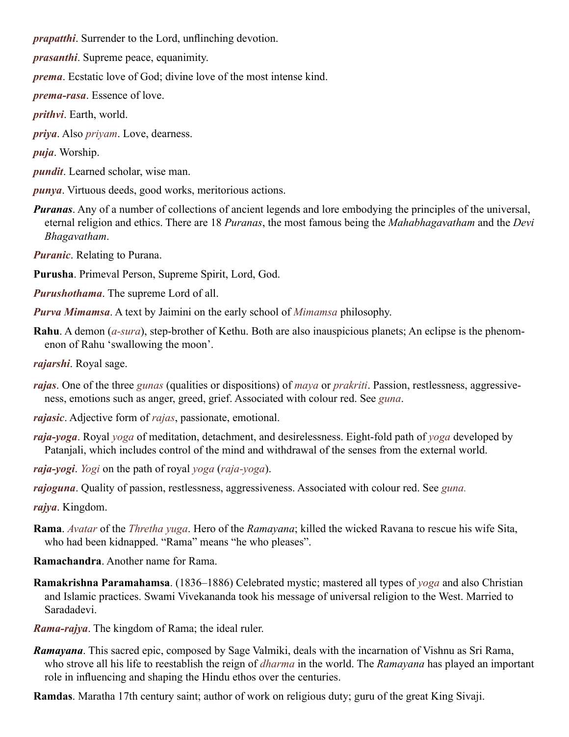***prapatthi***. Surrender to the Lord, unflinching devotion.

***prasanthi***. Supreme peace, equanimity.

***prema***. Ecstatic love of God; divine love of the most intense kind.

***prema-rasa***. Essence of love.

***prithvi***. Earth, world.

***priya***. Also *priyam*. Love, dearness.

***puja***. Worship.

***pundit***. Learned scholar, wise man.

***punya***. Virtuous deeds, good works, meritorious actions.

***Puranas***. Any of a number of collections of ancient legends and lore embodying the principles of the universal, eternal religion and ethics. There are 18 *Puranas*, the most famous being the *Mahabhagavatham* and the *Devi Bhagavatham*.

***Puranic***. Relating to Purana.

**Purusha**. Primeval Person, Supreme Spirit, Lord, God.

***Purushothama***. The supreme Lord of all.

***Purva Mimamsa***. A text by Jaimini on the early school of *Mimamsa* philosophy.

**Rahu**. A demon (*a-sura*), step-brother of Kethu. Both are also inauspicious planets; An eclipse is the phenomenon of Rahu 'swallowing the moon'.

***rajarshi***. Royal sage.

***rajas***. One of the three *gunas* (qualities or dispositions) of *maya* or *prakriti*. Passion, restlessness, aggressiveness, emotions such as anger, greed, grief. Associated with colour red. See *guna*.

***rajasic***. Adjective form of *rajas*, passionate, emotional.

***raja-yoga***. Royal *yoga* of meditation, detachment, and desirelessness. Eight-fold path of *yoga* developed by Patanjali, which includes control of the mind and withdrawal of the senses from the external world.

***raja-yogi***. *Yogi* on the path of royal *yoga* (*raja-yoga*).

***rajoguna***. Quality of passion, restlessness, aggressiveness. Associated with colour red. See *guna.*

***rajya***. Kingdom.

**Rama**. *Avatar* of the *Thretha yuga*. Hero of the *Ramayana*; killed the wicked Ravana to rescue his wife Sita, who had been kidnapped. "Rama" means "he who pleases".

**Ramachandra**. Another name for Rama.

**Ramakrishna Paramahamsa**. (1836–1886) Celebrated mystic; mastered all types of *yoga* and also Christian and Islamic practices. Swami Vivekananda took his message of universal religion to the West. Married to Saradadevi.

***Rama-rajya***. The kingdom of Rama; the ideal ruler.

***Ramayana***. This sacred epic, composed by Sage Valmiki, deals with the incarnation of Vishnu as Sri Rama, who strove all his life to reestablish the reign of *dharma* in the world. The *Ramayana* has played an important role in influencing and shaping the Hindu ethos over the centuries.

**Ramdas**. Maratha 17th century saint; author of work on religious duty; guru of the great King Sivaji.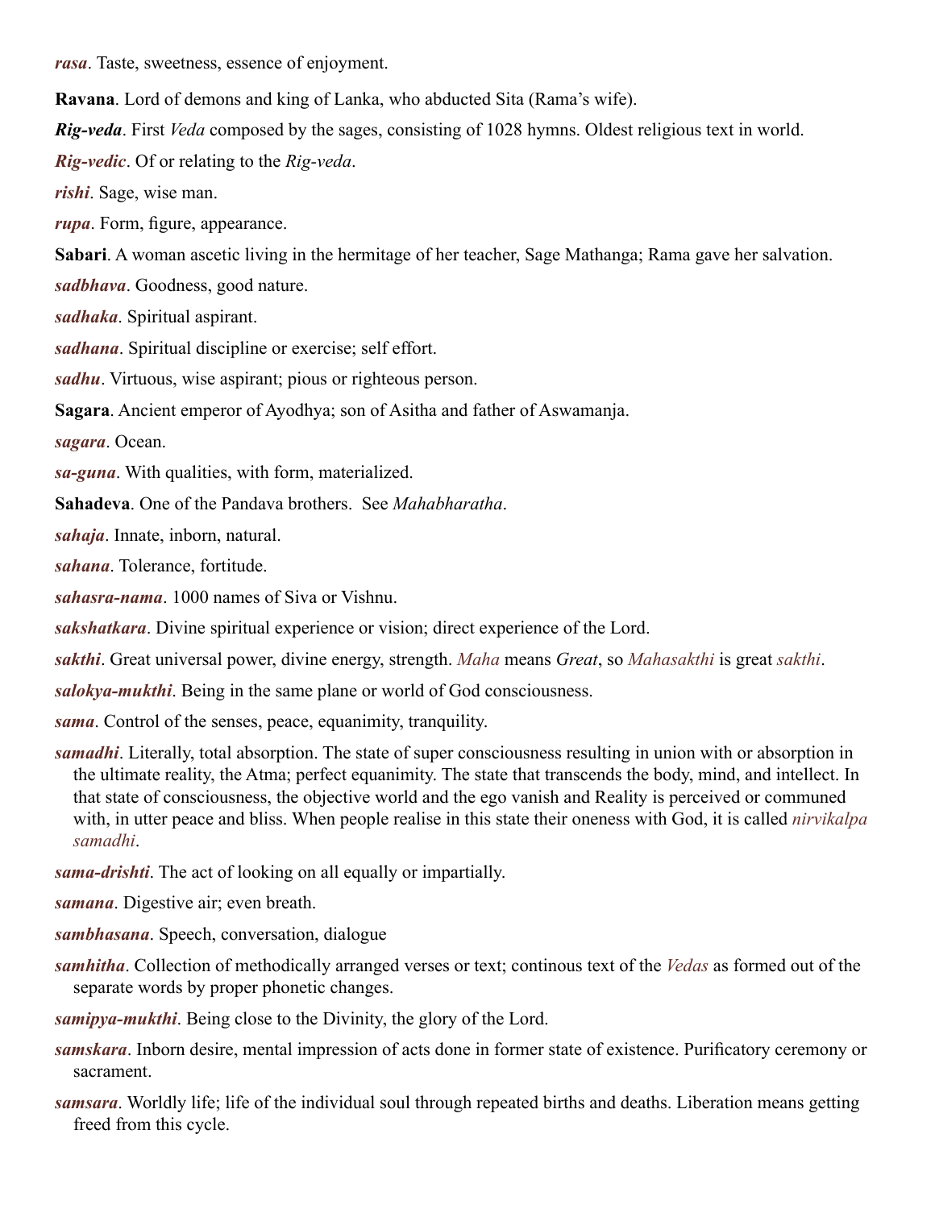***rasa***. Taste, sweetness, essence of enjoyment.

**Ravana**. Lord of demons and king of Lanka, who abducted Sita (Rama's wife).

***Rig-veda***. First *Veda* composed by the sages, consisting of 1028 hymns. Oldest religious text in world.

***Rig-vedic***. Of or relating to the *Rig-veda*.

***rishi***. Sage, wise man.

***rupa***. Form, figure, appearance.

**Sabari**. A woman ascetic living in the hermitage of her teacher, Sage Mathanga; Rama gave her salvation.

***sadbhava***. Goodness, good nature.

***sadhaka***. Spiritual aspirant.

***sadhana***. Spiritual discipline or exercise; self effort.

***sadhu***. Virtuous, wise aspirant; pious or righteous person.

**Sagara**. Ancient emperor of Ayodhya; son of Asitha and father of Aswamanja.

***sagara***. Ocean.

***sa-guna***. With qualities, with form, materialized.

**Sahadeva**. One of the Pandava brothers.  See *Mahabharatha*.

***sahaja***. Innate, inborn, natural.

***sahana***. Tolerance, fortitude.

***sahasra-nama***. 1000 names of Siva or Vishnu.

***sakshatkara***. Divine spiritual experience or vision; direct experience of the Lord.

***sakthi***. Great universal power, divine energy, strength. *Maha* means *Great*, so *Mahasakthi* is great *sakthi*.

***salokya-mukthi***. Being in the same plane or world of God consciousness.

***sama***. Control of the senses, peace, equanimity, tranquility.

***samadhi***. Literally, total absorption. The state of super consciousness resulting in union with or absorption in the ultimate reality, the Atma; perfect equanimity. The state that transcends the body, mind, and intellect. In that state of consciousness, the objective world and the ego vanish and Reality is perceived or communed with, in utter peace and bliss. When people realise in this state their oneness with God, it is called *nirvikalpa samadhi*.

***sama-drishti***. The act of looking on all equally or impartially.

***samana***. Digestive air; even breath.

***sambhasana***. Speech, conversation, dialogue

***samhitha***. Collection of methodically arranged verses or text; continous text of the *Vedas* as formed out of the separate words by proper phonetic changes.

***samipya-mukthi***. Being close to the Divinity, the glory of the Lord.

***samskara***. Inborn desire, mental impression of acts done in former state of existence. Purificatory ceremony or sacrament.

***samsara***. Worldly life; life of the individual soul through repeated births and deaths. Liberation means getting freed from this cycle.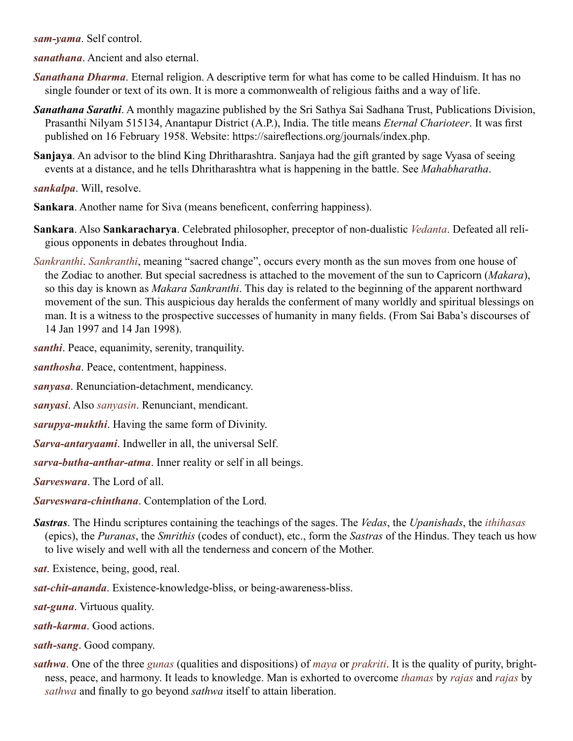***sam-yama***. Self control.

***sanathana***. Ancient and also eternal.

***Sanathana Dharma***. Eternal religion. A descriptive term for what has come to be called Hinduism. It has no single founder or text of its own. It is more a commonwealth of religious faiths and a way of life.

***Sanathana Sarathi***. A monthly magazine published by the Sri Sathya Sai Sadhana Trust, Publications Division, Prasanthi Nilyam 515134, Anantapur District (A.P.), India. The title means *Eternal Charioteer*. It was first published on 16 February 1958. Website: https://saireflections.org/journals/index.php.

**Sanjaya**. An advisor to the blind King Dhritharashtra. Sanjaya had the gift granted by sage Vyasa of seeing events at a distance, and he tells Dhritharashtra what is happening in the battle. See *Mahabharatha*.

***sankalpa***. Will, resolve.

**Sankara**. Another name for Siva (means beneficent, conferring happiness).

**Sankara**. Also **Sankaracharya**. Celebrated philosopher, preceptor of non-dualistic *Vedanta*. Defeated all religious opponents in debates throughout India.

*Sankranthi*. *Sankranthi*, meaning "sacred change", occurs every month as the sun moves from one house of the Zodiac to another. But special sacredness is attached to the movement of the sun to Capricorn (*Makara*), so this day is known as *Makara Sankranthi*. This day is related to the beginning of the apparent northward movement of the sun. This auspicious day heralds the conferment of many worldly and spiritual blessings on man. It is a witness to the prospective successes of humanity in many fields. (From Sai Baba's discourses of 14 Jan 1997 and 14 Jan 1998).

***santhi***. Peace, equanimity, serenity, tranquility.

***santhosha***. Peace, contentment, happiness.

***sanyasa***. Renunciation-detachment, mendicancy.

***sanyasi***. Also *sanyasin*. Renunciant, mendicant.

***sarupya-mukthi***. Having the same form of Divinity.

***Sarva-antaryaami***. Indweller in all, the universal Self.

***sarva-butha-anthar-atma***. Inner reality or self in all beings.

***Sarveswara***. The Lord of all.

***Sarveswara-chinthana***. Contemplation of the Lord.

***Sastras***. The Hindu scriptures containing the teachings of the sages. The *Vedas*, the *Upanishads*, the *ithihasas* (epics), the *Puranas*, the *Smrithis* (codes of conduct), etc., form the *Sastras* of the Hindus. They teach us how to live wisely and well with all the tenderness and concern of the Mother.

***sat***. Existence, being, good, real.

***sat-chit-ananda***. Existence-knowledge-bliss, or being-awareness-bliss.

***sat-guna***. Virtuous quality.

***sath-karma***. Good actions.

***sath-sang***. Good company.

***sathwa***. One of the three *gunas* (qualities and dispositions) of *maya* or *prakriti*. It is the quality of purity, brightness, peace, and harmony. It leads to knowledge. Man is exhorted to overcome *thamas* by *rajas* and *rajas* by *sathwa* and finally to go beyond *sathwa* itself to attain liberation.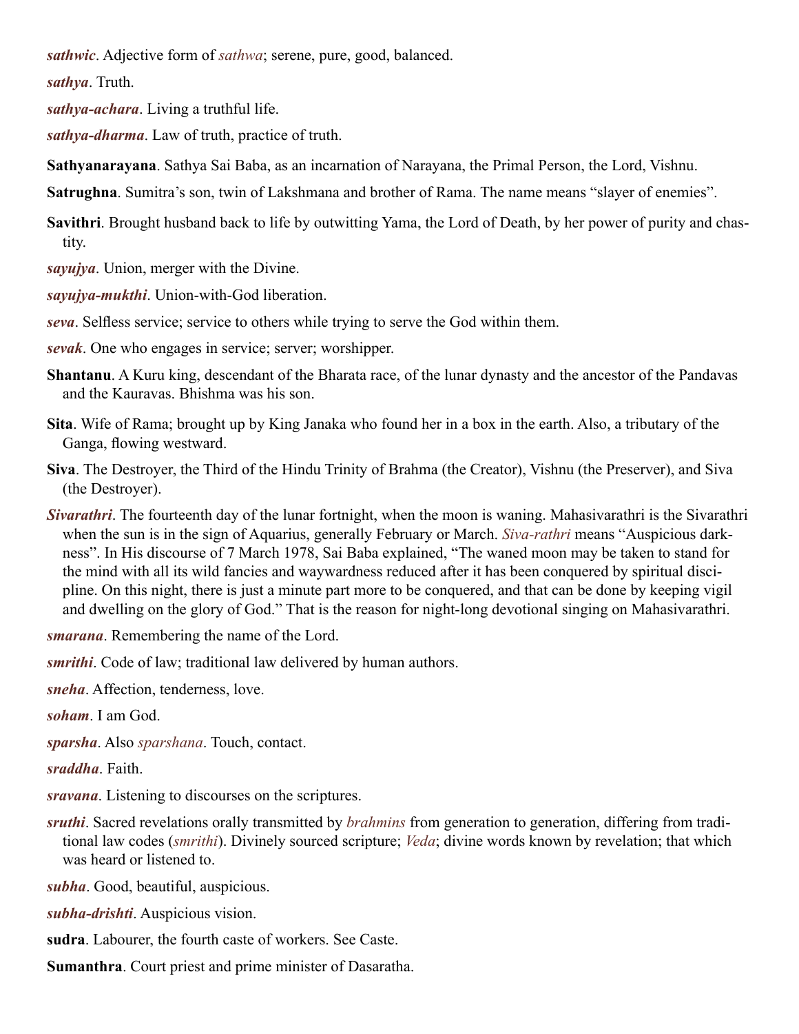***sathwic***. Adjective form of *sathwa*; serene, pure, good, balanced.

***sathya***. Truth.

***sathya-achara***. Living a truthful life.

***sathya-dharma***. Law of truth, practice of truth.

**Sathyanarayana**. Sathya Sai Baba, as an incarnation of Narayana, the Primal Person, the Lord, Vishnu.

**Satrughna**. Sumitra's son, twin of Lakshmana and brother of Rama. The name means "slayer of enemies".

**Savithri**. Brought husband back to life by outwitting Yama, the Lord of Death, by her power of purity and chastity.

***sayujya***. Union, merger with the Divine.

***sayujya-mukthi***. Union-with-God liberation.

***seva***. Selfless service; service to others while trying to serve the God within them.

***sevak***. One who engages in service; server; worshipper.

**Shantanu**. A Kuru king, descendant of the Bharata race, of the lunar dynasty and the ancestor of the Pandavas and the Kauravas. Bhishma was his son.

**Sita**. Wife of Rama; brought up by King Janaka who found her in a box in the earth. Also, a tributary of the Ganga, flowing westward.

**Siva**. The Destroyer, the Third of the Hindu Trinity of Brahma (the Creator), Vishnu (the Preserver), and Siva (the Destroyer).

***Sivarathri***. The fourteenth day of the lunar fortnight, when the moon is waning. Mahasivarathri is the Sivarathri when the sun is in the sign of Aquarius, generally February or March. *Siva-rathri* means "Auspicious darkness". In His discourse of 7 March 1978, Sai Baba explained, "The waned moon may be taken to stand for the mind with all its wild fancies and waywardness reduced after it has been conquered by spiritual discipline. On this night, there is just a minute part more to be conquered, and that can be done by keeping vigil and dwelling on the glory of God." That is the reason for night-long devotional singing on Mahasivarathri.

***smarana***. Remembering the name of the Lord.

***smrithi***. Code of law; traditional law delivered by human authors.

***sneha***. Affection, tenderness, love.

***soham***. I am God.

***sparsha***. Also *sparshana*. Touch, contact.

***sraddha***. Faith.

***sravana***. Listening to discourses on the scriptures.

***sruthi***. Sacred revelations orally transmitted by *brahmins* from generation to generation, differing from traditional law codes (*smrithi*). Divinely sourced scripture; *Veda*; divine words known by revelation; that which was heard or listened to.

***subha***. Good, beautiful, auspicious.

***subha-drishti***. Auspicious vision.

**sudra**. Labourer, the fourth caste of workers. See Caste.

**Sumanthra**. Court priest and prime minister of Dasaratha.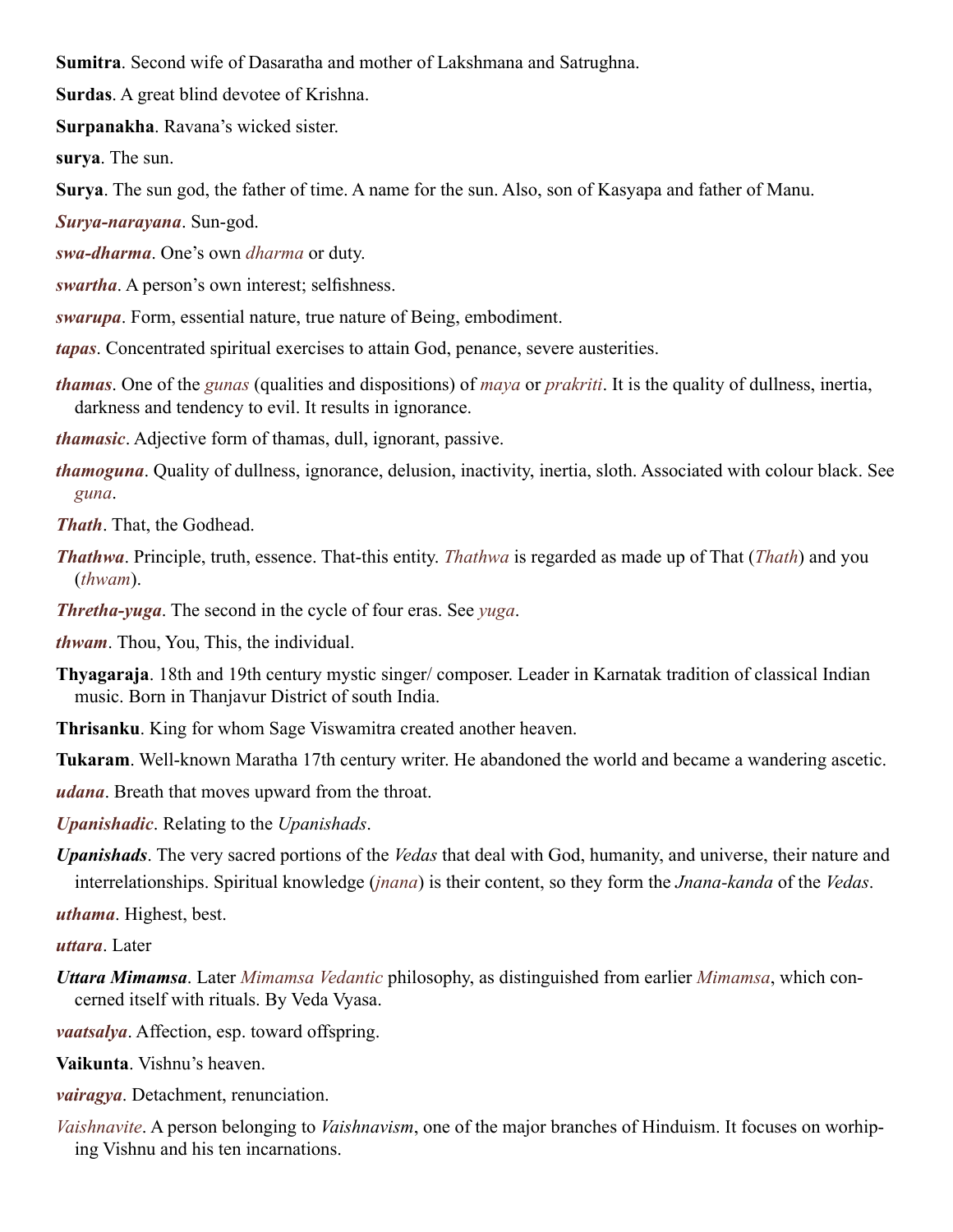**Sumitra**. Second wife of Dasaratha and mother of Lakshmana and Satrughna.

**Surdas**. A great blind devotee of Krishna.

**Surpanakha**. Ravana's wicked sister.

**surya**. The sun.

**Surya**. The sun god, the father of time. A name for the sun. Also, son of Kasyapa and father of Manu.

***Surya-narayana***. Sun-god.

***swa-dharma***. One's own *dharma* or duty.

***swartha***. A person's own interest; selfishness.

***swarupa***. Form, essential nature, true nature of Being, embodiment.

***tapas***. Concentrated spiritual exercises to attain God, penance, severe austerities.

***thamas***. One of the *gunas* (qualities and dispositions) of *maya* or *prakriti*. It is the quality of dullness, inertia, darkness and tendency to evil. It results in ignorance.

***thamasic***. Adjective form of thamas, dull, ignorant, passive.

***thamoguna***. Quality of dullness, ignorance, delusion, inactivity, inertia, sloth. Associated with colour black. See *guna*.

***Thath***. That, the Godhead.

***Thathwa***. Principle, truth, essence. That-this entity. *Thathwa* is regarded as made up of That (*Thath*) and you (*thwam*).

***Thretha-yuga***. The second in the cycle of four eras. See *yuga*.

***thwam***. Thou, You, This, the individual.

**Thyagaraja**. 18th and 19th century mystic singer/ composer. Leader in Karnatak tradition of classical Indian music. Born in Thanjavur District of south India.

**Thrisanku**. King for whom Sage Viswamitra created another heaven.

**Tukaram**. Well-known Maratha 17th century writer. He abandoned the world and became a wandering ascetic.

***udana***. Breath that moves upward from the throat.

***Upanishadic***. Relating to the *Upanishads*.

***Upanishads***. The very sacred portions of the *Vedas* that deal with God, humanity, and universe, their nature and interrelationships. Spiritual knowledge (*jnana*) is their content, so they form the *Jnana-kanda* of the *Vedas*.

***uthama***. Highest, best.

***uttara***. Later

***Uttara Mimamsa***. Later *Mimamsa Vedantic* philosophy, as distinguished from earlier *Mimamsa*, which concerned itself with rituals. By Veda Vyasa.

***vaatsalya***. Affection, esp. toward offspring.

**Vaikunta**. Vishnu's heaven.

***vairagya***. Detachment, renunciation.

*Vaishnavite*. A person belonging to *Vaishnavism*, one of the major branches of Hinduism. It focuses on worhiping Vishnu and his ten incarnations.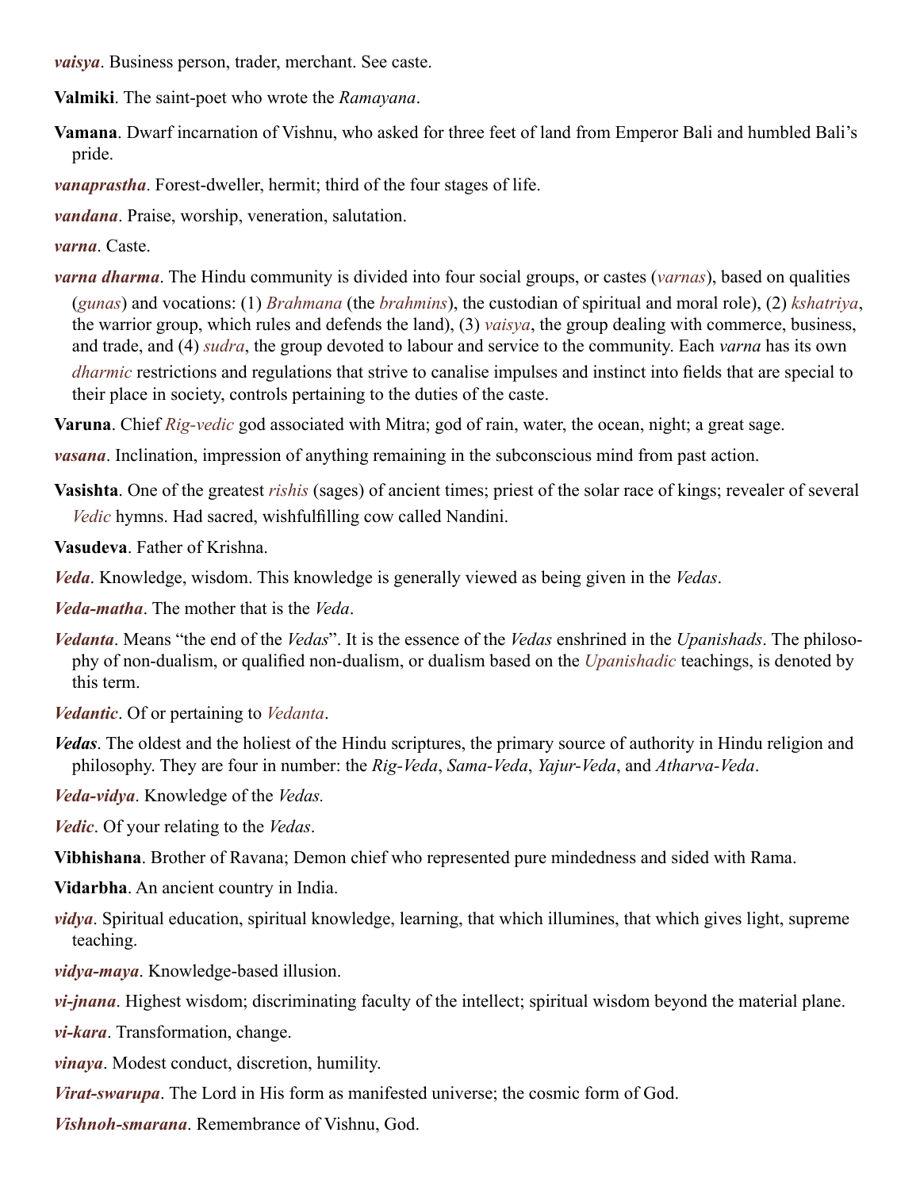***vaisya***. Business person, trader, merchant. See caste.

**Valmiki**. The saint-poet who wrote the *Ramayana*.

**Vamana**. Dwarf incarnation of Vishnu, who asked for three feet of land from Emperor Bali and humbled Bali's pride.

***vanaprastha***. Forest-dweller, hermit; third of the four stages of life.

***vandana***. Praise, worship, veneration, salutation.

***varna***. Caste.

***varna dharma***. The Hindu community is divided into four social groups, or castes (*varnas*), based on qualities (*gunas*) and vocations: (1) *Brahmana* (the *brahmins*), the custodian of spiritual and moral role), (2) *kshatriya*, the warrior group, which rules and defends the land), (3) *vaisya*, the group dealing with commerce, business, and trade, and (4) *sudra*, the group devoted to labour and service to the community. Each *varna* has its own *dharmic* restrictions and regulations that strive to canalise impulses and instinct into fields that are special to their place in society, controls pertaining to the duties of the caste.

**Varuna**. Chief *Rig-vedic* god associated with Mitra; god of rain, water, the ocean, night; a great sage.

***vasana***. Inclination, impression of anything remaining in the subconscious mind from past action.

**Vasishta**. One of the greatest *rishis* (sages) of ancient times; priest of the solar race of kings; revealer of several *Vedic* hymns. Had sacred, wishfulfilling cow called Nandini.

**Vasudeva**. Father of Krishna.

***Veda***. Knowledge, wisdom. This knowledge is generally viewed as being given in the *Vedas*.

***Veda-matha***. The mother that is the *Veda*.

***Vedanta***. Means "the end of the *Vedas*". It is the essence of the *Vedas* enshrined in the *Upanishads*. The philosophy of non-dualism, or qualified non-dualism, or dualism based on the *Upanishadic* teachings, is denoted by this term.

***Vedantic***. Of or pertaining to *Vedanta*.

***Vedas***. The oldest and the holiest of the Hindu scriptures, the primary source of authority in Hindu religion and philosophy. They are four in number: the *Rig-Veda*, *Sama-Veda*, *Yajur-Veda*, and *Atharva-Veda*.

***Veda-vidya***. Knowledge of the *Vedas.*

***Vedic***. Of your relating to the *Vedas*.

**Vibhishana**. Brother of Ravana; Demon chief who represented pure mindedness and sided with Rama.

**Vidarbha**. An ancient country in India.

***vidya***. Spiritual education, spiritual knowledge, learning, that which illumines, that which gives light, supreme teaching.

***vidya-maya***. Knowledge-based illusion.

***vi-jnana***. Highest wisdom; discriminating faculty of the intellect; spiritual wisdom beyond the material plane.

***vi-kara***. Transformation, change.

***vinaya***. Modest conduct, discretion, humility.

***Virat-swarupa***. The Lord in His form as manifested universe; the cosmic form of God.

***Vishnoh-smarana***. Remembrance of Vishnu, God.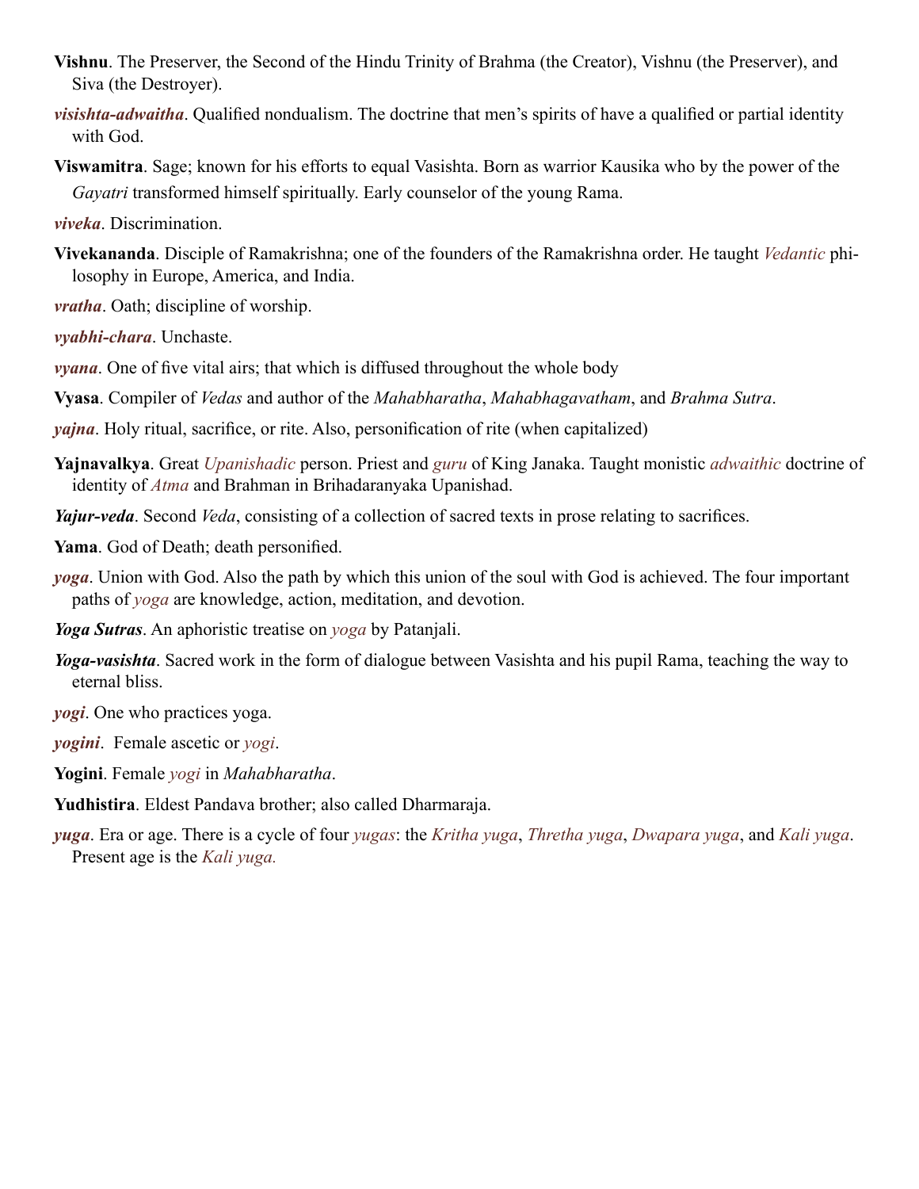**Vishnu**. The Preserver, the Second of the Hindu Trinity of Brahma (the Creator), Vishnu (the Preserver), and Siva (the Destroyer).

***visishta-adwaitha***. Qualified nondualism. The doctrine that men's spirits of have a qualified or partial identity with God.

**Viswamitra**. Sage; known for his efforts to equal Vasishta. Born as warrior Kausika who by the power of the *Gayatri* transformed himself spiritually. Early counselor of the young Rama.

***viveka***. Discrimination.

**Vivekananda**. Disciple of Ramakrishna; one of the founders of the Ramakrishna order. He taught *Vedantic* philosophy in Europe, America, and India.

***vratha***. Oath; discipline of worship.

***vyabhi-chara***. Unchaste.

***vyana***. One of five vital airs; that which is diffused throughout the whole body

**Vyasa**. Compiler of *Vedas* and author of the *Mahabharatha*, *Mahabhagavatham*, and *Brahma Sutra*.

***yajna***. Holy ritual, sacrifice, or rite. Also, personification of rite (when capitalized)

**Yajnavalkya**. Great *Upanishadic* person. Priest and *guru* of King Janaka. Taught monistic *adwaithic* doctrine of identity of *Atma* and Brahman in Brihadaranyaka Upanishad.

***Yajur-veda***. Second *Veda*, consisting of a collection of sacred texts in prose relating to sacrifices.

**Yama**. God of Death; death personified.

***yoga***. Union with God. Also the path by which this union of the soul with God is achieved. The four important paths of *yoga* are knowledge, action, meditation, and devotion.

***Yoga Sutras***. An aphoristic treatise on *yoga* by Patanjali.

***Yoga-vasishta***. Sacred work in the form of dialogue between Vasishta and his pupil Rama, teaching the way to eternal bliss.

***yogi***. One who practices yoga.

***yogini***. Female ascetic or *yogi*.

**Yogini**. Female *yogi* in *Mahabharatha*.

**Yudhistira**. Eldest Pandava brother; also called Dharmaraja.

***yuga***. Era or age. There is a cycle of four *yugas*: the *Kritha yuga*, *Thretha yuga*, *Dwapara yuga*, and *Kali yuga*. Present age is the *Kali yuga.*